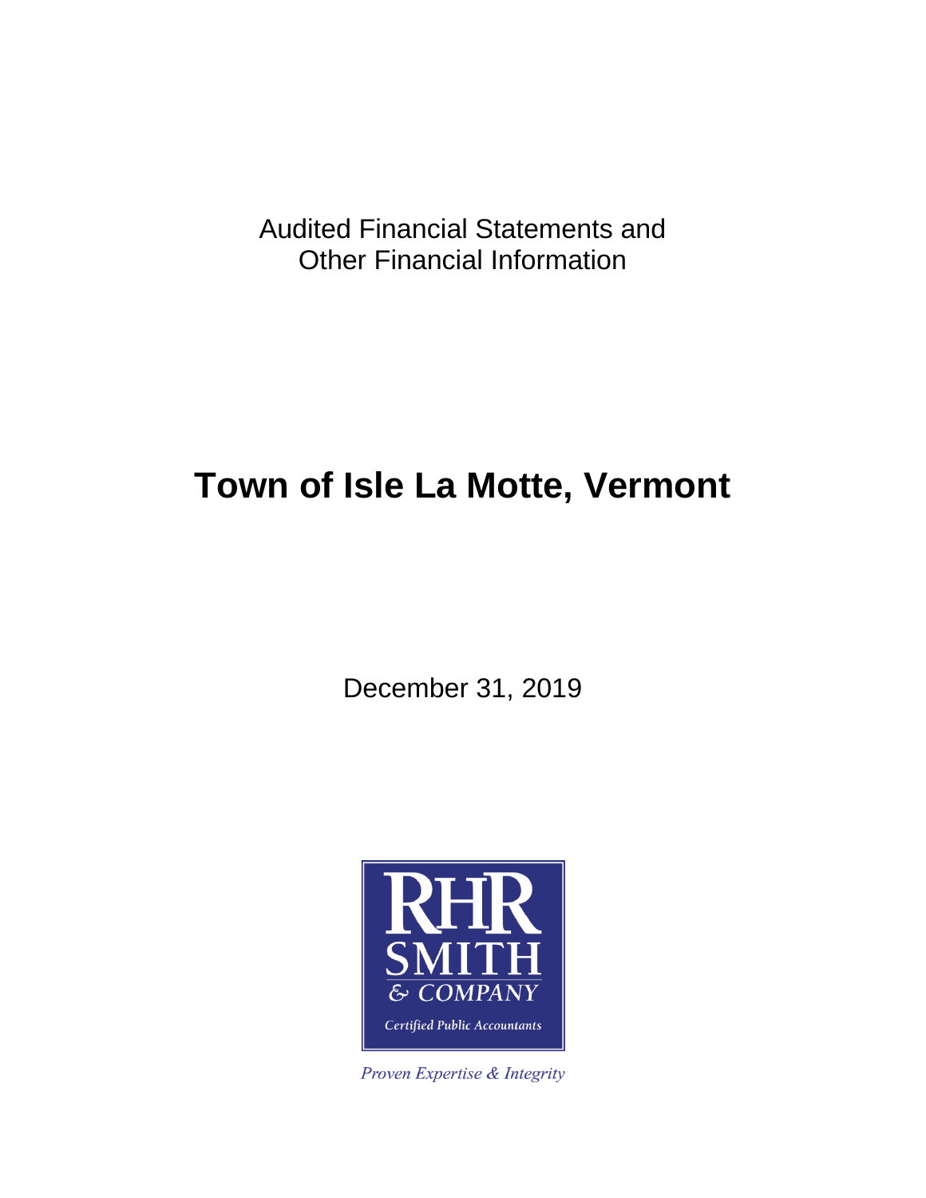Audited Financial Statements and
Other Financial Information

# Town of Isle La Motte, Vermont

December 31, 2019

RHR SMITH & COMPANY
Certified Public Accountants

*Proven Expertise & Integrity*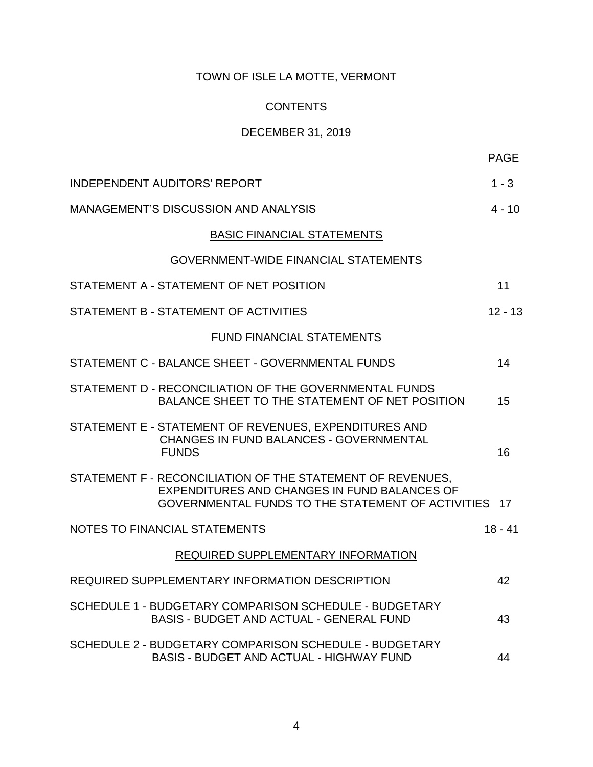# TOWN OF ISLE LA MOTTE, VERMONT

## CONTENTS

## DECEMBER 31, 2019

| | PAGE |
|---|---|
| INDEPENDENT AUDITORS' REPORT | 1 - 3 |
| MANAGEMENT'S DISCUSSION AND ANALYSIS | 4 - 10 |
| **BASIC FINANCIAL STATEMENTS** | |
| GOVERNMENT-WIDE FINANCIAL STATEMENTS | |
| STATEMENT A - STATEMENT OF NET POSITION | 11 |
| STATEMENT B - STATEMENT OF ACTIVITIES | 12 - 13 |
| FUND FINANCIAL STATEMENTS | |
| STATEMENT C - BALANCE SHEET - GOVERNMENTAL FUNDS | 14 |
| STATEMENT D - RECONCILIATION OF THE GOVERNMENTAL FUNDS BALANCE SHEET TO THE STATEMENT OF NET POSITION | 15 |
| STATEMENT E - STATEMENT OF REVENUES, EXPENDITURES AND CHANGES IN FUND BALANCES - GOVERNMENTAL FUNDS | 16 |
| STATEMENT F - RECONCILIATION OF THE STATEMENT OF REVENUES, EXPENDITURES AND CHANGES IN FUND BALANCES OF GOVERNMENTAL FUNDS TO THE STATEMENT OF ACTIVITIES | 17 |
| NOTES TO FINANCIAL STATEMENTS | 18 - 41 |
| **REQUIRED SUPPLEMENTARY INFORMATION** | |
| REQUIRED SUPPLEMENTARY INFORMATION DESCRIPTION | 42 |
| SCHEDULE 1 - BUDGETARY COMPARISON SCHEDULE - BUDGETARY BASIS - BUDGET AND ACTUAL - GENERAL FUND | 43 |
| SCHEDULE 2 - BUDGETARY COMPARISON SCHEDULE - BUDGETARY BASIS - BUDGET AND ACTUAL - HIGHWAY FUND | 44 |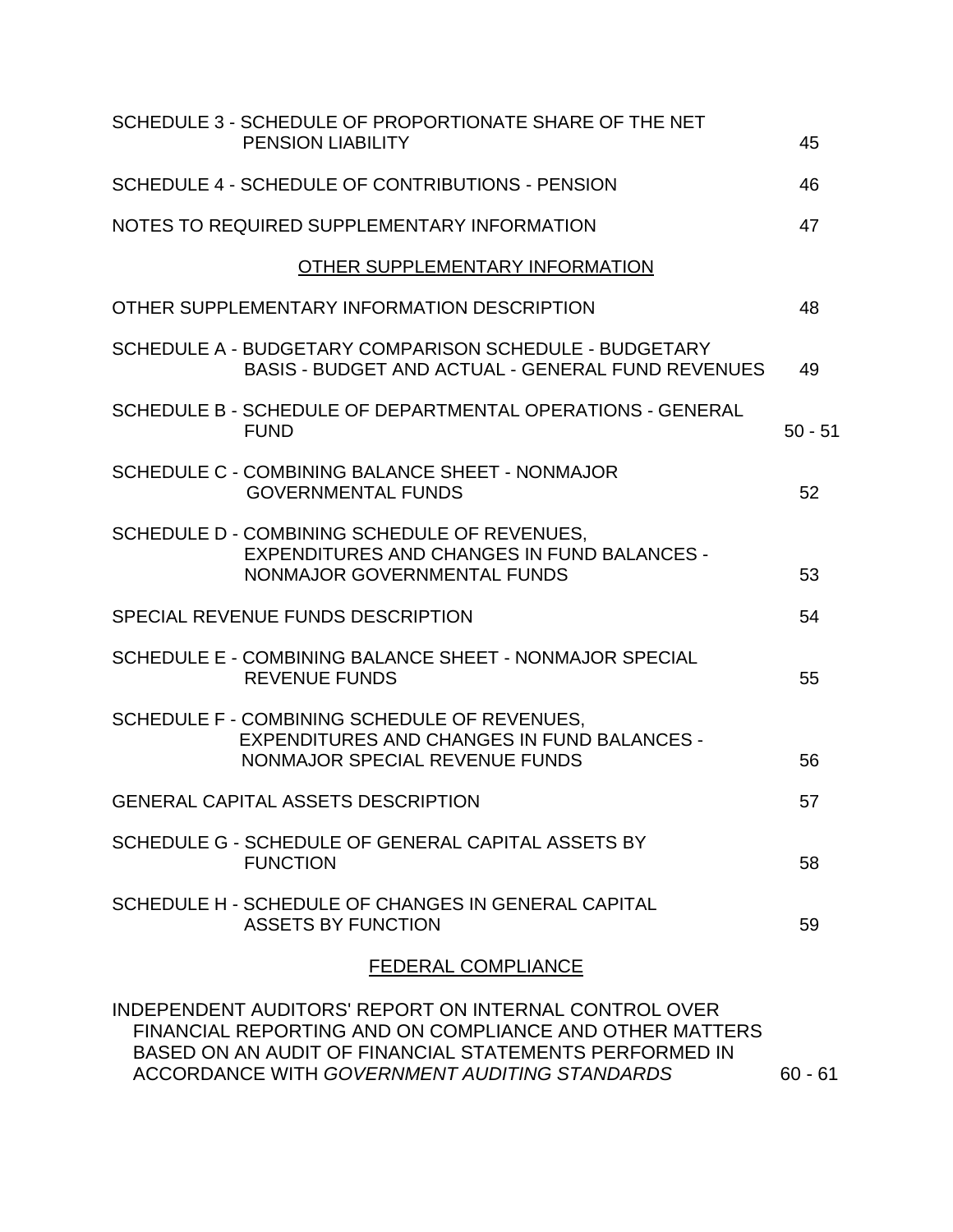| | |
|---|---|
| SCHEDULE 3 - SCHEDULE OF PROPORTIONATE SHARE OF THE NET PENSION LIABILITY | 45 |
| SCHEDULE 4 - SCHEDULE OF CONTRIBUTIONS - PENSION | 46 |
| NOTES TO REQUIRED SUPPLEMENTARY INFORMATION | 47 |

## OTHER SUPPLEMENTARY INFORMATION

| | |
|---|---|
| OTHER SUPPLEMENTARY INFORMATION DESCRIPTION | 48 |
| SCHEDULE A - BUDGETARY COMPARISON SCHEDULE - BUDGETARY BASIS - BUDGET AND ACTUAL - GENERAL FUND REVENUES | 49 |
| SCHEDULE B - SCHEDULE OF DEPARTMENTAL OPERATIONS - GENERAL FUND | 50 - 51 |
| SCHEDULE C - COMBINING BALANCE SHEET - NONMAJOR GOVERNMENTAL FUNDS | 52 |
| SCHEDULE D - COMBINING SCHEDULE OF REVENUES, EXPENDITURES AND CHANGES IN FUND BALANCES - NONMAJOR GOVERNMENTAL FUNDS | 53 |
| SPECIAL REVENUE FUNDS DESCRIPTION | 54 |
| SCHEDULE E - COMBINING BALANCE SHEET - NONMAJOR SPECIAL REVENUE FUNDS | 55 |
| SCHEDULE F - COMBINING SCHEDULE OF REVENUES, EXPENDITURES AND CHANGES IN FUND BALANCES - NONMAJOR SPECIAL REVENUE FUNDS | 56 |
| GENERAL CAPITAL ASSETS DESCRIPTION | 57 |
| SCHEDULE G - SCHEDULE OF GENERAL CAPITAL ASSETS BY FUNCTION | 58 |
| SCHEDULE H - SCHEDULE OF CHANGES IN GENERAL CAPITAL ASSETS BY FUNCTION | 59 |

## FEDERAL COMPLIANCE

| | |
|---|---|
| INDEPENDENT AUDITORS' REPORT ON INTERNAL CONTROL OVER FINANCIAL REPORTING AND ON COMPLIANCE AND OTHER MATTERS BASED ON AN AUDIT OF FINANCIAL STATEMENTS PERFORMED IN ACCORDANCE WITH *GOVERNMENT AUDITING STANDARDS* | 60 - 61 |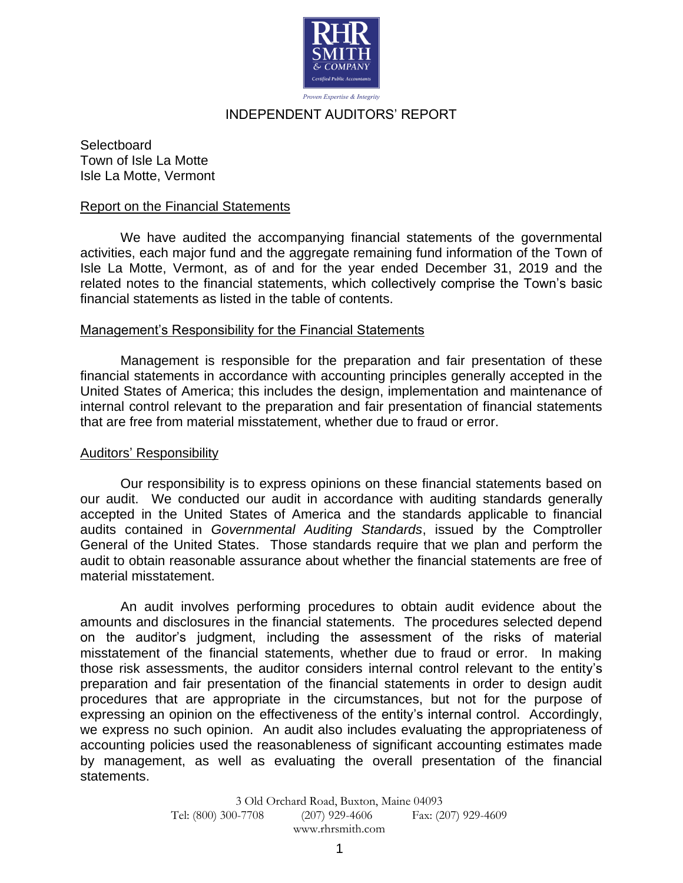# INDEPENDENT AUDITORS' REPORT

Selectboard
Town of Isle La Motte
Isle La Motte, Vermont

## Report on the Financial Statements

We have audited the accompanying financial statements of the governmental activities, each major fund and the aggregate remaining fund information of the Town of Isle La Motte, Vermont, as of and for the year ended December 31, 2019 and the related notes to the financial statements, which collectively comprise the Town's basic financial statements as listed in the table of contents.

## Management's Responsibility for the Financial Statements

Management is responsible for the preparation and fair presentation of these financial statements in accordance with accounting principles generally accepted in the United States of America; this includes the design, implementation and maintenance of internal control relevant to the preparation and fair presentation of financial statements that are free from material misstatement, whether due to fraud or error.

## Auditors' Responsibility

Our responsibility is to express opinions on these financial statements based on our audit. We conducted our audit in accordance with auditing standards generally accepted in the United States of America and the standards applicable to financial audits contained in *Governmental Auditing Standards*, issued by the Comptroller General of the United States. Those standards require that we plan and perform the audit to obtain reasonable assurance about whether the financial statements are free of material misstatement.

An audit involves performing procedures to obtain audit evidence about the amounts and disclosures in the financial statements. The procedures selected depend on the auditor's judgment, including the assessment of the risks of material misstatement of the financial statements, whether due to fraud or error. In making those risk assessments, the auditor considers internal control relevant to the entity's preparation and fair presentation of the financial statements in order to design audit procedures that are appropriate in the circumstances, but not for the purpose of expressing an opinion on the effectiveness of the entity's internal control. Accordingly, we express no such opinion. An audit also includes evaluating the appropriateness of accounting policies used the reasonableness of significant accounting estimates made by management, as well as evaluating the overall presentation of the financial statements.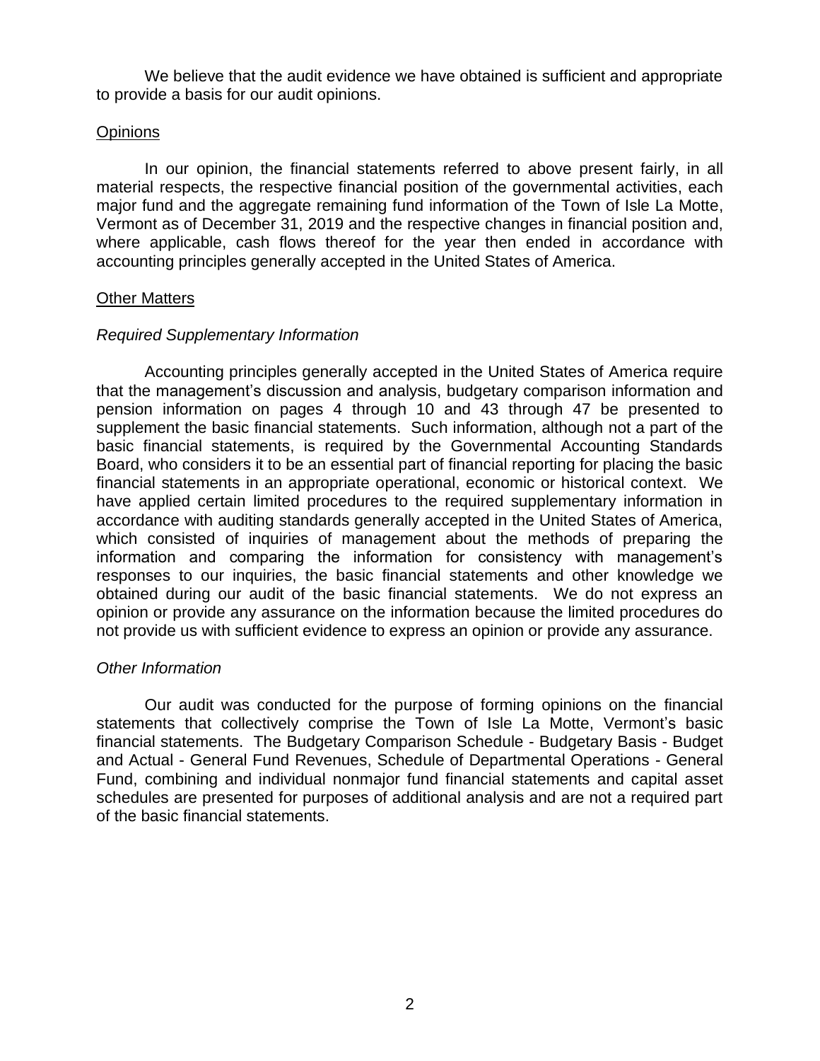We believe that the audit evidence we have obtained is sufficient and appropriate to provide a basis for our audit opinions.

## Opinions

In our opinion, the financial statements referred to above present fairly, in all material respects, the respective financial position of the governmental activities, each major fund and the aggregate remaining fund information of the Town of Isle La Motte, Vermont as of December 31, 2019 and the respective changes in financial position and, where applicable, cash flows thereof for the year then ended in accordance with accounting principles generally accepted in the United States of America.

## Other Matters

### *Required Supplementary Information*

Accounting principles generally accepted in the United States of America require that the management's discussion and analysis, budgetary comparison information and pension information on pages 4 through 10 and 43 through 47 be presented to supplement the basic financial statements. Such information, although not a part of the basic financial statements, is required by the Governmental Accounting Standards Board, who considers it to be an essential part of financial reporting for placing the basic financial statements in an appropriate operational, economic or historical context. We have applied certain limited procedures to the required supplementary information in accordance with auditing standards generally accepted in the United States of America, which consisted of inquiries of management about the methods of preparing the information and comparing the information for consistency with management's responses to our inquiries, the basic financial statements and other knowledge we obtained during our audit of the basic financial statements. We do not express an opinion or provide any assurance on the information because the limited procedures do not provide us with sufficient evidence to express an opinion or provide any assurance.

### *Other Information*

Our audit was conducted for the purpose of forming opinions on the financial statements that collectively comprise the Town of Isle La Motte, Vermont's basic financial statements. The Budgetary Comparison Schedule - Budgetary Basis - Budget and Actual - General Fund Revenues, Schedule of Departmental Operations - General Fund, combining and individual nonmajor fund financial statements and capital asset schedules are presented for purposes of additional analysis and are not a required part of the basic financial statements.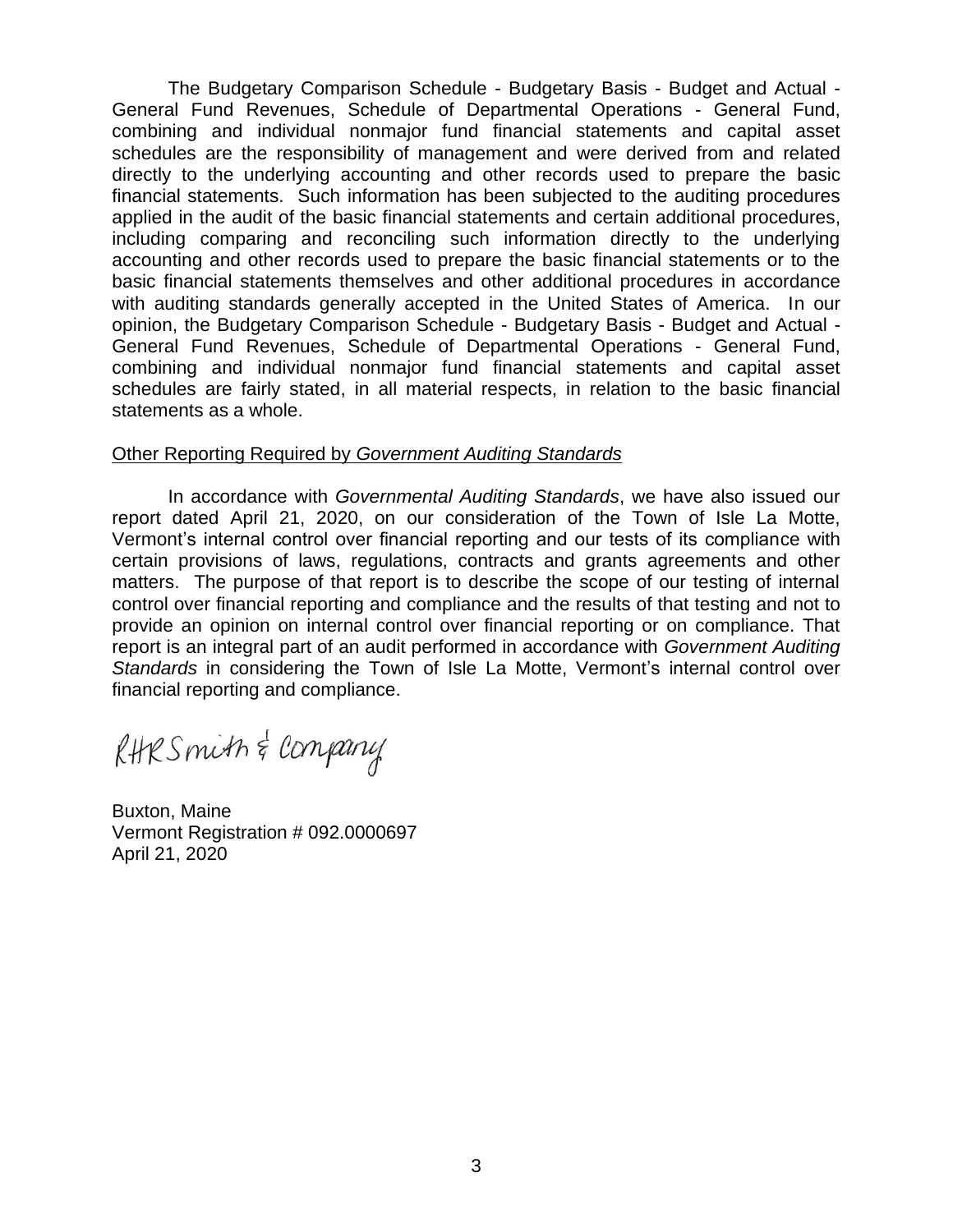The Budgetary Comparison Schedule - Budgetary Basis - Budget and Actual - General Fund Revenues, Schedule of Departmental Operations - General Fund, combining and individual nonmajor fund financial statements and capital asset schedules are the responsibility of management and were derived from and related directly to the underlying accounting and other records used to prepare the basic financial statements. Such information has been subjected to the auditing procedures applied in the audit of the basic financial statements and certain additional procedures, including comparing and reconciling such information directly to the underlying accounting and other records used to prepare the basic financial statements or to the basic financial statements themselves and other additional procedures in accordance with auditing standards generally accepted in the United States of America. In our opinion, the Budgetary Comparison Schedule - Budgetary Basis - Budget and Actual - General Fund Revenues, Schedule of Departmental Operations - General Fund, combining and individual nonmajor fund financial statements and capital asset schedules are fairly stated, in all material respects, in relation to the basic financial statements as a whole.

Other Reporting Required by *Government Auditing Standards*

In accordance with *Governmental Auditing Standards*, we have also issued our report dated April 21, 2020, on our consideration of the Town of Isle La Motte, Vermont's internal control over financial reporting and our tests of its compliance with certain provisions of laws, regulations, contracts and grants agreements and other matters. The purpose of that report is to describe the scope of our testing of internal control over financial reporting and compliance and the results of that testing and not to provide an opinion on internal control over financial reporting or on compliance. That report is an integral part of an audit performed in accordance with *Government Auditing Standards* in considering the Town of Isle La Motte, Vermont's internal control over financial reporting and compliance.

RHR Smith & Company

Buxton, Maine
Vermont Registration # 092.0000697
April 21, 2020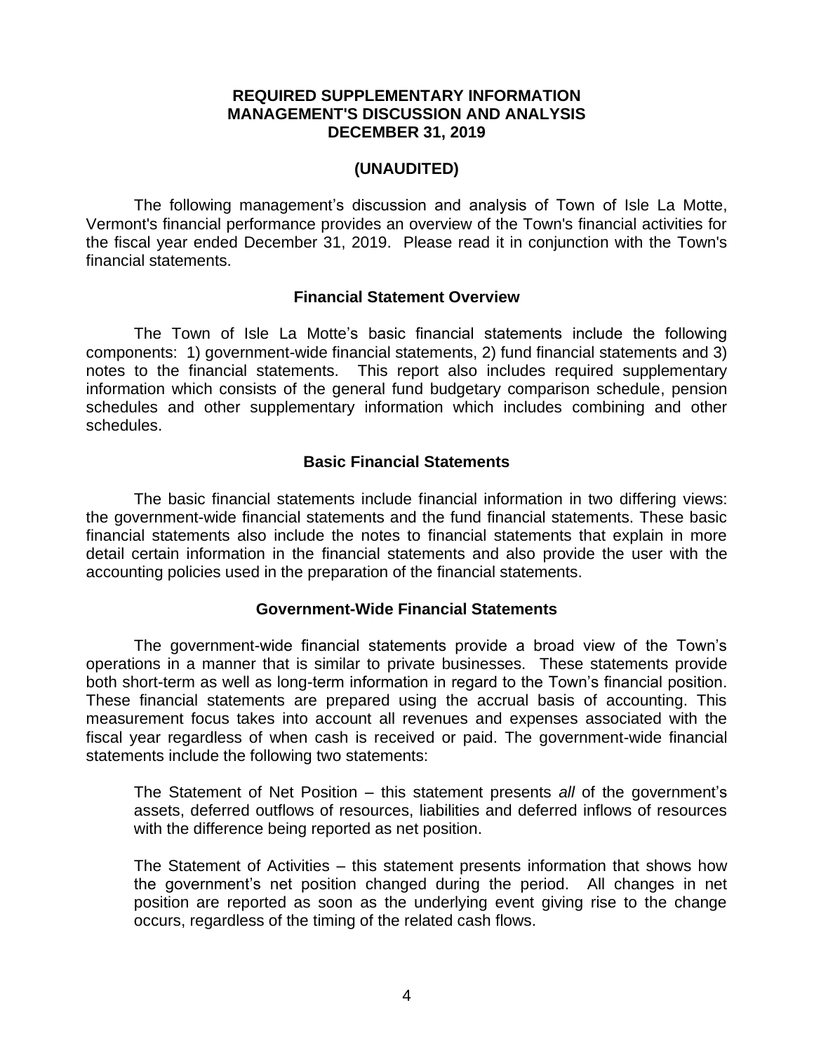# REQUIRED SUPPLEMENTARY INFORMATION
# MANAGEMENT'S DISCUSSION AND ANALYSIS
# DECEMBER 31, 2019

## (UNAUDITED)

The following management's discussion and analysis of Town of Isle La Motte, Vermont's financial performance provides an overview of the Town's financial activities for the fiscal year ended December 31, 2019. Please read it in conjunction with the Town's financial statements.

### Financial Statement Overview

The Town of Isle La Motte's basic financial statements include the following components: 1) government-wide financial statements, 2) fund financial statements and 3) notes to the financial statements. This report also includes required supplementary information which consists of the general fund budgetary comparison schedule, pension schedules and other supplementary information which includes combining and other schedules.

### Basic Financial Statements

The basic financial statements include financial information in two differing views: the government-wide financial statements and the fund financial statements. These basic financial statements also include the notes to financial statements that explain in more detail certain information in the financial statements and also provide the user with the accounting policies used in the preparation of the financial statements.

### Government-Wide Financial Statements

The government-wide financial statements provide a broad view of the Town's operations in a manner that is similar to private businesses. These statements provide both short-term as well as long-term information in regard to the Town's financial position. These financial statements are prepared using the accrual basis of accounting. This measurement focus takes into account all revenues and expenses associated with the fiscal year regardless of when cash is received or paid. The government-wide financial statements include the following two statements:

The Statement of Net Position – this statement presents *all* of the government's assets, deferred outflows of resources, liabilities and deferred inflows of resources with the difference being reported as net position.

The Statement of Activities – this statement presents information that shows how the government's net position changed during the period. All changes in net position are reported as soon as the underlying event giving rise to the change occurs, regardless of the timing of the related cash flows.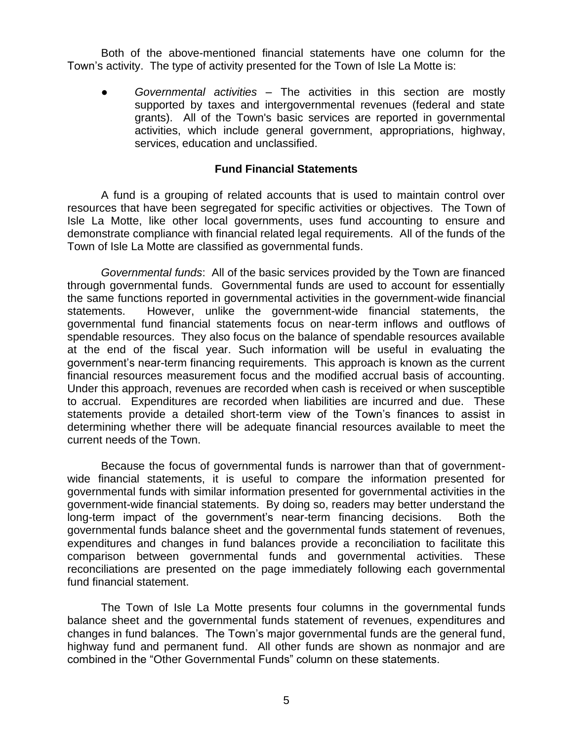Both of the above-mentioned financial statements have one column for the Town's activity. The type of activity presented for the Town of Isle La Motte is:

- *Governmental activities* – The activities in this section are mostly supported by taxes and intergovernmental revenues (federal and state grants). All of the Town's basic services are reported in governmental activities, which include general government, appropriations, highway, services, education and unclassified.

## Fund Financial Statements

A fund is a grouping of related accounts that is used to maintain control over resources that have been segregated for specific activities or objectives. The Town of Isle La Motte, like other local governments, uses fund accounting to ensure and demonstrate compliance with financial related legal requirements. All of the funds of the Town of Isle La Motte are classified as governmental funds.

*Governmental funds*: All of the basic services provided by the Town are financed through governmental funds. Governmental funds are used to account for essentially the same functions reported in governmental activities in the government-wide financial statements. However, unlike the government-wide financial statements, the governmental fund financial statements focus on near-term inflows and outflows of spendable resources. They also focus on the balance of spendable resources available at the end of the fiscal year. Such information will be useful in evaluating the government's near-term financing requirements. This approach is known as the current financial resources measurement focus and the modified accrual basis of accounting. Under this approach, revenues are recorded when cash is received or when susceptible to accrual. Expenditures are recorded when liabilities are incurred and due. These statements provide a detailed short-term view of the Town's finances to assist in determining whether there will be adequate financial resources available to meet the current needs of the Town.

Because the focus of governmental funds is narrower than that of government-wide financial statements, it is useful to compare the information presented for governmental funds with similar information presented for governmental activities in the government-wide financial statements. By doing so, readers may better understand the long-term impact of the government's near-term financing decisions. Both the governmental funds balance sheet and the governmental funds statement of revenues, expenditures and changes in fund balances provide a reconciliation to facilitate this comparison between governmental funds and governmental activities. These reconciliations are presented on the page immediately following each governmental fund financial statement.

The Town of Isle La Motte presents four columns in the governmental funds balance sheet and the governmental funds statement of revenues, expenditures and changes in fund balances. The Town's major governmental funds are the general fund, highway fund and permanent fund. All other funds are shown as nonmajor and are combined in the "Other Governmental Funds" column on these statements.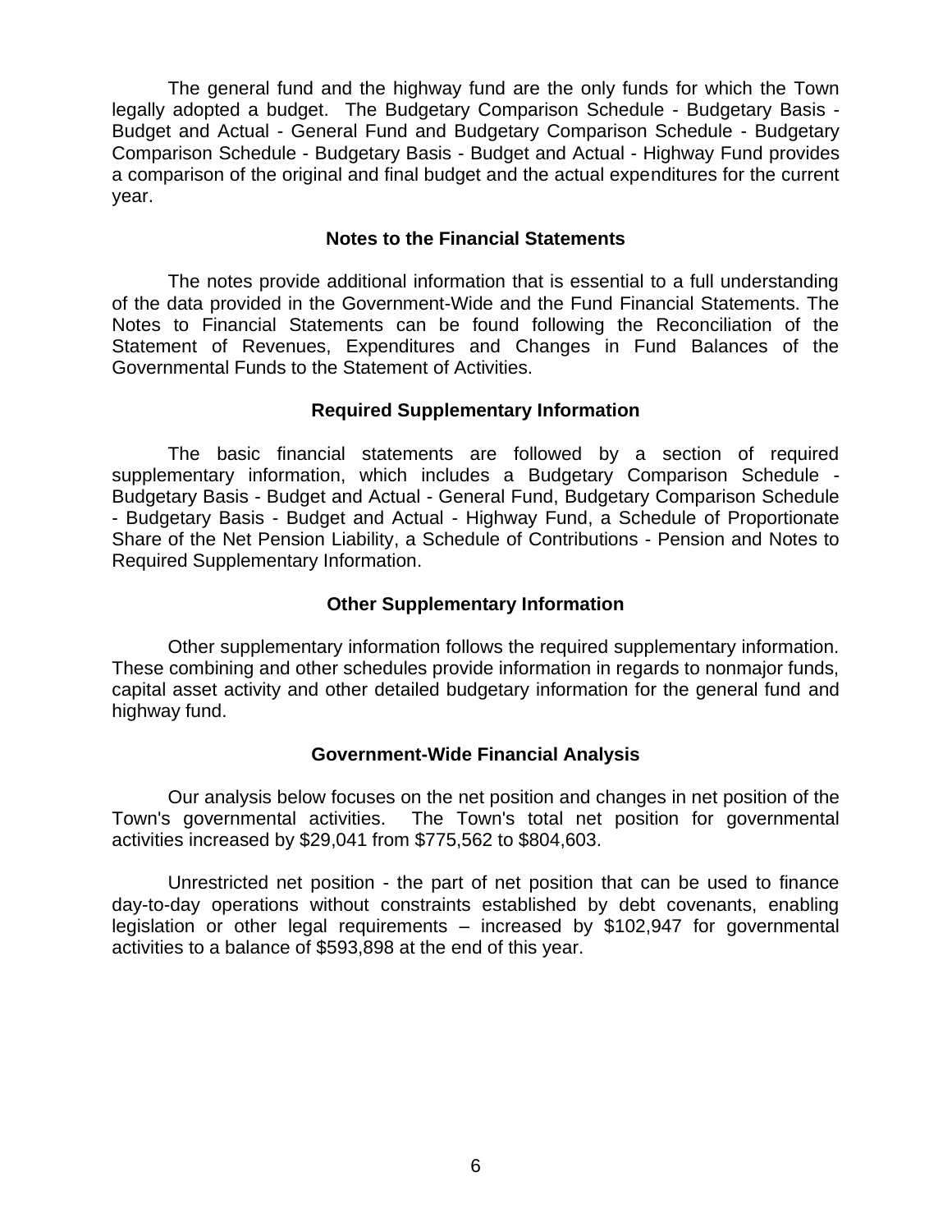The general fund and the highway fund are the only funds for which the Town legally adopted a budget. The Budgetary Comparison Schedule - Budgetary Basis - Budget and Actual - General Fund and Budgetary Comparison Schedule - Budgetary Comparison Schedule - Budgetary Basis - Budget and Actual - Highway Fund provides a comparison of the original and final budget and the actual expenditures for the current year.

## Notes to the Financial Statements

The notes provide additional information that is essential to a full understanding of the data provided in the Government-Wide and the Fund Financial Statements. The Notes to Financial Statements can be found following the Reconciliation of the Statement of Revenues, Expenditures and Changes in Fund Balances of the Governmental Funds to the Statement of Activities.

## Required Supplementary Information

The basic financial statements are followed by a section of required supplementary information, which includes a Budgetary Comparison Schedule - Budgetary Basis - Budget and Actual - General Fund, Budgetary Comparison Schedule - Budgetary Basis - Budget and Actual - Highway Fund, a Schedule of Proportionate Share of the Net Pension Liability, a Schedule of Contributions - Pension and Notes to Required Supplementary Information.

## Other Supplementary Information

Other supplementary information follows the required supplementary information. These combining and other schedules provide information in regards to nonmajor funds, capital asset activity and other detailed budgetary information for the general fund and highway fund.

## Government-Wide Financial Analysis

Our analysis below focuses on the net position and changes in net position of the Town's governmental activities. The Town's total net position for governmental activities increased by $29,041 from $775,562 to $804,603.

Unrestricted net position - the part of net position that can be used to finance day-to-day operations without constraints established by debt covenants, enabling legislation or other legal requirements – increased by $102,947 for governmental activities to a balance of $593,898 at the end of this year.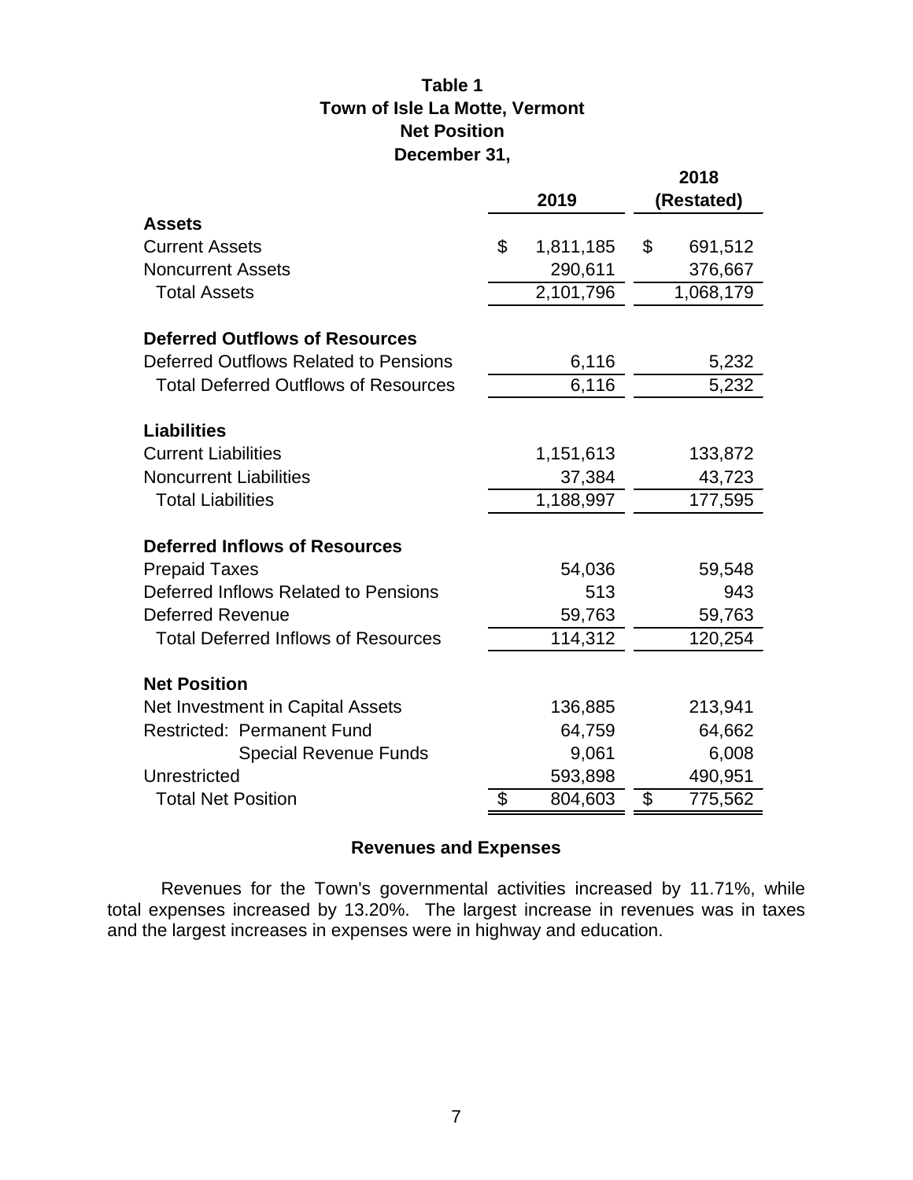# Table 1
## Town of Isle La Motte, Vermont
## Net Position
## December 31,

| | 2019 | 2018 (Restated) |
|---|---|---|
| **Assets** | | |
| Current Assets | $ 1,811,185 | $ 691,512 |
| Noncurrent Assets | 290,611 | 376,667 |
| Total Assets | 2,101,796 | 1,068,179 |
| **Deferred Outflows of Resources** | | |
| Deferred Outflows Related to Pensions | 6,116 | 5,232 |
| Total Deferred Outflows of Resources | 6,116 | 5,232 |
| **Liabilities** | | |
| Current Liabilities | 1,151,613 | 133,872 |
| Noncurrent Liabilities | 37,384 | 43,723 |
| Total Liabilities | 1,188,997 | 177,595 |
| **Deferred Inflows of Resources** | | |
| Prepaid Taxes | 54,036 | 59,548 |
| Deferred Inflows Related to Pensions | 513 | 943 |
| Deferred Revenue | 59,763 | 59,763 |
| Total Deferred Inflows of Resources | 114,312 | 120,254 |
| **Net Position** | | |
| Net Investment in Capital Assets | 136,885 | 213,941 |
| Restricted: Permanent Fund | 64,759 | 64,662 |
| Special Revenue Funds | 9,061 | 6,008 |
| Unrestricted | 593,898 | 490,951 |
| Total Net Position | $ 804,603 | $ 775,562 |

## Revenues and Expenses

Revenues for the Town's governmental activities increased by 11.71%, while total expenses increased by 13.20%. The largest increase in revenues was in taxes and the largest increases in expenses were in highway and education.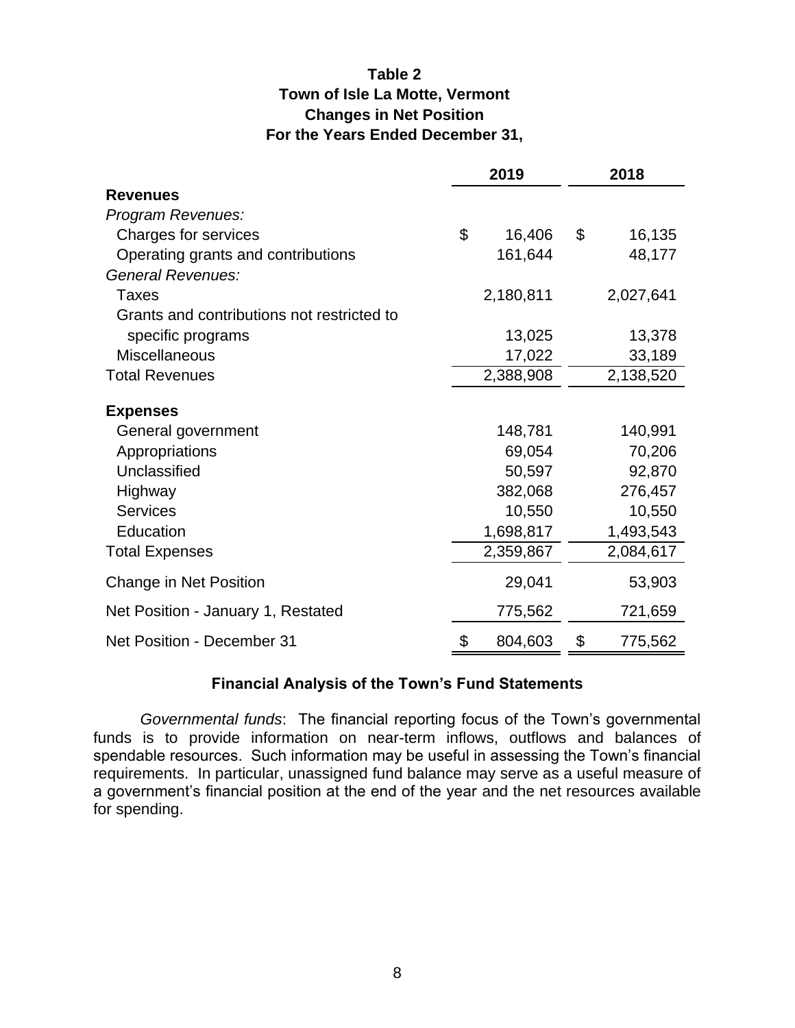**Table 2**
**Town of Isle La Motte, Vermont**
**Changes in Net Position**
**For the Years Ended December 31,**

| | 2019 | 2018 |
|---|---|---|
| **Revenues** | | |
| *Program Revenues:* | | |
| Charges for services | $ 16,406 | $ 16,135 |
| Operating grants and contributions | 161,644 | 48,177 |
| *General Revenues:* | | |
| Taxes | 2,180,811 | 2,027,641 |
| Grants and contributions not restricted to specific programs | 13,025 | 13,378 |
| Miscellaneous | 17,022 | 33,189 |
| Total Revenues | 2,388,908 | 2,138,520 |
| **Expenses** | | |
| General government | 148,781 | 140,991 |
| Appropriations | 69,054 | 70,206 |
| Unclassified | 50,597 | 92,870 |
| Highway | 382,068 | 276,457 |
| Services | 10,550 | 10,550 |
| Education | 1,698,817 | 1,493,543 |
| Total Expenses | 2,359,867 | 2,084,617 |
| Change in Net Position | 29,041 | 53,903 |
| Net Position - January 1, Restated | 775,562 | 721,659 |
| Net Position - December 31 | $ 804,603 | $ 775,562 |

## Financial Analysis of the Town's Fund Statements

*Governmental funds*: The financial reporting focus of the Town's governmental funds is to provide information on near-term inflows, outflows and balances of spendable resources. Such information may be useful in assessing the Town's financial requirements. In particular, unassigned fund balance may serve as a useful measure of a government's financial position at the end of the year and the net resources available for spending.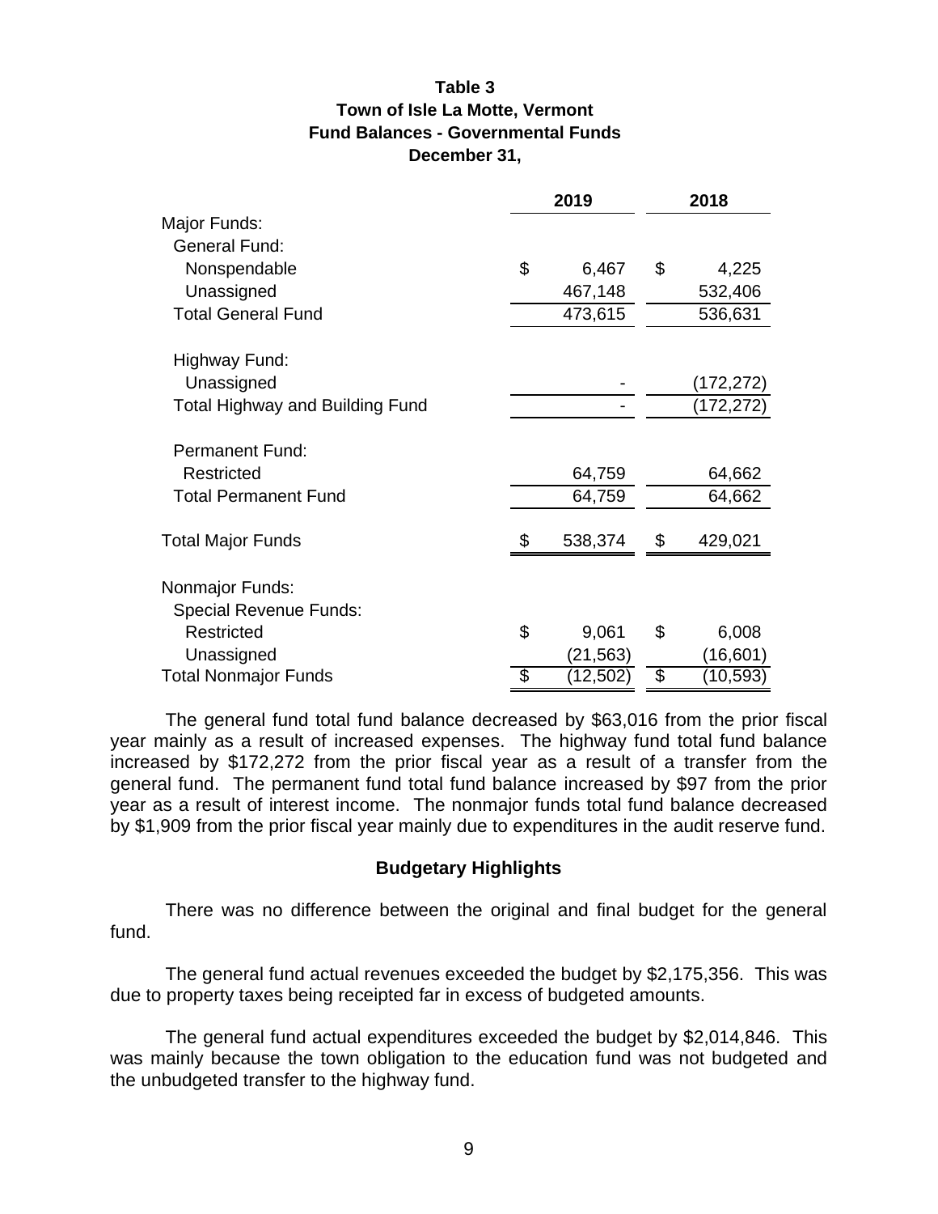**Table 3**
**Town of Isle La Motte, Vermont**
**Fund Balances - Governmental Funds**
**December 31,**

| | 2019 | 2018 |
|---|---|---|
| Major Funds: | | |
| General Fund: | | |
| Nonspendable | $ 6,467 | $ 4,225 |
| Unassigned | 467,148 | 532,406 |
| Total General Fund | 473,615 | 536,631 |
| | | |
| Highway Fund: | | |
| Unassigned | - | (172,272) |
| Total Highway and Building Fund | - | (172,272) |
| | | |
| Permanent Fund: | | |
| Restricted | 64,759 | 64,662 |
| Total Permanent Fund | 64,759 | 64,662 |
| | | |
| Total Major Funds | $ 538,374 | $ 429,021 |
| | | |
| Nonmajor Funds: | | |
| Special Revenue Funds: | | |
| Restricted | $ 9,061 | $ 6,008 |
| Unassigned | (21,563) | (16,601) |
| Total Nonmajor Funds | $ (12,502) | $ (10,593) |

The general fund total fund balance decreased by $63,016 from the prior fiscal year mainly as a result of increased expenses. The highway fund total fund balance increased by $172,272 from the prior fiscal year as a result of a transfer from the general fund. The permanent fund total fund balance increased by $97 from the prior year as a result of interest income. The nonmajor funds total fund balance decreased by $1,909 from the prior fiscal year mainly due to expenditures in the audit reserve fund.

## Budgetary Highlights

There was no difference between the original and final budget for the general fund.

The general fund actual revenues exceeded the budget by $2,175,356. This was due to property taxes being receipted far in excess of budgeted amounts.

The general fund actual expenditures exceeded the budget by $2,014,846. This was mainly because the town obligation to the education fund was not budgeted and the unbudgeted transfer to the highway fund.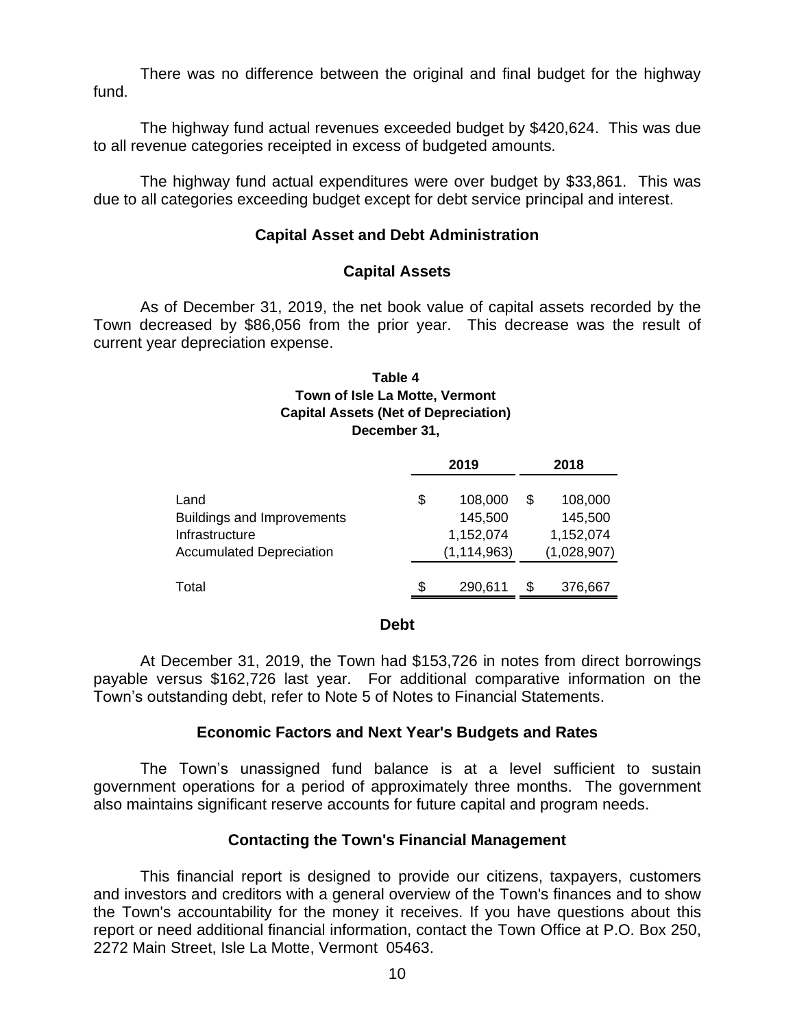There was no difference between the original and final budget for the highway fund.

The highway fund actual revenues exceeded budget by $420,624. This was due to all revenue categories receipted in excess of budgeted amounts.

The highway fund actual expenditures were over budget by $33,861. This was due to all categories exceeding budget except for debt service principal and interest.

## Capital Asset and Debt Administration

### Capital Assets

As of December 31, 2019, the net book value of capital assets recorded by the Town decreased by $86,056 from the prior year. This decrease was the result of current year depreciation expense.

**Table 4**
**Town of Isle La Motte, Vermont**
**Capital Assets (Net of Depreciation)**
**December 31,**

| | 2019 | 2018 |
|---|---|---|
| Land | $ 108,000 | $ 108,000 |
| Buildings and Improvements | 145,500 | 145,500 |
| Infrastructure | 1,152,074 | 1,152,074 |
| Accumulated Depreciation | (1,114,963) | (1,028,907) |
| Total | $ 290,611 | $ 376,667 |

### Debt

At December 31, 2019, the Town had $153,726 in notes from direct borrowings payable versus $162,726 last year. For additional comparative information on the Town's outstanding debt, refer to Note 5 of Notes to Financial Statements.

## Economic Factors and Next Year's Budgets and Rates

The Town's unassigned fund balance is at a level sufficient to sustain government operations for a period of approximately three months. The government also maintains significant reserve accounts for future capital and program needs.

## Contacting the Town's Financial Management

This financial report is designed to provide our citizens, taxpayers, customers and investors and creditors with a general overview of the Town's finances and to show the Town's accountability for the money it receives. If you have questions about this report or need additional financial information, contact the Town Office at P.O. Box 250, 2272 Main Street, Isle La Motte, Vermont 05463.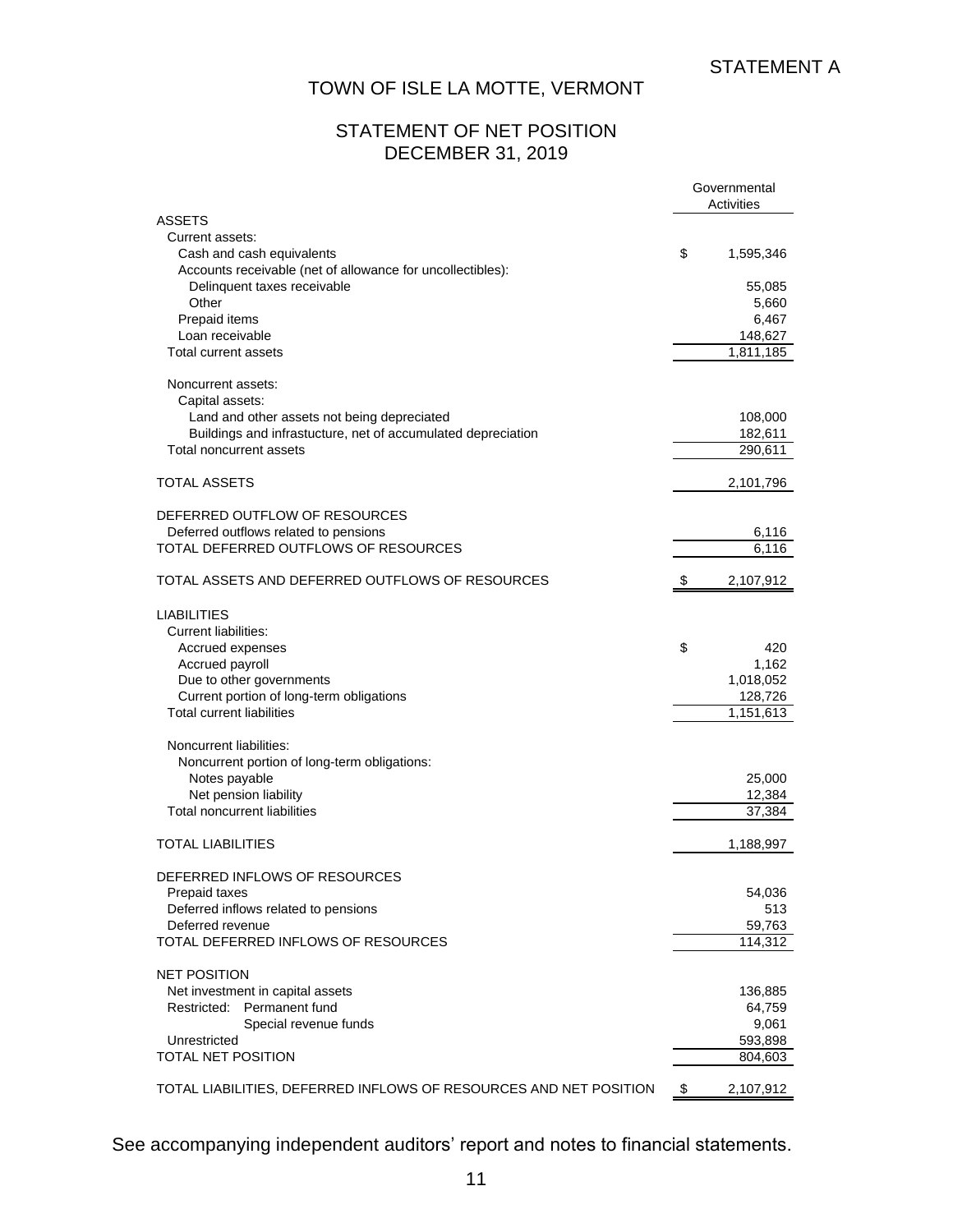STATEMENT A

# TOWN OF ISLE LA MOTTE, VERMONT

## STATEMENT OF NET POSITION
## DECEMBER 31, 2019

| | Governmental Activities |
|---|---|
| **ASSETS** | |
| Current assets: | |
| Cash and cash equivalents | $ 1,595,346 |
| Accounts receivable (net of allowance for uncollectibles): | |
| Delinquent taxes receivable | 55,085 |
| Other | 5,660 |
| Prepaid items | 6,467 |
| Loan receivable | 148,627 |
| Total current assets | 1,811,185 |
| | |
| Noncurrent assets: | |
| Capital assets: | |
| Land and other assets not being depreciated | 108,000 |
| Buildings and infrastucture, net of accumulated depreciation | 182,611 |
| Total noncurrent assets | 290,611 |
| | |
| TOTAL ASSETS | 2,101,796 |
| | |
| DEFERRED OUTFLOW OF RESOURCES | |
| Deferred outflows related to pensions | 6,116 |
| TOTAL DEFERRED OUTFLOWS OF RESOURCES | 6,116 |
| | |
| TOTAL ASSETS AND DEFERRED OUTFLOWS OF RESOURCES | $ 2,107,912 |
| | |
| **LIABILITIES** | |
| Current liabilities: | |
| Accrued expenses | $ 420 |
| Accrued payroll | 1,162 |
| Due to other governments | 1,018,052 |
| Current portion of long-term obligations | 128,726 |
| Total current liabilities | 1,151,613 |
| | |
| Noncurrent liabilities: | |
| Noncurrent portion of long-term obligations: | |
| Notes payable | 25,000 |
| Net pension liability | 12,384 |
| Total noncurrent liabilities | 37,384 |
| | |
| TOTAL LIABILITIES | 1,188,997 |
| | |
| DEFERRED INFLOWS OF RESOURCES | |
| Prepaid taxes | 54,036 |
| Deferred inflows related to pensions | 513 |
| Deferred revenue | 59,763 |
| TOTAL DEFERRED INFLOWS OF RESOURCES | 114,312 |
| | |
| NET POSITION | |
| Net investment in capital assets | 136,885 |
| Restricted: Permanent fund | 64,759 |
| Special revenue funds | 9,061 |
| Unrestricted | 593,898 |
| TOTAL NET POSITION | 804,603 |
| | |
| TOTAL LIABILITIES, DEFERRED INFLOWS OF RESOURCES AND NET POSITION | $ 2,107,912 |

See accompanying independent auditors' report and notes to financial statements.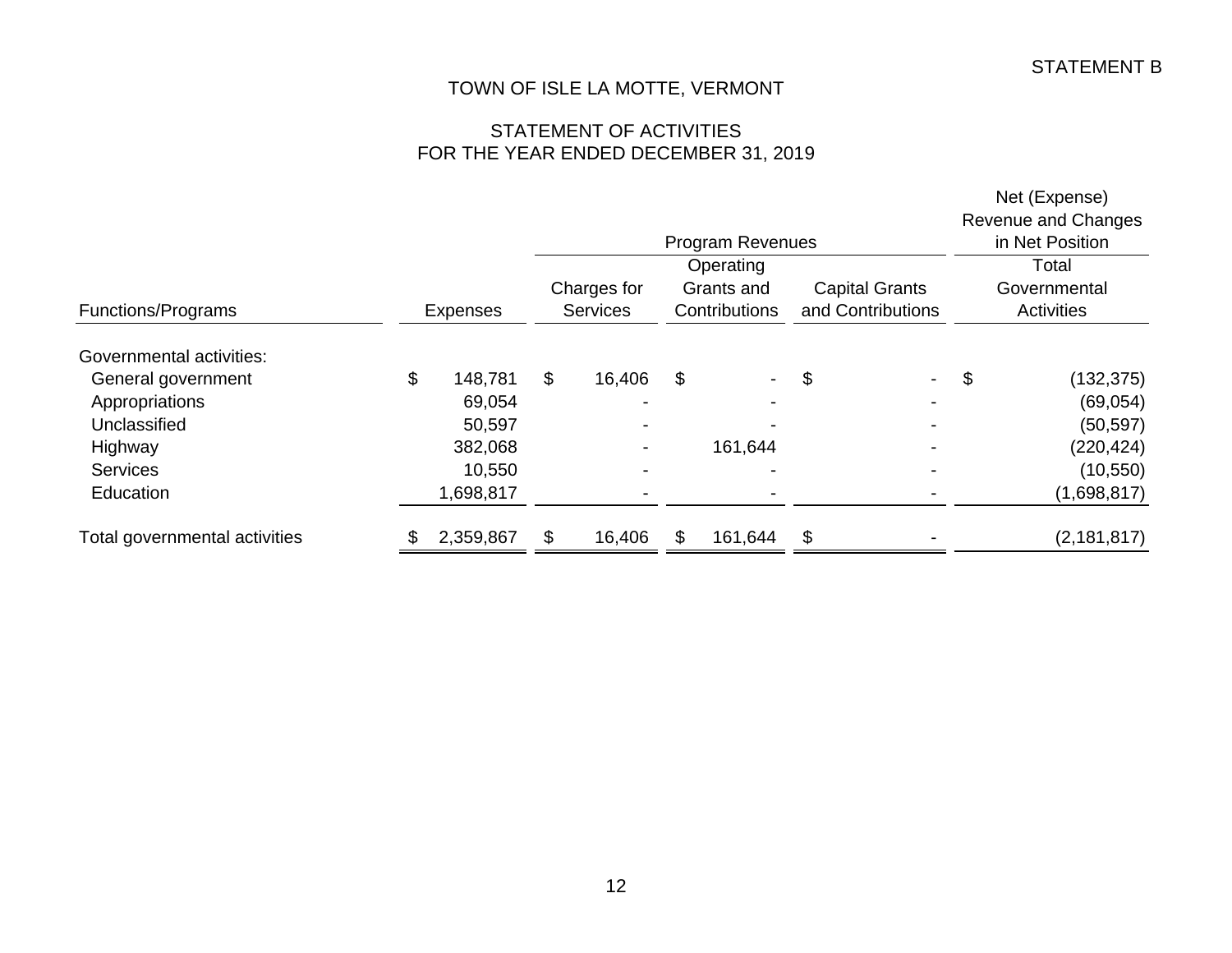STATEMENT B

# TOWN OF ISLE LA MOTTE, VERMONT

## STATEMENT OF ACTIVITIES
## FOR THE YEAR ENDED DECEMBER 31, 2019

| | | Program Revenues | | | Net (Expense) Revenue and Changes in Net Position |
|---|---|---|---|---|---|
| Functions/Programs | Expenses | Charges for Services | Operating Grants and Contributions | Capital Grants and Contributions | Total Governmental Activities |
| Governmental activities: | | | | | |
| General government | $ 148,781 | $ 16,406 | $ - | $ - | $ (132,375) |
| Appropriations | 69,054 | - | - | - | (69,054) |
| Unclassified | 50,597 | - | - | - | (50,597) |
| Highway | 382,068 | - | 161,644 | - | (220,424) |
| Services | 10,550 | - | - | - | (10,550) |
| Education | 1,698,817 | - | - | - | (1,698,817) |
| Total governmental activities | $ 2,359,867 | $ 16,406 | $ 161,644 | $ - | (2,181,817) |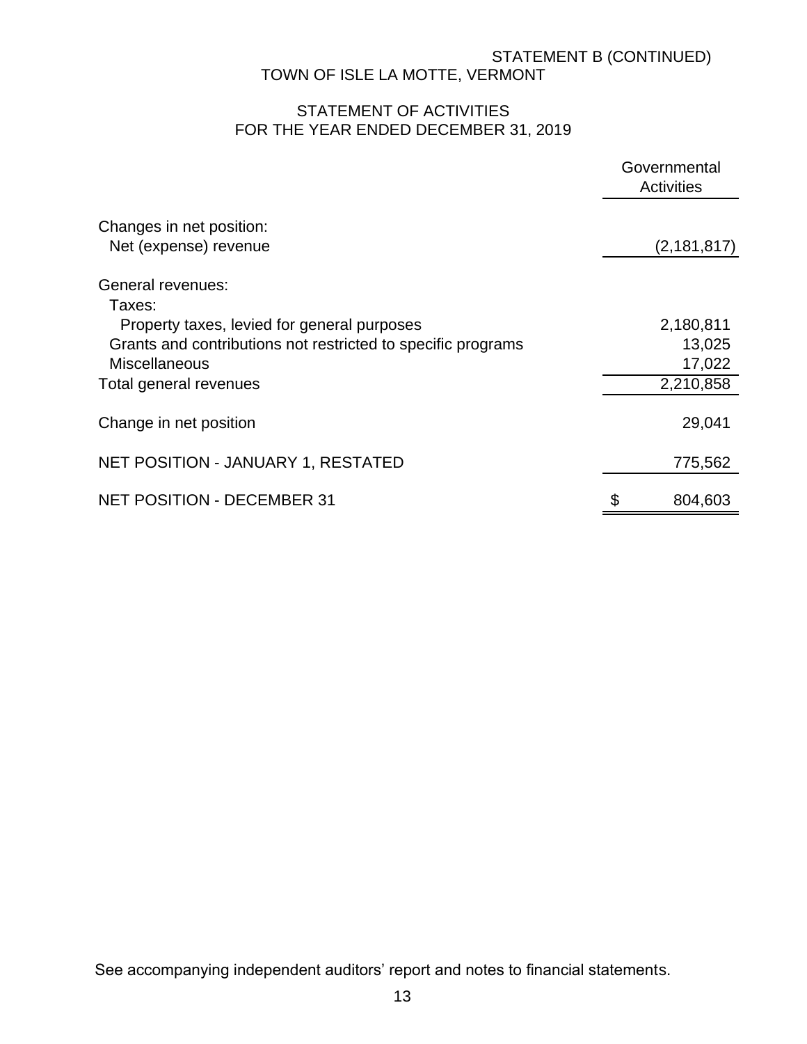STATEMENT B (CONTINUED)

TOWN OF ISLE LA MOTTE, VERMONT

STATEMENT OF ACTIVITIES
FOR THE YEAR ENDED DECEMBER 31, 2019

| | Governmental Activities |
|---|---|
| Changes in net position: | |
| Net (expense) revenue | (2,181,817) |
| General revenues: | |
| Taxes: | |
| Property taxes, levied for general purposes | 2,180,811 |
| Grants and contributions not restricted to specific programs | 13,025 |
| Miscellaneous | 17,022 |
| Total general revenues | 2,210,858 |
| Change in net position | 29,041 |
| NET POSITION - JANUARY 1, RESTATED | 775,562 |
| NET POSITION - DECEMBER 31 | $ 804,603 |

See accompanying independent auditors' report and notes to financial statements.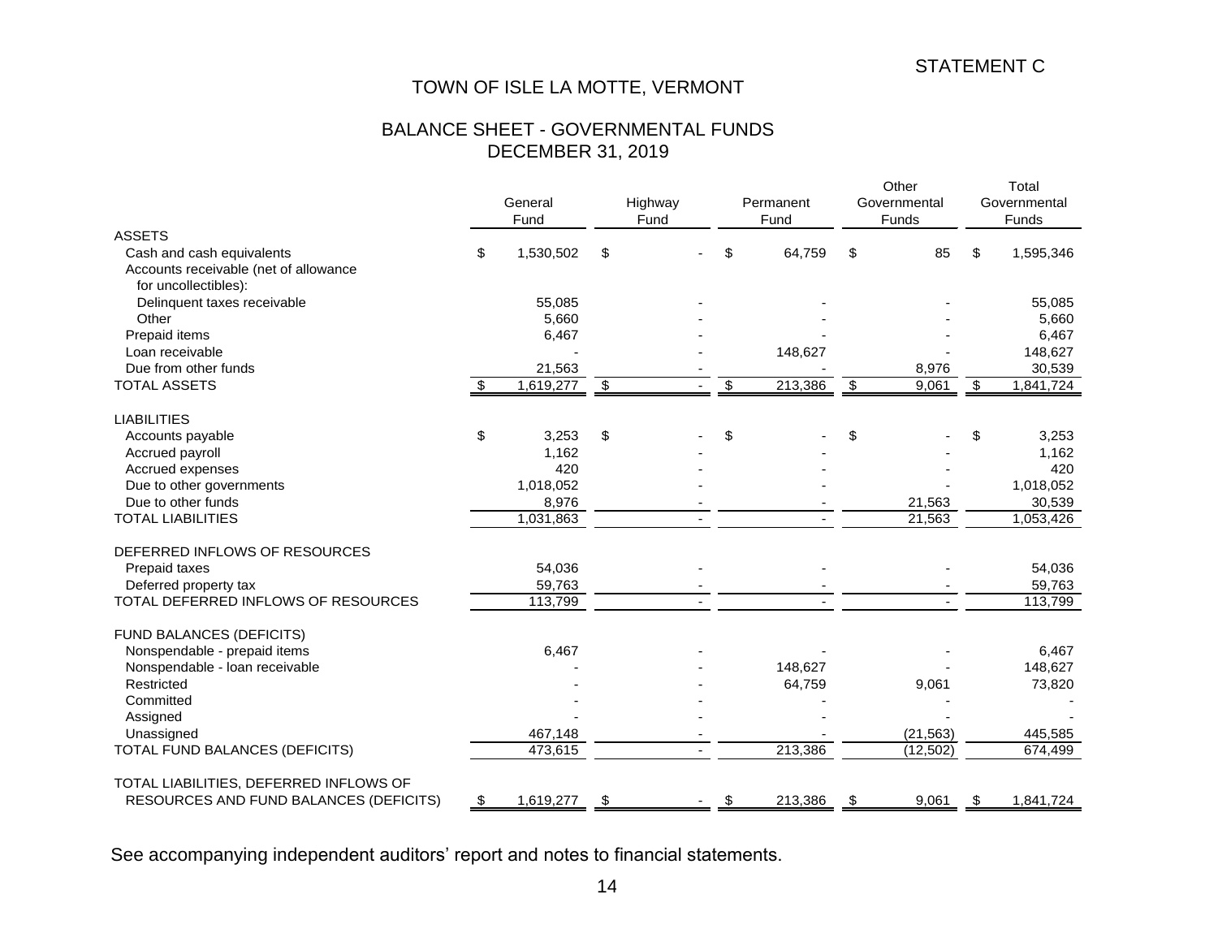STATEMENT C

# TOWN OF ISLE LA MOTTE, VERMONT

## BALANCE SHEET - GOVERNMENTAL FUNDS
## DECEMBER 31, 2019

| | General Fund | Highway Fund | Permanent Fund | Other Governmental Funds | Total Governmental Funds |
|---|---|---|---|---|---|
| **ASSETS** | | | | | |
| Cash and cash equivalents | $ 1,530,502 | $ - | $ 64,759 | $ 85 | $ 1,595,346 |
| Accounts receivable (net of allowance for uncollectibles): | | | | | |
| Delinquent taxes receivable | 55,085 | - | - | - | 55,085 |
| Other | 5,660 | - | - | - | 5,660 |
| Prepaid items | 6,467 | - | - | - | 6,467 |
| Loan receivable | - | - | 148,627 | - | 148,627 |
| Due from other funds | 21,563 | - | - | 8,976 | 30,539 |
| TOTAL ASSETS | $ 1,619,277 | $ - | $ 213,386 | $ 9,061 | $ 1,841,724 |
| **LIABILITIES** | | | | | |
| Accounts payable | $ 3,253 | $ - | $ - | $ - | $ 3,253 |
| Accrued payroll | 1,162 | - | - | - | 1,162 |
| Accrued expenses | 420 | - | - | - | 420 |
| Due to other governments | 1,018,052 | - | - | - | 1,018,052 |
| Due to other funds | 8,976 | - | - | 21,563 | 30,539 |
| TOTAL LIABILITIES | 1,031,863 | - | - | 21,563 | 1,053,426 |
| **DEFERRED INFLOWS OF RESOURCES** | | | | | |
| Prepaid taxes | 54,036 | - | - | - | 54,036 |
| Deferred property tax | 59,763 | - | - | - | 59,763 |
| TOTAL DEFERRED INFLOWS OF RESOURCES | 113,799 | - | - | - | 113,799 |
| **FUND BALANCES (DEFICITS)** | | | | | |
| Nonspendable - prepaid items | 6,467 | - | - | - | 6,467 |
| Nonspendable - loan receivable | - | - | 148,627 | - | 148,627 |
| Restricted | - | - | 64,759 | 9,061 | 73,820 |
| Committed | - | - | - | - | - |
| Assigned | - | - | - | - | - |
| Unassigned | 467,148 | - | - | (21,563) | 445,585 |
| TOTAL FUND BALANCES (DEFICITS) | 473,615 | - | 213,386 | (12,502) | 674,499 |
| TOTAL LIABILITIES, DEFERRED INFLOWS OF RESOURCES AND FUND BALANCES (DEFICITS) | $ 1,619,277 | $ - | $ 213,386 | $ 9,061 | $ 1,841,724 |

See accompanying independent auditors' report and notes to financial statements.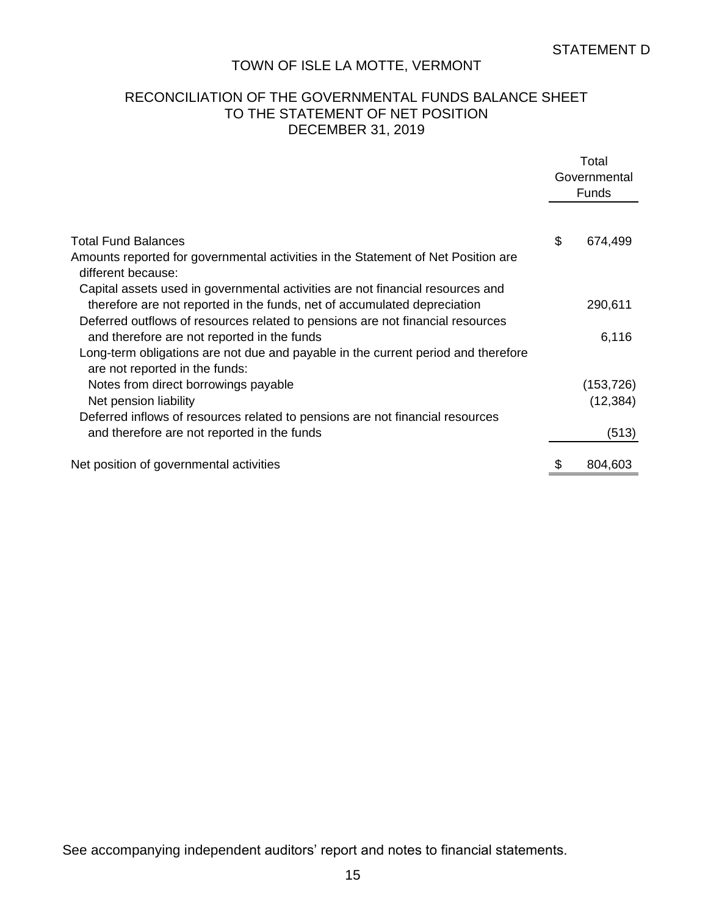STATEMENT D

# TOWN OF ISLE LA MOTTE, VERMONT

## RECONCILIATION OF THE GOVERNMENTAL FUNDS BALANCE SHEET TO THE STATEMENT OF NET POSITION DECEMBER 31, 2019

| | Total Governmental Funds |
|---|---|
| Total Fund Balances | $ 674,499 |
| Amounts reported for governmental activities in the Statement of Net Position are different because: | |
| Capital assets used in governmental activities are not financial resources and therefore are not reported in the funds, net of accumulated depreciation | 290,611 |
| Deferred outflows of resources related to pensions are not financial resources and therefore are not reported in the funds | 6,116 |
| Long-term obligations are not due and payable in the current period and therefore are not reported in the funds: | |
| Notes from direct borrowings payable | (153,726) |
| Net pension liability | (12,384) |
| Deferred inflows of resources related to pensions are not financial resources and therefore are not reported in the funds | (513) |
| Net position of governmental activities | $ 804,603 |

See accompanying independent auditors' report and notes to financial statements.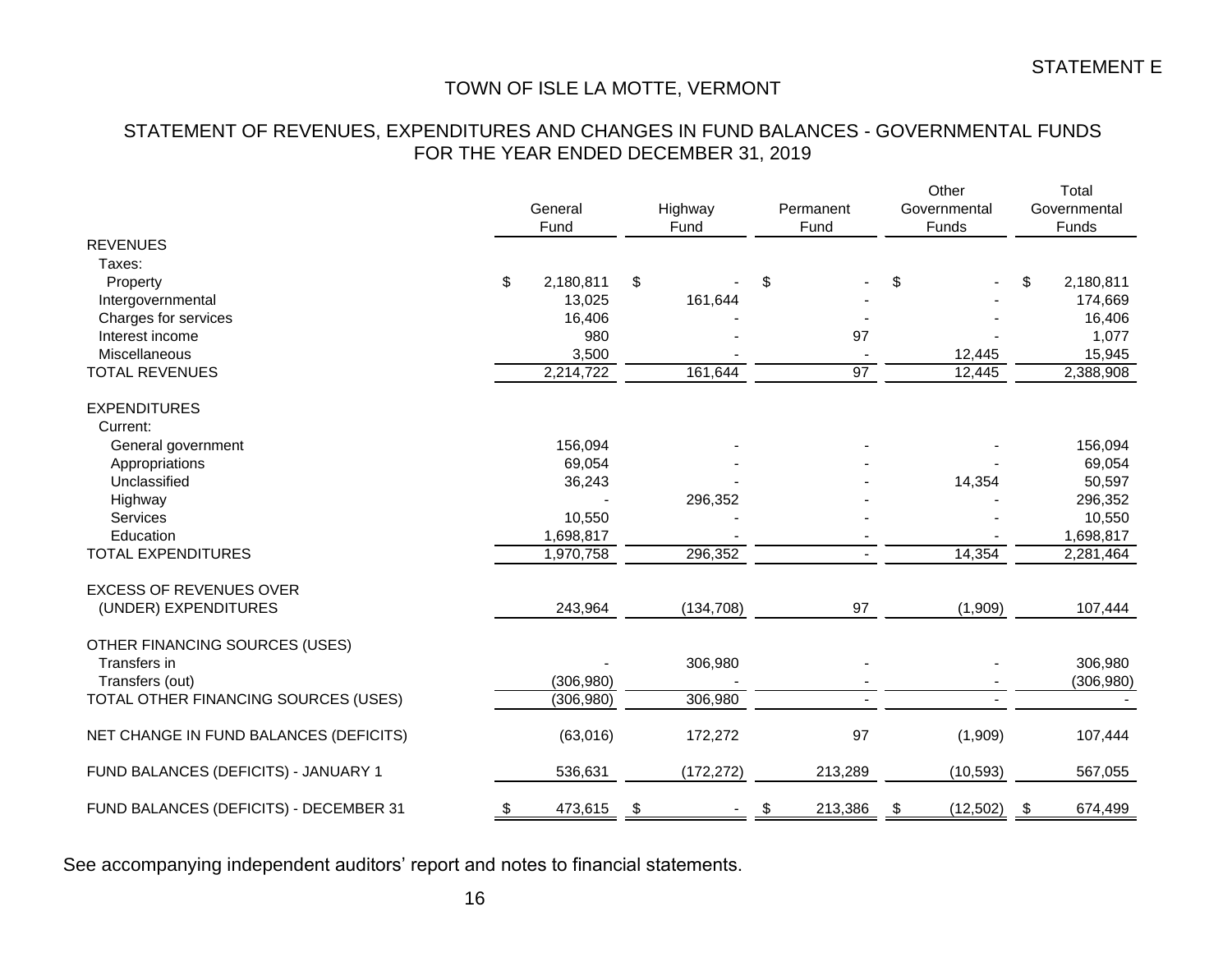STATEMENT E

# TOWN OF ISLE LA MOTTE, VERMONT

## STATEMENT OF REVENUES, EXPENDITURES AND CHANGES IN FUND BALANCES - GOVERNMENTAL FUNDS FOR THE YEAR ENDED DECEMBER 31, 2019

| | General Fund | Highway Fund | Permanent Fund | Other Governmental Funds | Total Governmental Funds |
|---|---|---|---|---|---|
| **REVENUES** | | | | | |
| Taxes: | | | | | |
| Property | $ 2,180,811 | $ - | $ - | $ - | $ 2,180,811 |
| Intergovernmental | 13,025 | 161,644 | - | - | 174,669 |
| Charges for services | 16,406 | - | - | - | 16,406 |
| Interest income | 980 | - | 97 | - | 1,077 |
| Miscellaneous | 3,500 | - | - | 12,445 | 15,945 |
| TOTAL REVENUES | 2,214,722 | 161,644 | 97 | 12,445 | 2,388,908 |
| **EXPENDITURES** | | | | | |
| Current: | | | | | |
| General government | 156,094 | - | - | - | 156,094 |
| Appropriations | 69,054 | - | - | - | 69,054 |
| Unclassified | 36,243 | - | - | 14,354 | 50,597 |
| Highway | - | 296,352 | - | - | 296,352 |
| Services | 10,550 | - | - | - | 10,550 |
| Education | 1,698,817 | - | - | - | 1,698,817 |
| TOTAL EXPENDITURES | 1,970,758 | 296,352 | - | 14,354 | 2,281,464 |
| EXCESS OF REVENUES OVER (UNDER) EXPENDITURES | 243,964 | (134,708) | 97 | (1,909) | 107,444 |
| OTHER FINANCING SOURCES (USES) | | | | | |
| Transfers in | - | 306,980 | - | - | 306,980 |
| Transfers (out) | (306,980) | - | - | - | (306,980) |
| TOTAL OTHER FINANCING SOURCES (USES) | (306,980) | 306,980 | - | - | - |
| NET CHANGE IN FUND BALANCES (DEFICITS) | (63,016) | 172,272 | 97 | (1,909) | 107,444 |
| FUND BALANCES (DEFICITS) - JANUARY 1 | 536,631 | (172,272) | 213,289 | (10,593) | 567,055 |
| FUND BALANCES (DEFICITS) - DECEMBER 31 | $ 473,615 | $ - | $ 213,386 | $ (12,502) | $ 674,499 |

See accompanying independent auditors' report and notes to financial statements.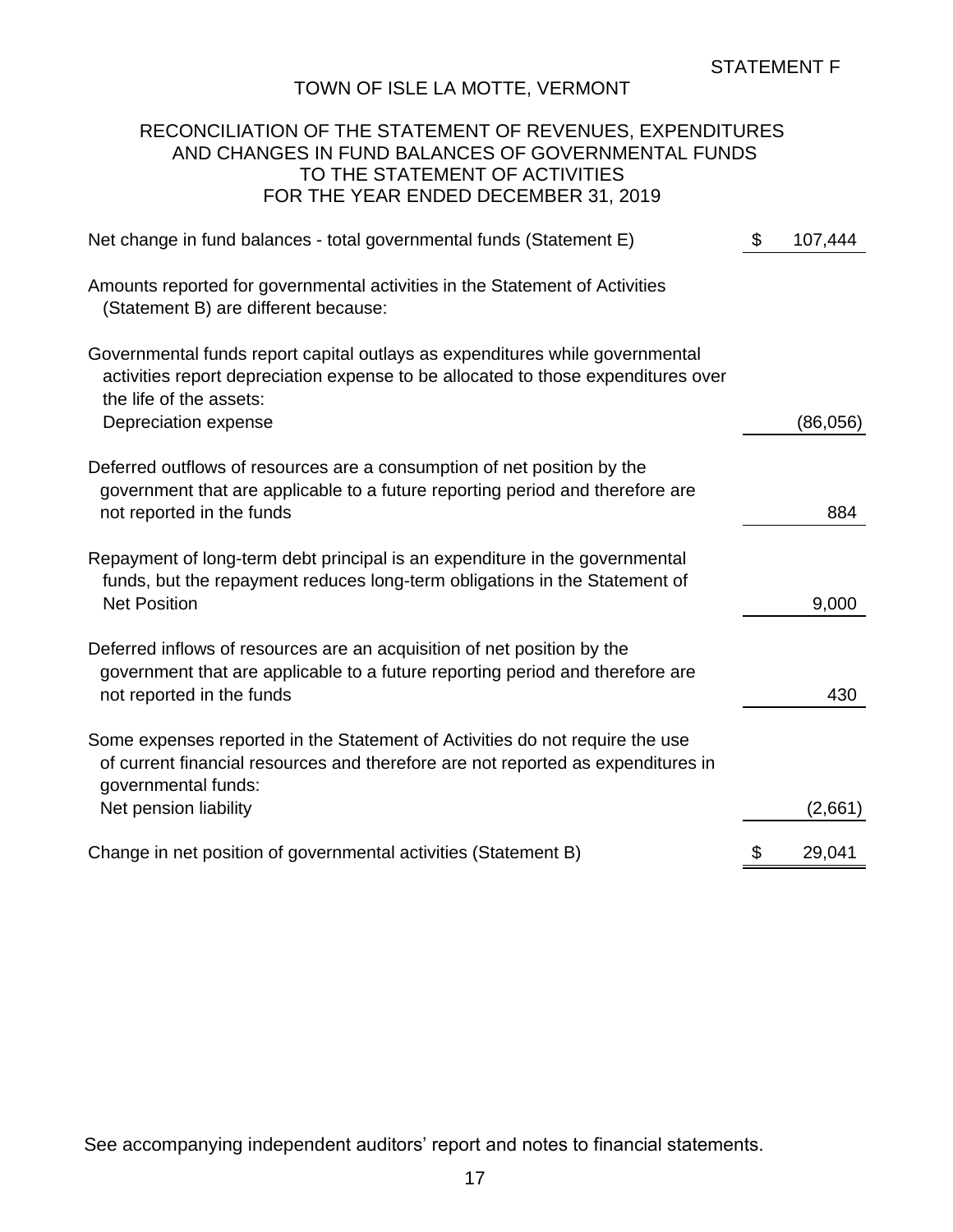STATEMENT F

# TOWN OF ISLE LA MOTTE, VERMONT

## RECONCILIATION OF THE STATEMENT OF REVENUES, EXPENDITURES AND CHANGES IN FUND BALANCES OF GOVERNMENTAL FUNDS TO THE STATEMENT OF ACTIVITIES FOR THE YEAR ENDED DECEMBER 31, 2019

| | | |
|---|---|---|
| Net change in fund balances - total governmental funds (Statement E) | $ | 107,444 |
| Amounts reported for governmental activities in the Statement of Activities (Statement B) are different because: | | |
| Governmental funds report capital outlays as expenditures while governmental activities report depreciation expense to be allocated to those expenditures over the life of the assets: | | |
| Depreciation expense | | (86,056) |
| Deferred outflows of resources are a consumption of net position by the government that are applicable to a future reporting period and therefore are not reported in the funds | | 884 |
| Repayment of long-term debt principal is an expenditure in the governmental funds, but the repayment reduces long-term obligations in the Statement of Net Position | | 9,000 |
| Deferred inflows of resources are an acquisition of net position by the government that are applicable to a future reporting period and therefore are not reported in the funds | | 430 |
| Some expenses reported in the Statement of Activities do not require the use of current financial resources and therefore are not reported as expenditures in governmental funds: | | |
| Net pension liability | | (2,661) |
| Change in net position of governmental activities (Statement B) | $ | 29,041 |

See accompanying independent auditors' report and notes to financial statements.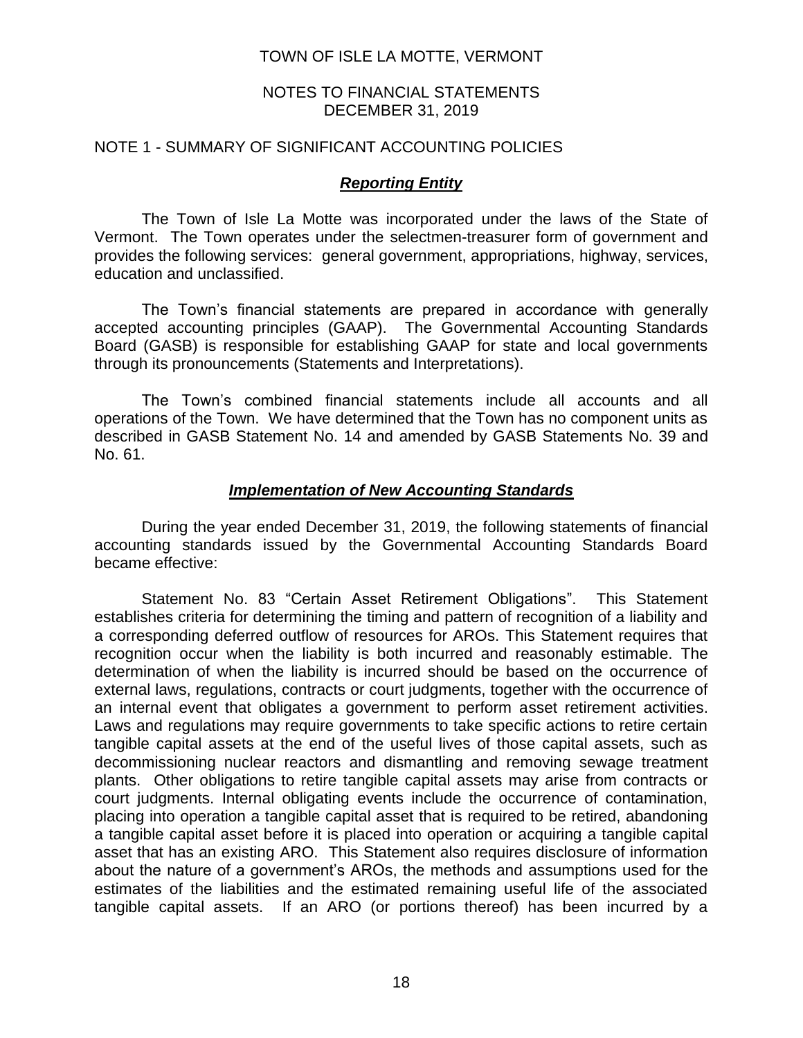TOWN OF ISLE LA MOTTE, VERMONT

NOTES TO FINANCIAL STATEMENTS
DECEMBER 31, 2019

## NOTE 1 - SUMMARY OF SIGNIFICANT ACCOUNTING POLICIES

### ***Reporting Entity***

The Town of Isle La Motte was incorporated under the laws of the State of Vermont. The Town operates under the selectmen-treasurer form of government and provides the following services: general government, appropriations, highway, services, education and unclassified.

The Town's financial statements are prepared in accordance with generally accepted accounting principles (GAAP). The Governmental Accounting Standards Board (GASB) is responsible for establishing GAAP for state and local governments through its pronouncements (Statements and Interpretations).

The Town's combined financial statements include all accounts and all operations of the Town. We have determined that the Town has no component units as described in GASB Statement No. 14 and amended by GASB Statements No. 39 and No. 61.

### ***Implementation of New Accounting Standards***

During the year ended December 31, 2019, the following statements of financial accounting standards issued by the Governmental Accounting Standards Board became effective:

Statement No. 83 "Certain Asset Retirement Obligations". This Statement establishes criteria for determining the timing and pattern of recognition of a liability and a corresponding deferred outflow of resources for AROs. This Statement requires that recognition occur when the liability is both incurred and reasonably estimable. The determination of when the liability is incurred should be based on the occurrence of external laws, regulations, contracts or court judgments, together with the occurrence of an internal event that obligates a government to perform asset retirement activities. Laws and regulations may require governments to take specific actions to retire certain tangible capital assets at the end of the useful lives of those capital assets, such as decommissioning nuclear reactors and dismantling and removing sewage treatment plants. Other obligations to retire tangible capital assets may arise from contracts or court judgments. Internal obligating events include the occurrence of contamination, placing into operation a tangible capital asset that is required to be retired, abandoning a tangible capital asset before it is placed into operation or acquiring a tangible capital asset that has an existing ARO. This Statement also requires disclosure of information about the nature of a government's AROs, the methods and assumptions used for the estimates of the liabilities and the estimated remaining useful life of the associated tangible capital assets. If an ARO (or portions thereof) has been incurred by a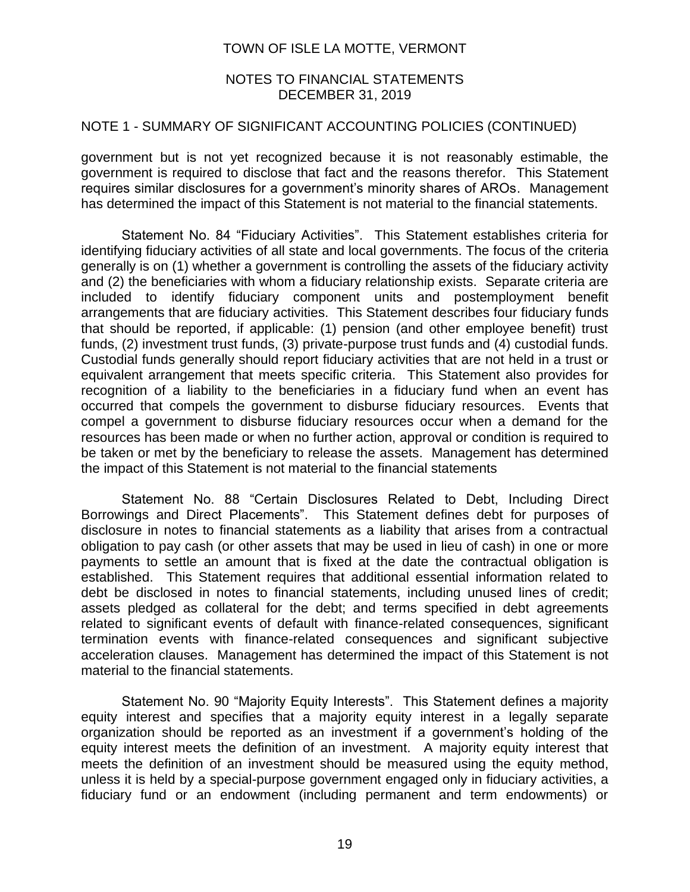## NOTE 1 - SUMMARY OF SIGNIFICANT ACCOUNTING POLICIES (CONTINUED)

government but is not yet recognized because it is not reasonably estimable, the government is required to disclose that fact and the reasons therefor. This Statement requires similar disclosures for a government's minority shares of AROs. Management has determined the impact of this Statement is not material to the financial statements.

Statement No. 84 "Fiduciary Activities". This Statement establishes criteria for identifying fiduciary activities of all state and local governments. The focus of the criteria generally is on (1) whether a government is controlling the assets of the fiduciary activity and (2) the beneficiaries with whom a fiduciary relationship exists. Separate criteria are included to identify fiduciary component units and postemployment benefit arrangements that are fiduciary activities. This Statement describes four fiduciary funds that should be reported, if applicable: (1) pension (and other employee benefit) trust funds, (2) investment trust funds, (3) private-purpose trust funds and (4) custodial funds. Custodial funds generally should report fiduciary activities that are not held in a trust or equivalent arrangement that meets specific criteria. This Statement also provides for recognition of a liability to the beneficiaries in a fiduciary fund when an event has occurred that compels the government to disburse fiduciary resources. Events that compel a government to disburse fiduciary resources occur when a demand for the resources has been made or when no further action, approval or condition is required to be taken or met by the beneficiary to release the assets. Management has determined the impact of this Statement is not material to the financial statements

Statement No. 88 "Certain Disclosures Related to Debt, Including Direct Borrowings and Direct Placements". This Statement defines debt for purposes of disclosure in notes to financial statements as a liability that arises from a contractual obligation to pay cash (or other assets that may be used in lieu of cash) in one or more payments to settle an amount that is fixed at the date the contractual obligation is established. This Statement requires that additional essential information related to debt be disclosed in notes to financial statements, including unused lines of credit; assets pledged as collateral for the debt; and terms specified in debt agreements related to significant events of default with finance-related consequences, significant termination events with finance-related consequences and significant subjective acceleration clauses. Management has determined the impact of this Statement is not material to the financial statements.

Statement No. 90 "Majority Equity Interests". This Statement defines a majority equity interest and specifies that a majority equity interest in a legally separate organization should be reported as an investment if a government's holding of the equity interest meets the definition of an investment. A majority equity interest that meets the definition of an investment should be measured using the equity method, unless it is held by a special-purpose government engaged only in fiduciary activities, a fiduciary fund or an endowment (including permanent and term endowments) or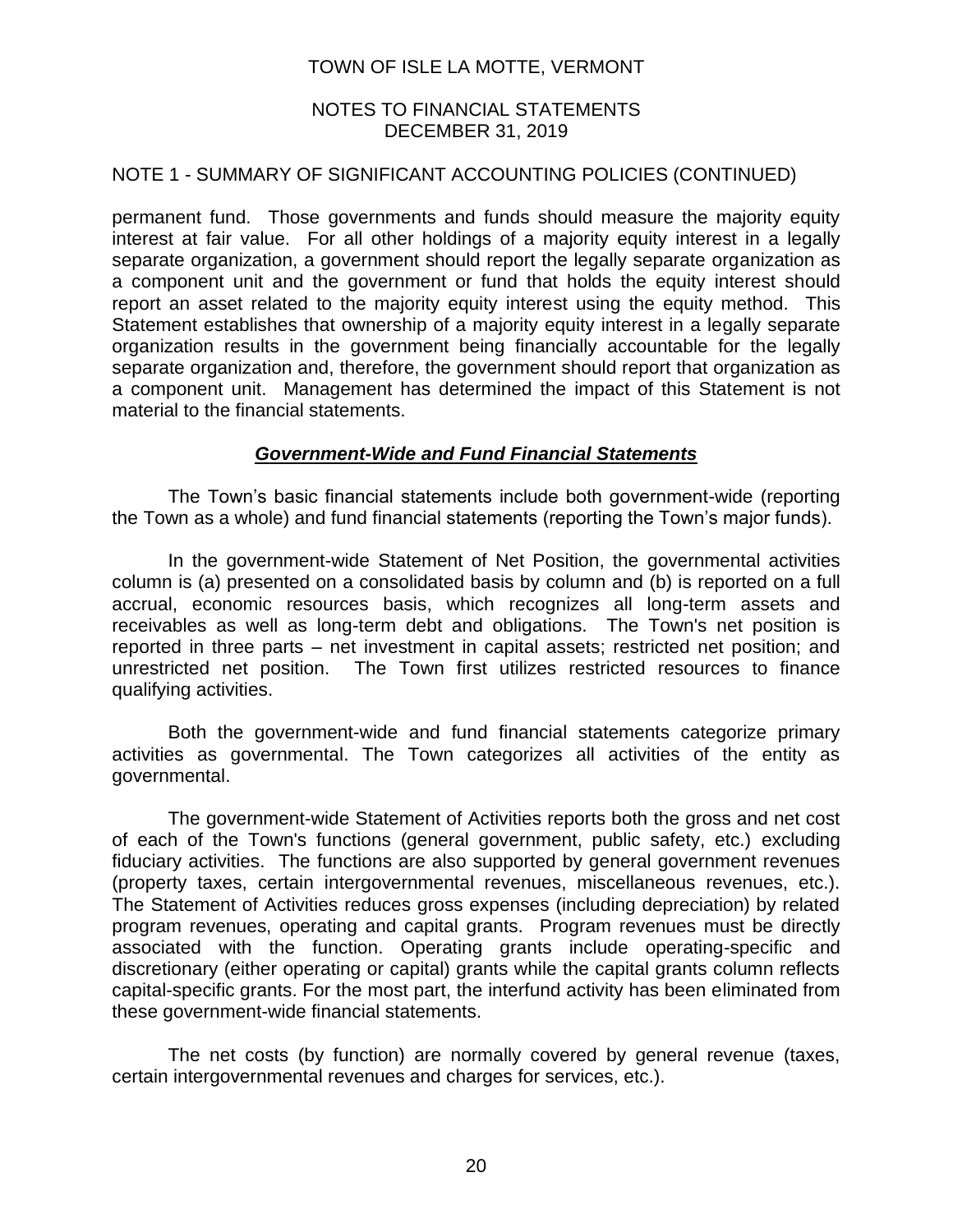permanent fund. Those governments and funds should measure the majority equity interest at fair value. For all other holdings of a majority equity interest in a legally separate organization, a government should report the legally separate organization as a component unit and the government or fund that holds the equity interest should report an asset related to the majority equity interest using the equity method. This Statement establishes that ownership of a majority equity interest in a legally separate organization results in the government being financially accountable for the legally separate organization and, therefore, the government should report that organization as a component unit. Management has determined the impact of this Statement is not material to the financial statements.

### ***Government-Wide and Fund Financial Statements***

The Town's basic financial statements include both government-wide (reporting the Town as a whole) and fund financial statements (reporting the Town's major funds).

In the government-wide Statement of Net Position, the governmental activities column is (a) presented on a consolidated basis by column and (b) is reported on a full accrual, economic resources basis, which recognizes all long-term assets and receivables as well as long-term debt and obligations. The Town's net position is reported in three parts – net investment in capital assets; restricted net position; and unrestricted net position. The Town first utilizes restricted resources to finance qualifying activities.

Both the government-wide and fund financial statements categorize primary activities as governmental. The Town categorizes all activities of the entity as governmental.

The government-wide Statement of Activities reports both the gross and net cost of each of the Town's functions (general government, public safety, etc.) excluding fiduciary activities. The functions are also supported by general government revenues (property taxes, certain intergovernmental revenues, miscellaneous revenues, etc.). The Statement of Activities reduces gross expenses (including depreciation) by related program revenues, operating and capital grants. Program revenues must be directly associated with the function. Operating grants include operating-specific and discretionary (either operating or capital) grants while the capital grants column reflects capital-specific grants. For the most part, the interfund activity has been eliminated from these government-wide financial statements.

The net costs (by function) are normally covered by general revenue (taxes, certain intergovernmental revenues and charges for services, etc.).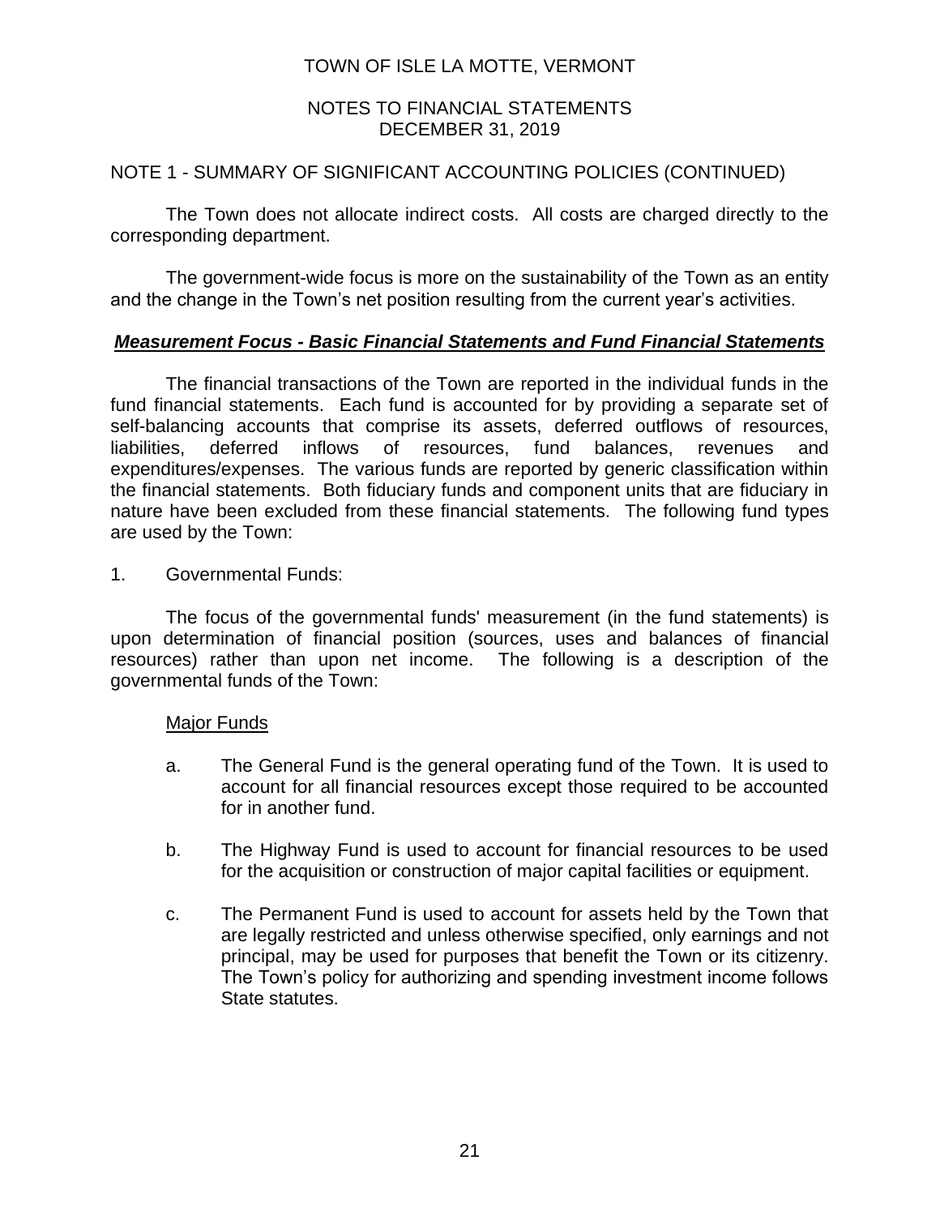## NOTE 1 - SUMMARY OF SIGNIFICANT ACCOUNTING POLICIES (CONTINUED)

The Town does not allocate indirect costs. All costs are charged directly to the corresponding department.

The government-wide focus is more on the sustainability of the Town as an entity and the change in the Town's net position resulting from the current year's activities.

***Measurement Focus - Basic Financial Statements and Fund Financial Statements***

The financial transactions of the Town are reported in the individual funds in the fund financial statements. Each fund is accounted for by providing a separate set of self-balancing accounts that comprise its assets, deferred outflows of resources, liabilities, deferred inflows of resources, fund balances, revenues and expenditures/expenses. The various funds are reported by generic classification within the financial statements. Both fiduciary funds and component units that are fiduciary in nature have been excluded from these financial statements. The following fund types are used by the Town:

1. Governmental Funds:

The focus of the governmental funds' measurement (in the fund statements) is upon determination of financial position (sources, uses and balances of financial resources) rather than upon net income. The following is a description of the governmental funds of the Town:

Major Funds

a. The General Fund is the general operating fund of the Town. It is used to account for all financial resources except those required to be accounted for in another fund.

b. The Highway Fund is used to account for financial resources to be used for the acquisition or construction of major capital facilities or equipment.

c. The Permanent Fund is used to account for assets held by the Town that are legally restricted and unless otherwise specified, only earnings and not principal, may be used for purposes that benefit the Town or its citizenry. The Town's policy for authorizing and spending investment income follows State statutes.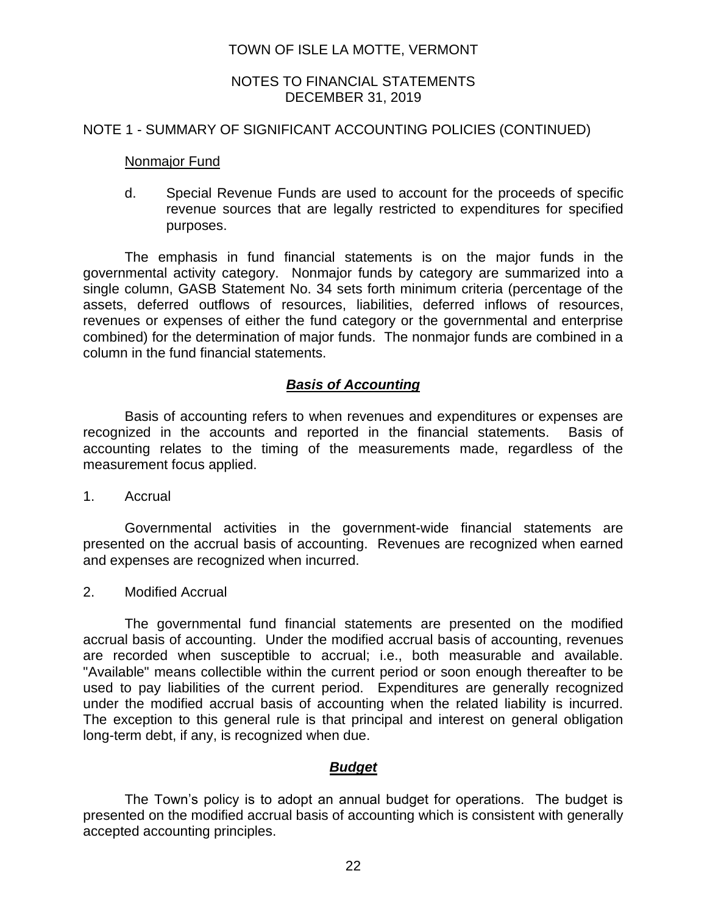TOWN OF ISLE LA MOTTE, VERMONT

NOTES TO FINANCIAL STATEMENTS
DECEMBER 31, 2019

NOTE 1 - SUMMARY OF SIGNIFICANT ACCOUNTING POLICIES (CONTINUED)

Nonmajor Fund

d. Special Revenue Funds are used to account for the proceeds of specific revenue sources that are legally restricted to expenditures for specified purposes.

The emphasis in fund financial statements is on the major funds in the governmental activity category. Nonmajor funds by category are summarized into a single column, GASB Statement No. 34 sets forth minimum criteria (percentage of the assets, deferred outflows of resources, liabilities, deferred inflows of resources, revenues or expenses of either the fund category or the governmental and enterprise combined) for the determination of major funds. The nonmajor funds are combined in a column in the fund financial statements.

***Basis of Accounting***

Basis of accounting refers to when revenues and expenditures or expenses are recognized in the accounts and reported in the financial statements. Basis of accounting relates to the timing of the measurements made, regardless of the measurement focus applied.

1. Accrual

Governmental activities in the government-wide financial statements are presented on the accrual basis of accounting. Revenues are recognized when earned and expenses are recognized when incurred.

2. Modified Accrual

The governmental fund financial statements are presented on the modified accrual basis of accounting. Under the modified accrual basis of accounting, revenues are recorded when susceptible to accrual; i.e., both measurable and available. "Available" means collectible within the current period or soon enough thereafter to be used to pay liabilities of the current period. Expenditures are generally recognized under the modified accrual basis of accounting when the related liability is incurred. The exception to this general rule is that principal and interest on general obligation long-term debt, if any, is recognized when due.

***Budget***

The Town's policy is to adopt an annual budget for operations. The budget is presented on the modified accrual basis of accounting which is consistent with generally accepted accounting principles.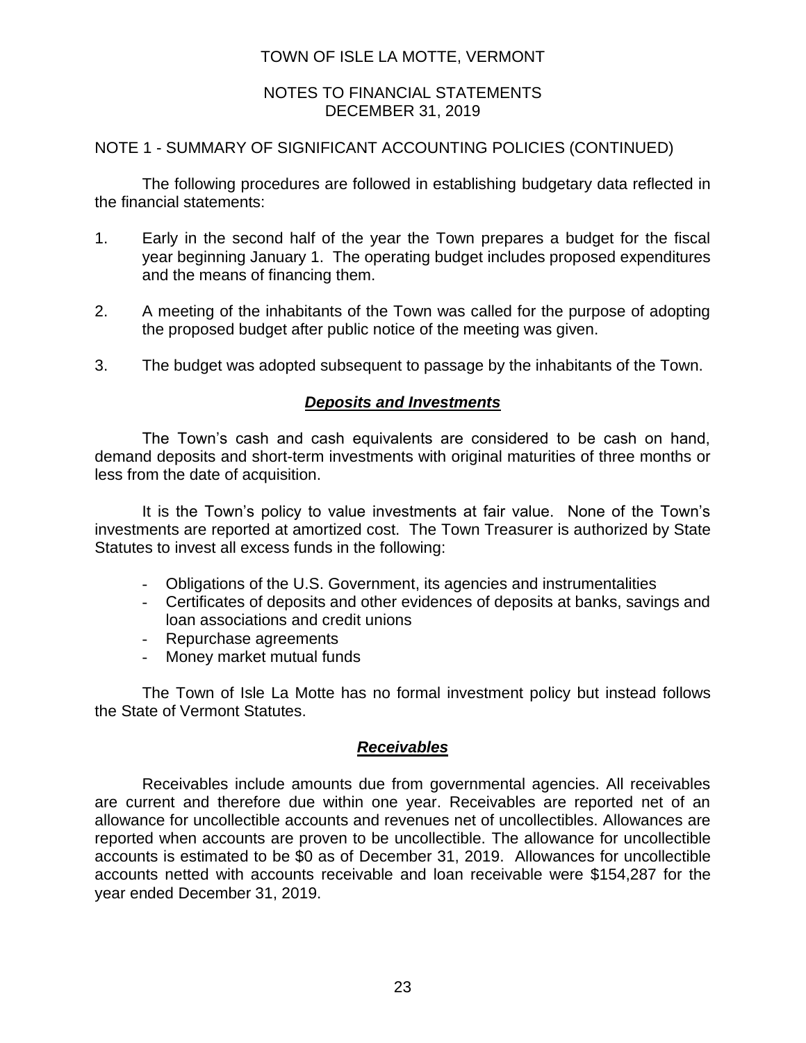## NOTE 1 - SUMMARY OF SIGNIFICANT ACCOUNTING POLICIES (CONTINUED)

The following procedures are followed in establishing budgetary data reflected in the financial statements:

1. Early in the second half of the year the Town prepares a budget for the fiscal year beginning January 1. The operating budget includes proposed expenditures and the means of financing them.

2. A meeting of the inhabitants of the Town was called for the purpose of adopting the proposed budget after public notice of the meeting was given.

3. The budget was adopted subsequent to passage by the inhabitants of the Town.

### ***Deposits and Investments***

The Town's cash and cash equivalents are considered to be cash on hand, demand deposits and short-term investments with original maturities of three months or less from the date of acquisition.

It is the Town's policy to value investments at fair value. None of the Town's investments are reported at amortized cost. The Town Treasurer is authorized by State Statutes to invest all excess funds in the following:

- Obligations of the U.S. Government, its agencies and instrumentalities
- Certificates of deposits and other evidences of deposits at banks, savings and loan associations and credit unions
- Repurchase agreements
- Money market mutual funds

The Town of Isle La Motte has no formal investment policy but instead follows the State of Vermont Statutes.

### ***Receivables***

Receivables include amounts due from governmental agencies. All receivables are current and therefore due within one year. Receivables are reported net of an allowance for uncollectible accounts and revenues net of uncollectibles. Allowances are reported when accounts are proven to be uncollectible. The allowance for uncollectible accounts is estimated to be $0 as of December 31, 2019. Allowances for uncollectible accounts netted with accounts receivable and loan receivable were $154,287 for the year ended December 31, 2019.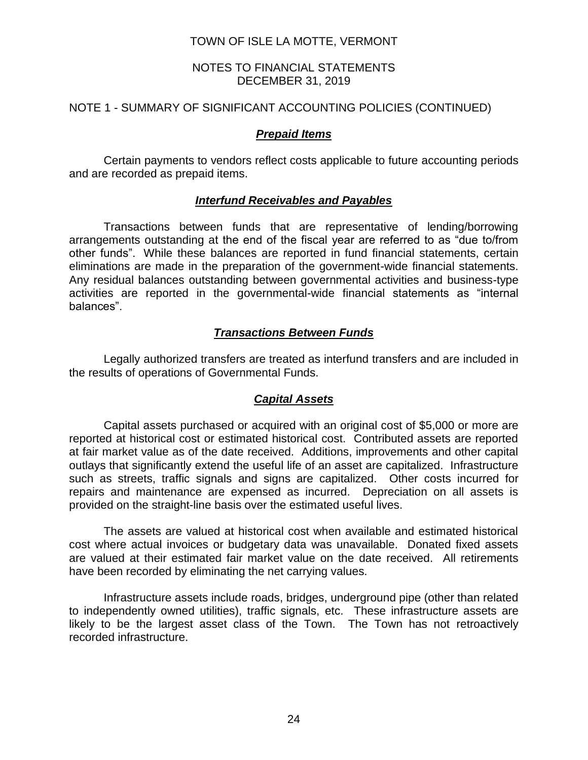TOWN OF ISLE LA MOTTE, VERMONT

NOTES TO FINANCIAL STATEMENTS
DECEMBER 31, 2019

NOTE 1 - SUMMARY OF SIGNIFICANT ACCOUNTING POLICIES (CONTINUED)

### ***Prepaid Items***

Certain payments to vendors reflect costs applicable to future accounting periods and are recorded as prepaid items.

### ***Interfund Receivables and Payables***

Transactions between funds that are representative of lending/borrowing arrangements outstanding at the end of the fiscal year are referred to as "due to/from other funds". While these balances are reported in fund financial statements, certain eliminations are made in the preparation of the government-wide financial statements. Any residual balances outstanding between governmental activities and business-type activities are reported in the governmental-wide financial statements as "internal balances".

### ***Transactions Between Funds***

Legally authorized transfers are treated as interfund transfers and are included in the results of operations of Governmental Funds.

### ***Capital Assets***

Capital assets purchased or acquired with an original cost of $5,000 or more are reported at historical cost or estimated historical cost. Contributed assets are reported at fair market value as of the date received. Additions, improvements and other capital outlays that significantly extend the useful life of an asset are capitalized. Infrastructure such as streets, traffic signals and signs are capitalized. Other costs incurred for repairs and maintenance are expensed as incurred. Depreciation on all assets is provided on the straight-line basis over the estimated useful lives.

The assets are valued at historical cost when available and estimated historical cost where actual invoices or budgetary data was unavailable. Donated fixed assets are valued at their estimated fair market value on the date received. All retirements have been recorded by eliminating the net carrying values.

Infrastructure assets include roads, bridges, underground pipe (other than related to independently owned utilities), traffic signals, etc. These infrastructure assets are likely to be the largest asset class of the Town. The Town has not retroactively recorded infrastructure.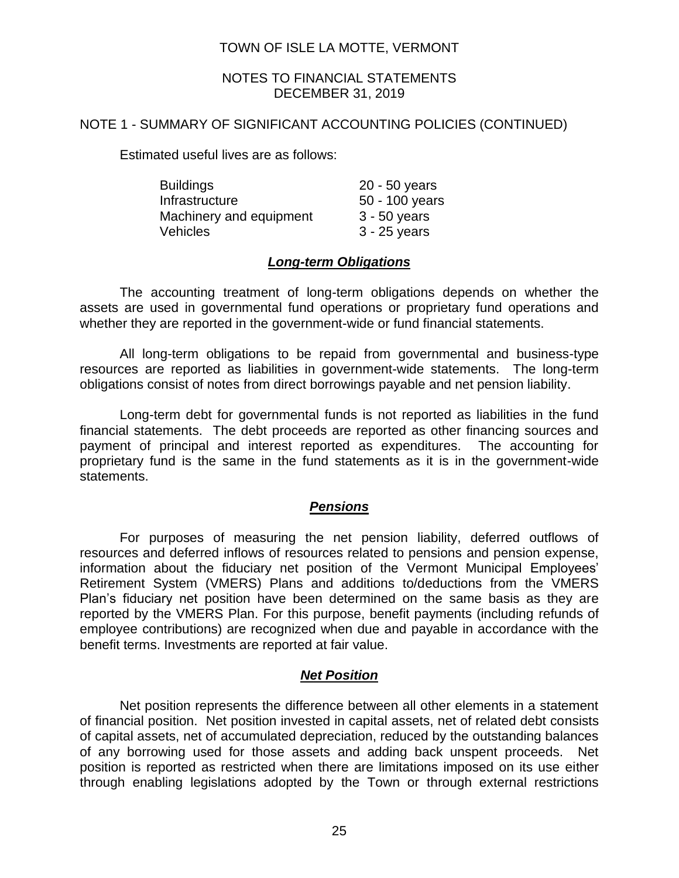NOTE 1 - SUMMARY OF SIGNIFICANT ACCOUNTING POLICIES (CONTINUED)

Estimated useful lives are as follows:

| | |
|---|---|
| Buildings | 20 - 50 years |
| Infrastructure | 50 - 100 years |
| Machinery and equipment | 3 - 50 years |
| Vehicles | 3 - 25 years |

### ***Long-term Obligations***

The accounting treatment of long-term obligations depends on whether the assets are used in governmental fund operations or proprietary fund operations and whether they are reported in the government-wide or fund financial statements.

All long-term obligations to be repaid from governmental and business-type resources are reported as liabilities in government-wide statements. The long-term obligations consist of notes from direct borrowings payable and net pension liability.

Long-term debt for governmental funds is not reported as liabilities in the fund financial statements. The debt proceeds are reported as other financing sources and payment of principal and interest reported as expenditures. The accounting for proprietary fund is the same in the fund statements as it is in the government-wide statements.

### ***Pensions***

For purposes of measuring the net pension liability, deferred outflows of resources and deferred inflows of resources related to pensions and pension expense, information about the fiduciary net position of the Vermont Municipal Employees' Retirement System (VMERS) Plans and additions to/deductions from the VMERS Plan's fiduciary net position have been determined on the same basis as they are reported by the VMERS Plan. For this purpose, benefit payments (including refunds of employee contributions) are recognized when due and payable in accordance with the benefit terms. Investments are reported at fair value.

### ***Net Position***

Net position represents the difference between all other elements in a statement of financial position. Net position invested in capital assets, net of related debt consists of capital assets, net of accumulated depreciation, reduced by the outstanding balances of any borrowing used for those assets and adding back unspent proceeds. Net position is reported as restricted when there are limitations imposed on its use either through enabling legislations adopted by the Town or through external restrictions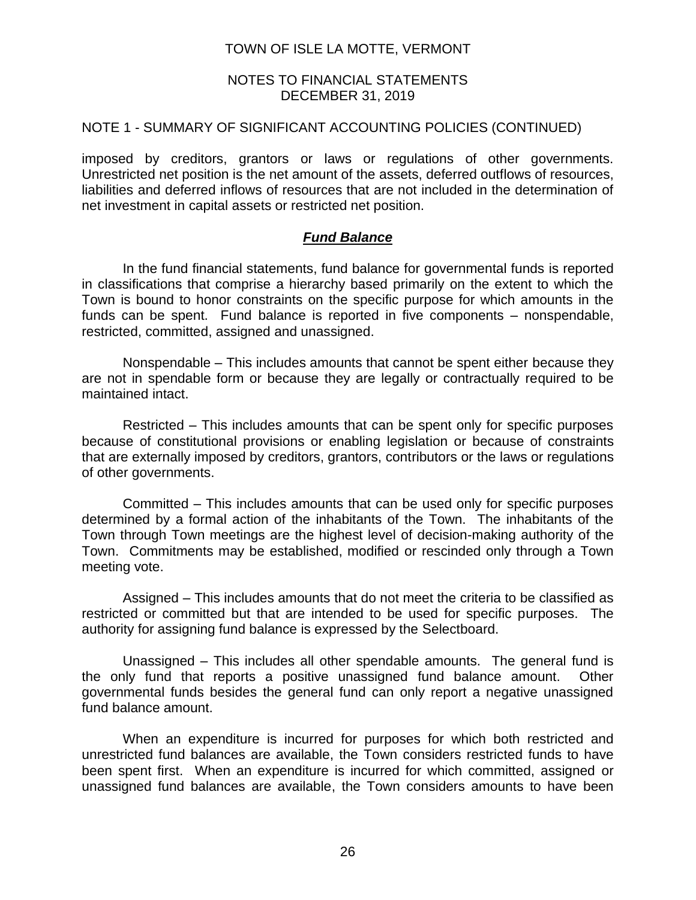## NOTE 1 - SUMMARY OF SIGNIFICANT ACCOUNTING POLICIES (CONTINUED)

imposed by creditors, grantors or laws or regulations of other governments. Unrestricted net position is the net amount of the assets, deferred outflows of resources, liabilities and deferred inflows of resources that are not included in the determination of net investment in capital assets or restricted net position.

### ***Fund Balance***

In the fund financial statements, fund balance for governmental funds is reported in classifications that comprise a hierarchy based primarily on the extent to which the Town is bound to honor constraints on the specific purpose for which amounts in the funds can be spent. Fund balance is reported in five components – nonspendable, restricted, committed, assigned and unassigned.

Nonspendable – This includes amounts that cannot be spent either because they are not in spendable form or because they are legally or contractually required to be maintained intact.

Restricted – This includes amounts that can be spent only for specific purposes because of constitutional provisions or enabling legislation or because of constraints that are externally imposed by creditors, grantors, contributors or the laws or regulations of other governments.

Committed – This includes amounts that can be used only for specific purposes determined by a formal action of the inhabitants of the Town. The inhabitants of the Town through Town meetings are the highest level of decision-making authority of the Town. Commitments may be established, modified or rescinded only through a Town meeting vote.

Assigned – This includes amounts that do not meet the criteria to be classified as restricted or committed but that are intended to be used for specific purposes. The authority for assigning fund balance is expressed by the Selectboard.

Unassigned – This includes all other spendable amounts. The general fund is the only fund that reports a positive unassigned fund balance amount. Other governmental funds besides the general fund can only report a negative unassigned fund balance amount.

When an expenditure is incurred for purposes for which both restricted and unrestricted fund balances are available, the Town considers restricted funds to have been spent first. When an expenditure is incurred for which committed, assigned or unassigned fund balances are available, the Town considers amounts to have been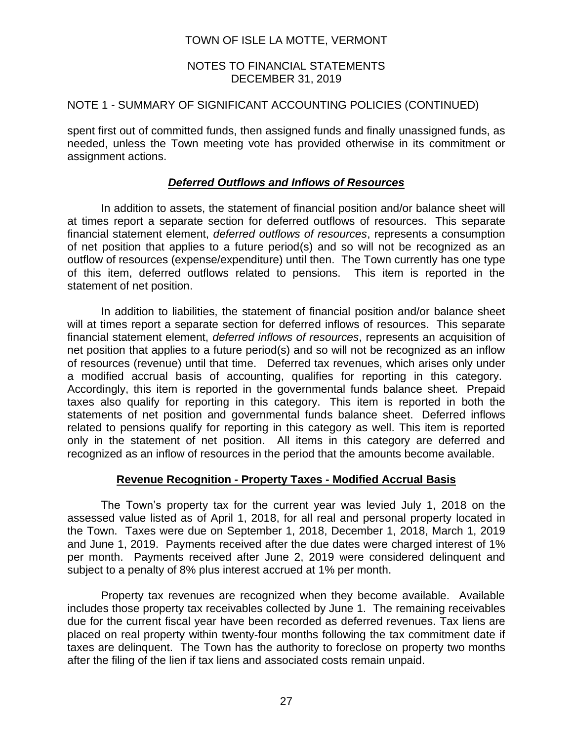NOTE 1 - SUMMARY OF SIGNIFICANT ACCOUNTING POLICIES (CONTINUED)

spent first out of committed funds, then assigned funds and finally unassigned funds, as needed, unless the Town meeting vote has provided otherwise in its commitment or assignment actions.

***Deferred Outflows and Inflows of Resources***

In addition to assets, the statement of financial position and/or balance sheet will at times report a separate section for deferred outflows of resources. This separate financial statement element, *deferred outflows of resources*, represents a consumption of net position that applies to a future period(s) and so will not be recognized as an outflow of resources (expense/expenditure) until then. The Town currently has one type of this item, deferred outflows related to pensions. This item is reported in the statement of net position.

In addition to liabilities, the statement of financial position and/or balance sheet will at times report a separate section for deferred inflows of resources. This separate financial statement element, *deferred inflows of resources*, represents an acquisition of net position that applies to a future period(s) and so will not be recognized as an inflow of resources (revenue) until that time. Deferred tax revenues, which arises only under a modified accrual basis of accounting, qualifies for reporting in this category. Accordingly, this item is reported in the governmental funds balance sheet. Prepaid taxes also qualify for reporting in this category. This item is reported in both the statements of net position and governmental funds balance sheet. Deferred inflows related to pensions qualify for reporting in this category as well. This item is reported only in the statement of net position. All items in this category are deferred and recognized as an inflow of resources in the period that the amounts become available.

**Revenue Recognition - Property Taxes - Modified Accrual Basis**

The Town's property tax for the current year was levied July 1, 2018 on the assessed value listed as of April 1, 2018, for all real and personal property located in the Town. Taxes were due on September 1, 2018, December 1, 2018, March 1, 2019 and June 1, 2019. Payments received after the due dates were charged interest of 1% per month. Payments received after June 2, 2019 were considered delinquent and subject to a penalty of 8% plus interest accrued at 1% per month.

Property tax revenues are recognized when they become available. Available includes those property tax receivables collected by June 1. The remaining receivables due for the current fiscal year have been recorded as deferred revenues. Tax liens are placed on real property within twenty-four months following the tax commitment date if taxes are delinquent. The Town has the authority to foreclose on property two months after the filing of the lien if tax liens and associated costs remain unpaid.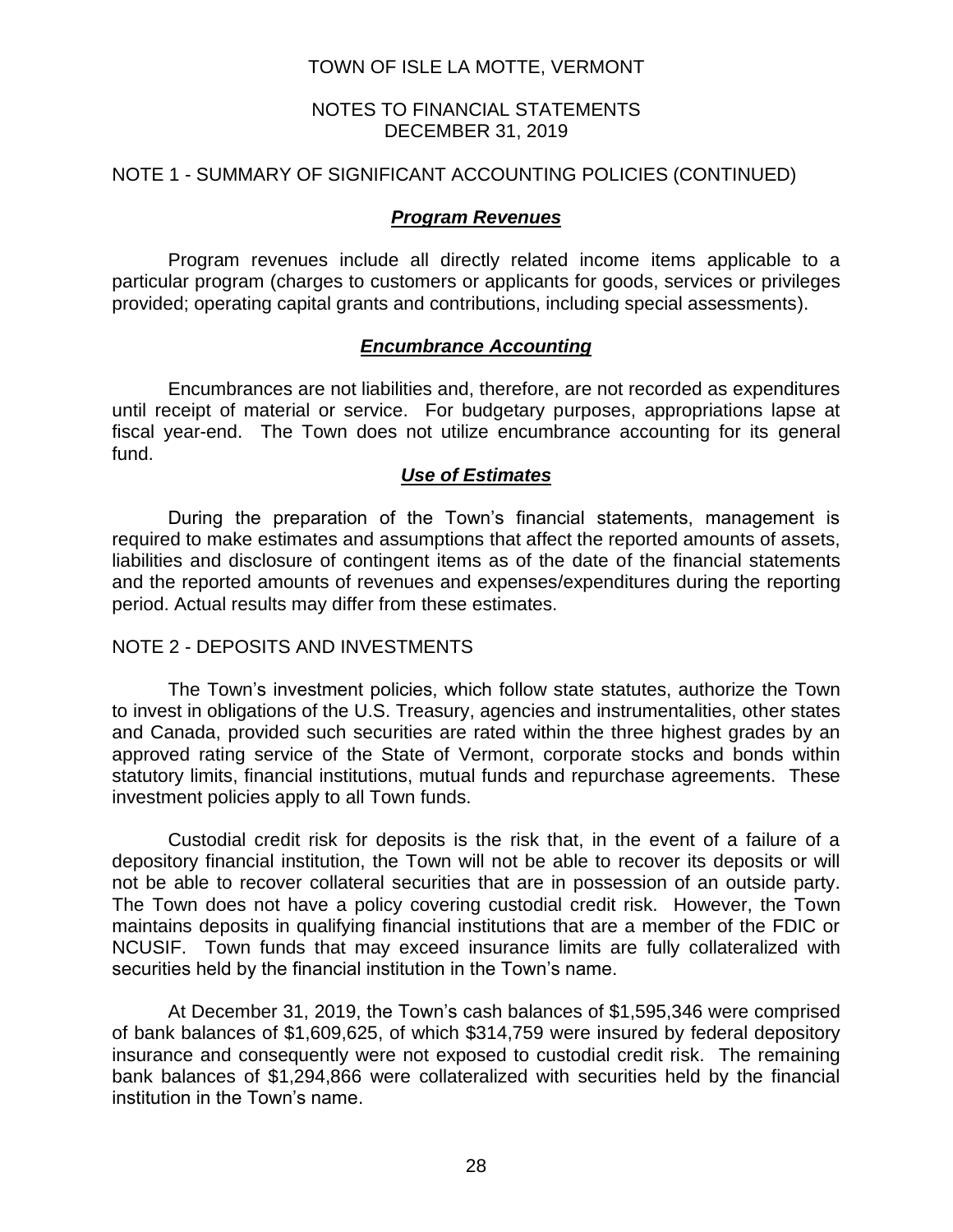TOWN OF ISLE LA MOTTE, VERMONT

NOTES TO FINANCIAL STATEMENTS
DECEMBER 31, 2019

NOTE 1 - SUMMARY OF SIGNIFICANT ACCOUNTING POLICIES (CONTINUED)

### ***Program Revenues***

Program revenues include all directly related income items applicable to a particular program (charges to customers or applicants for goods, services or privileges provided; operating capital grants and contributions, including special assessments).

### ***Encumbrance Accounting***

Encumbrances are not liabilities and, therefore, are not recorded as expenditures until receipt of material or service. For budgetary purposes, appropriations lapse at fiscal year-end. The Town does not utilize encumbrance accounting for its general fund.

### ***Use of Estimates***

During the preparation of the Town's financial statements, management is required to make estimates and assumptions that affect the reported amounts of assets, liabilities and disclosure of contingent items as of the date of the financial statements and the reported amounts of revenues and expenses/expenditures during the reporting period. Actual results may differ from these estimates.

NOTE 2 - DEPOSITS AND INVESTMENTS

The Town's investment policies, which follow state statutes, authorize the Town to invest in obligations of the U.S. Treasury, agencies and instrumentalities, other states and Canada, provided such securities are rated within the three highest grades by an approved rating service of the State of Vermont, corporate stocks and bonds within statutory limits, financial institutions, mutual funds and repurchase agreements. These investment policies apply to all Town funds.

Custodial credit risk for deposits is the risk that, in the event of a failure of a depository financial institution, the Town will not be able to recover its deposits or will not be able to recover collateral securities that are in possession of an outside party. The Town does not have a policy covering custodial credit risk. However, the Town maintains deposits in qualifying financial institutions that are a member of the FDIC or NCUSIF. Town funds that may exceed insurance limits are fully collateralized with securities held by the financial institution in the Town's name.

At December 31, 2019, the Town's cash balances of $1,595,346 were comprised of bank balances of $1,609,625, of which $314,759 were insured by federal depository insurance and consequently were not exposed to custodial credit risk. The remaining bank balances of $1,294,866 were collateralized with securities held by the financial institution in the Town's name.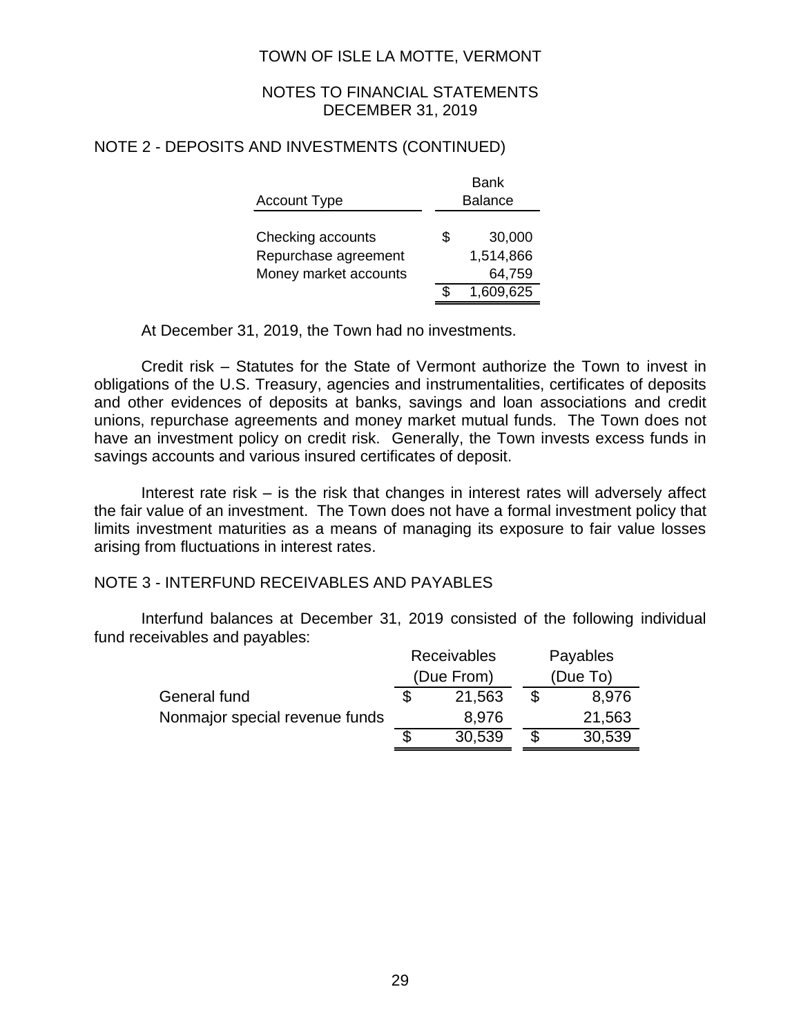## NOTE 2 - DEPOSITS AND INVESTMENTS (CONTINUED)

| Account Type | Bank Balance |
|---|---|
| Checking accounts | $ 30,000 |
| Repurchase agreement | 1,514,866 |
| Money market accounts | 64,759 |
| | $ 1,609,625 |

At December 31, 2019, the Town had no investments.

Credit risk – Statutes for the State of Vermont authorize the Town to invest in obligations of the U.S. Treasury, agencies and instrumentalities, certificates of deposits and other evidences of deposits at banks, savings and loan associations and credit unions, repurchase agreements and money market mutual funds. The Town does not have an investment policy on credit risk. Generally, the Town invests excess funds in savings accounts and various insured certificates of deposit.

Interest rate risk – is the risk that changes in interest rates will adversely affect the fair value of an investment. The Town does not have a formal investment policy that limits investment maturities as a means of managing its exposure to fair value losses arising from fluctuations in interest rates.

## NOTE 3 - INTERFUND RECEIVABLES AND PAYABLES

Interfund balances at December 31, 2019 consisted of the following individual fund receivables and payables:

| | Receivables (Due From) | Payables (Due To) |
|---|---|---|
| General fund | $ 21,563 | $ 8,976 |
| Nonmajor special revenue funds | 8,976 | 21,563 |
| | $ 30,539 | $ 30,539 |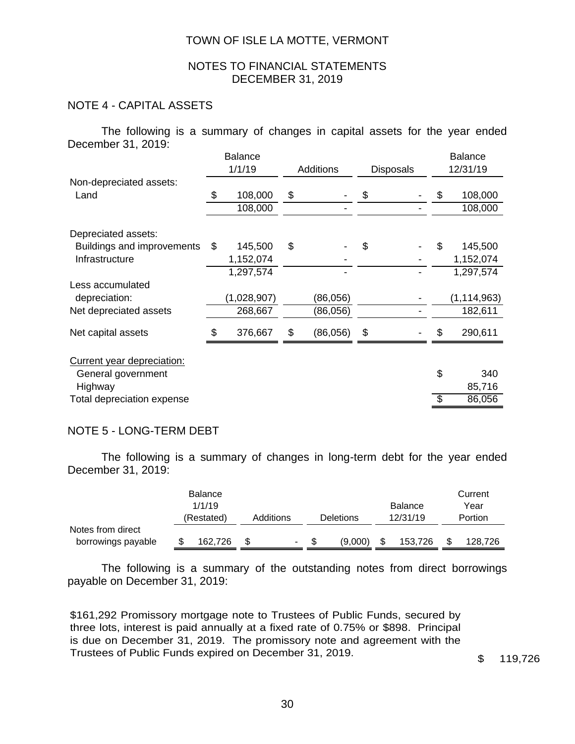TOWN OF ISLE LA MOTTE, VERMONT

NOTES TO FINANCIAL STATEMENTS
DECEMBER 31, 2019

## NOTE 4 - CAPITAL ASSETS

The following is a summary of changes in capital assets for the year ended December 31, 2019:

| | Balance 1/1/19 | Additions | Disposals | Balance 12/31/19 |
|---|---|---|---|---|
| Non-depreciated assets: | | | | |
| Land | $ 108,000 | $ - | $ - | $ 108,000 |
| | 108,000 | - | - | 108,000 |
| | | | | |
| Depreciated assets: | | | | |
| Buildings and improvements | $ 145,500 | $ - | $ - | $ 145,500 |
| Infrastructure | 1,152,074 | - | - | 1,152,074 |
| | 1,297,574 | - | - | 1,297,574 |
| Less accumulated depreciation: | (1,028,907) | (86,056) | - | (1,114,963) |
| Net depreciated assets | 268,667 | (86,056) | - | 182,611 |
| | | | | |
| Net capital assets | $ 376,667 | $ (86,056) | $ - | $ 290,611 |

| Current year depreciation: | |
|---|---|
| General government | $ 340 |
| Highway | 85,716 |
| Total depreciation expense | $ 86,056 |

## NOTE 5 - LONG-TERM DEBT

The following is a summary of changes in long-term debt for the year ended December 31, 2019:

| | Balance 1/1/19 (Restated) | Additions | Deletions | Balance 12/31/19 | Current Year Portion |
|---|---|---|---|---|---|
| Notes from direct borrowings payable | $ 162,726 | $ - | $ (9,000) | $ 153,726 | $ 128,726 |

The following is a summary of the outstanding notes from direct borrowings payable on December 31, 2019:

| | |
|---|---|
| $161,292 Promissory mortgage note to Trustees of Public Funds, secured by three lots, interest is paid annually at a fixed rate of 0.75% or $898. Principal is due on December 31, 2019. The promissory note and agreement with the Trustees of Public Funds expired on December 31, 2019. | $ 119,726 |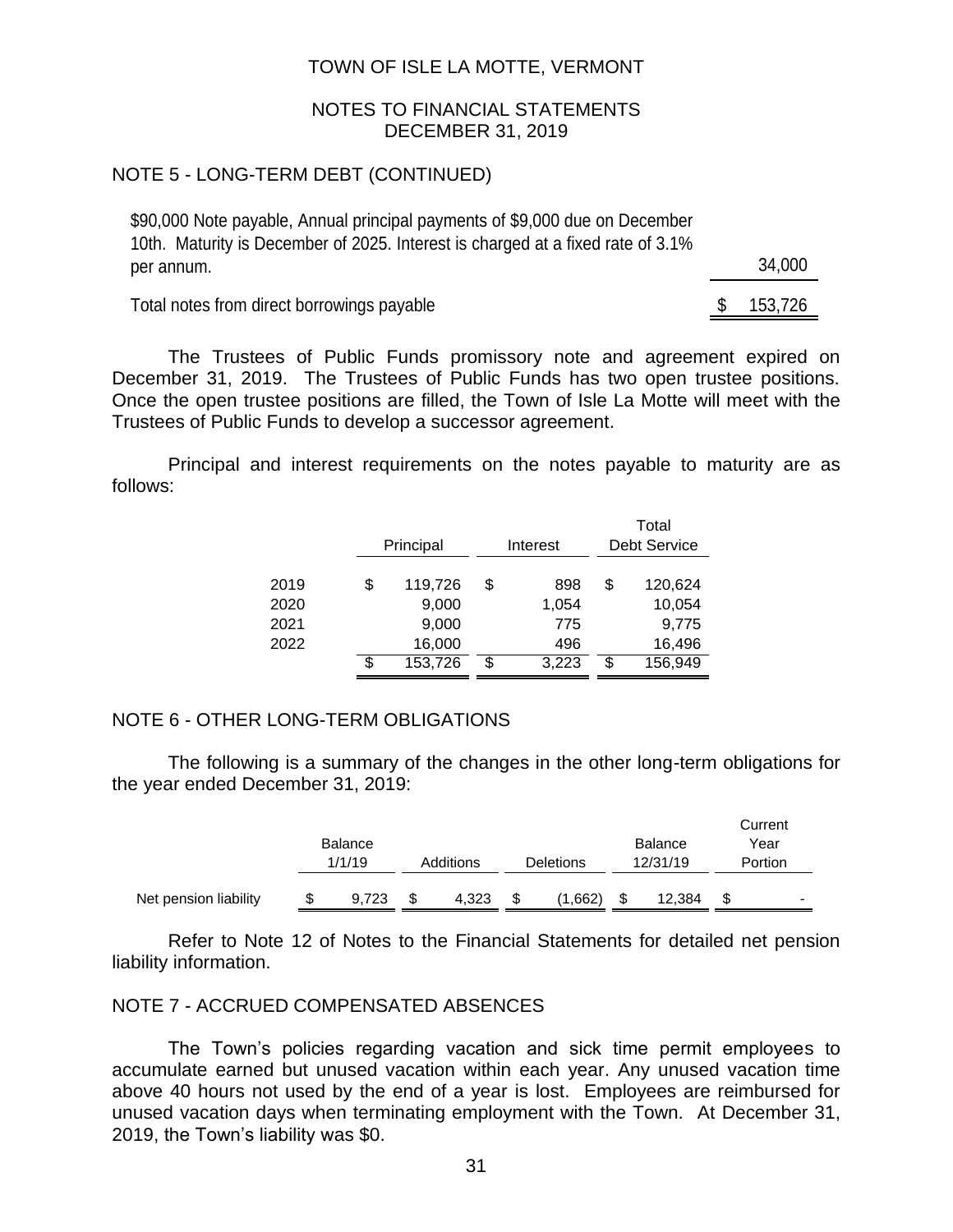## NOTE 5 - LONG-TERM DEBT (CONTINUED)

| | |
|---|---|
| $90,000 Note payable, Annual principal payments of $9,000 due on December 10th. Maturity is December of 2025. Interest is charged at a fixed rate of 3.1% per annum. | 34,000 |
| Total notes from direct borrowings payable | $ 153,726 |

The Trustees of Public Funds promissory note and agreement expired on December 31, 2019. The Trustees of Public Funds has two open trustee positions. Once the open trustee positions are filled, the Town of Isle La Motte will meet with the Trustees of Public Funds to develop a successor agreement.

Principal and interest requirements on the notes payable to maturity are as follows:

| | Principal | Interest | Total Debt Service |
|---|---|---|---|
| 2019 | $ 119,726 | $ 898 | $ 120,624 |
| 2020 | 9,000 | 1,054 | 10,054 |
| 2021 | 9,000 | 775 | 9,775 |
| 2022 | 16,000 | 496 | 16,496 |
| | $ 153,726 | $ 3,223 | $ 156,949 |

## NOTE 6 - OTHER LONG-TERM OBLIGATIONS

The following is a summary of the changes in the other long-term obligations for the year ended December 31, 2019:

| | Balance 1/1/19 | Additions | Deletions | Balance 12/31/19 | Current Year Portion |
|---|---|---|---|---|---|
| Net pension liability | $ 9,723 | $ 4,323 | $ (1,662) | $ 12,384 | $ - |

Refer to Note 12 of Notes to the Financial Statements for detailed net pension liability information.

## NOTE 7 - ACCRUED COMPENSATED ABSENCES

The Town's policies regarding vacation and sick time permit employees to accumulate earned but unused vacation within each year. Any unused vacation time above 40 hours not used by the end of a year is lost. Employees are reimbursed for unused vacation days when terminating employment with the Town. At December 31, 2019, the Town's liability was $0.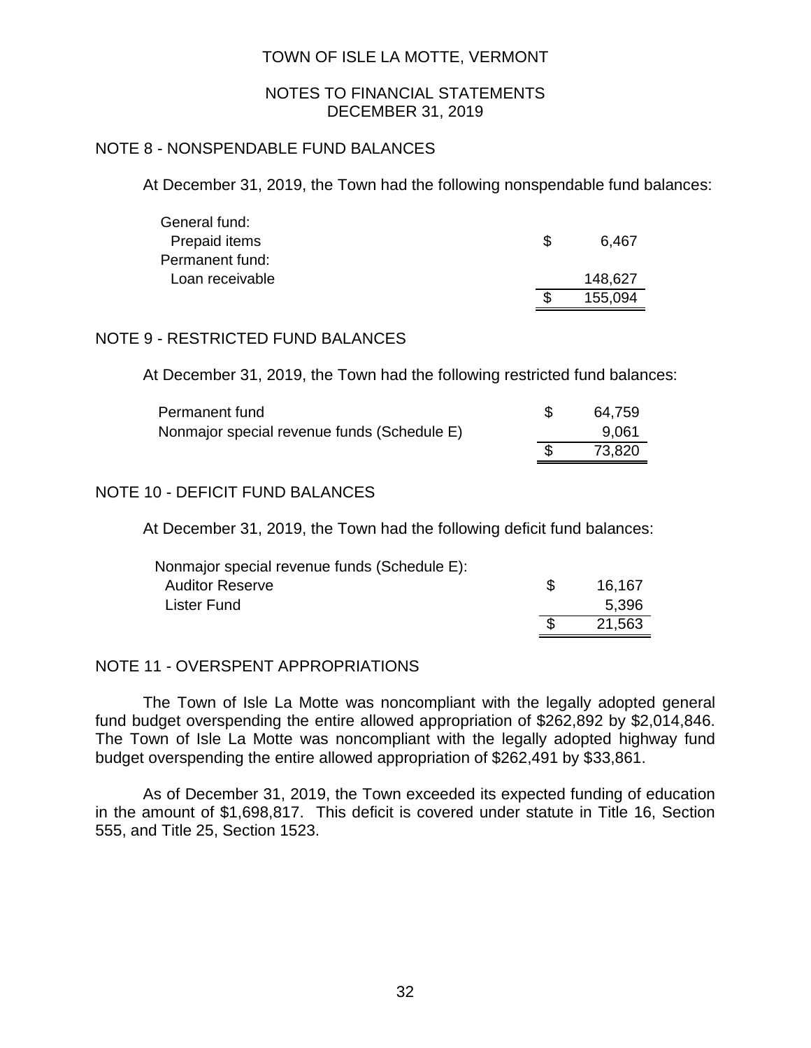TOWN OF ISLE LA MOTTE, VERMONT

NOTES TO FINANCIAL STATEMENTS
DECEMBER 31, 2019

## NOTE 8 - NONSPENDABLE FUND BALANCES

At December 31, 2019, the Town had the following nonspendable fund balances:

| | | |
|---|---|---|
| General fund: | | |
| Prepaid items | $ | 6,467 |
| Permanent fund: | | |
| Loan receivable | | 148,627 |
| | $ | 155,094 |

## NOTE 9 - RESTRICTED FUND BALANCES

At December 31, 2019, the Town had the following restricted fund balances:

| | | |
|---|---|---|
| Permanent fund | $ | 64,759 |
| Nonmajor special revenue funds (Schedule E) | | 9,061 |
| | $ | 73,820 |

## NOTE 10 - DEFICIT FUND BALANCES

At December 31, 2019, the Town had the following deficit fund balances:

| | | |
|---|---|---|
| Nonmajor special revenue funds (Schedule E): | | |
| Auditor Reserve | $ | 16,167 |
| Lister Fund | | 5,396 |
| | $ | 21,563 |

## NOTE 11 - OVERSPENT APPROPRIATIONS

The Town of Isle La Motte was noncompliant with the legally adopted general fund budget overspending the entire allowed appropriation of $262,892 by $2,014,846. The Town of Isle La Motte was noncompliant with the legally adopted highway fund budget overspending the entire allowed appropriation of $262,491 by $33,861.

As of December 31, 2019, the Town exceeded its expected funding of education in the amount of $1,698,817. This deficit is covered under statute in Title 16, Section 555, and Title 25, Section 1523.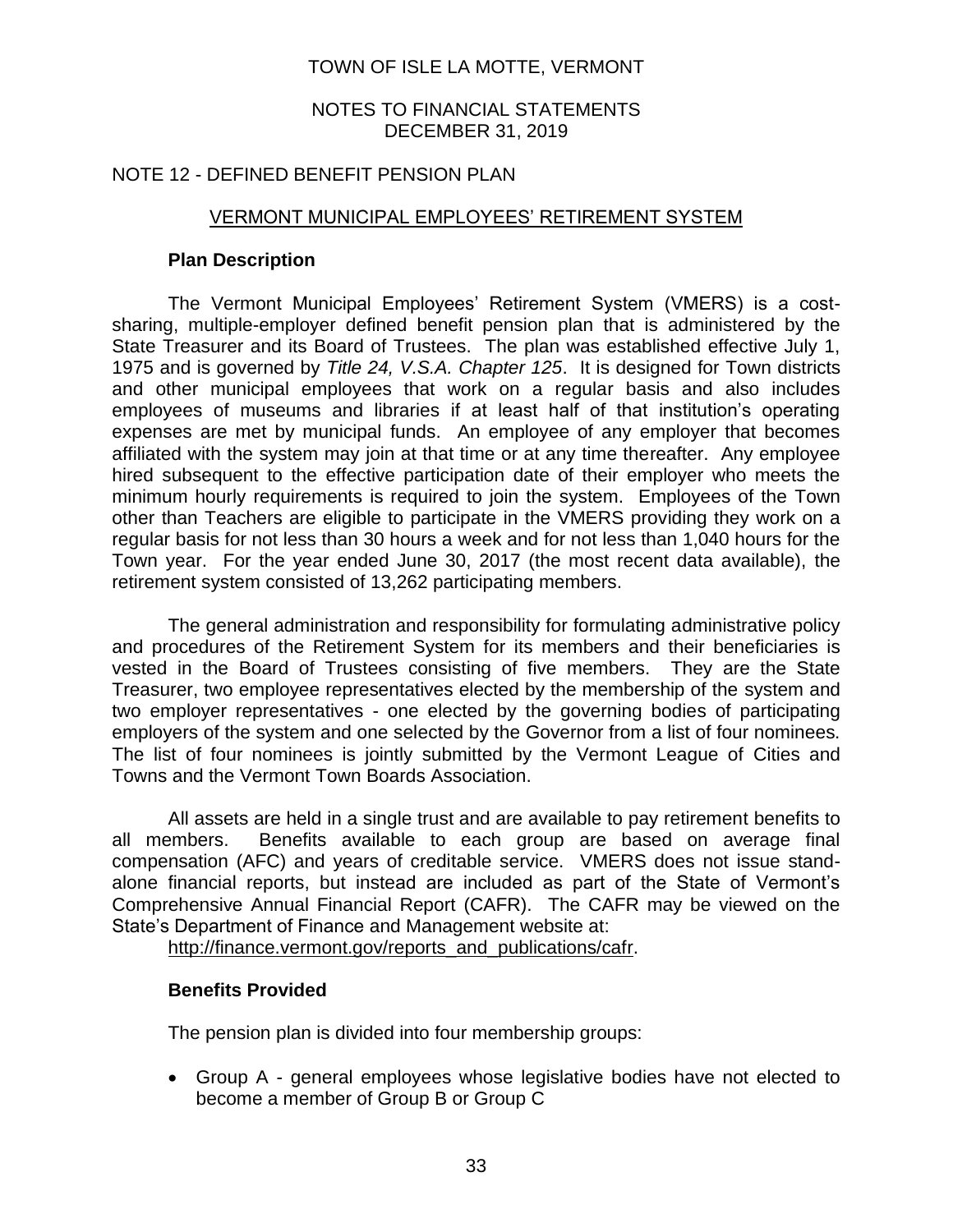## NOTE 12 - DEFINED BENEFIT PENSION PLAN

### VERMONT MUNICIPAL EMPLOYEES' RETIREMENT SYSTEM

**Plan Description**

The Vermont Municipal Employees' Retirement System (VMERS) is a cost-sharing, multiple-employer defined benefit pension plan that is administered by the State Treasurer and its Board of Trustees. The plan was established effective July 1, 1975 and is governed by *Title 24, V.S.A. Chapter 125*. It is designed for Town districts and other municipal employees that work on a regular basis and also includes employees of museums and libraries if at least half of that institution's operating expenses are met by municipal funds. An employee of any employer that becomes affiliated with the system may join at that time or at any time thereafter. Any employee hired subsequent to the effective participation date of their employer who meets the minimum hourly requirements is required to join the system. Employees of the Town other than Teachers are eligible to participate in the VMERS providing they work on a regular basis for not less than 30 hours a week and for not less than 1,040 hours for the Town year. For the year ended June 30, 2017 (the most recent data available), the retirement system consisted of 13,262 participating members.

The general administration and responsibility for formulating administrative policy and procedures of the Retirement System for its members and their beneficiaries is vested in the Board of Trustees consisting of five members. They are the State Treasurer, two employee representatives elected by the membership of the system and two employer representatives - one elected by the governing bodies of participating employers of the system and one selected by the Governor from a list of four nominees. The list of four nominees is jointly submitted by the Vermont League of Cities and Towns and the Vermont Town Boards Association.

All assets are held in a single trust and are available to pay retirement benefits to all members. Benefits available to each group are based on average final compensation (AFC) and years of creditable service. VMERS does not issue stand-alone financial reports, but instead are included as part of the State of Vermont's Comprehensive Annual Financial Report (CAFR). The CAFR may be viewed on the State's Department of Finance and Management website at:
http://finance.vermont.gov/reports_and_publications/cafr.

**Benefits Provided**

The pension plan is divided into four membership groups:

- Group A - general employees whose legislative bodies have not elected to become a member of Group B or Group C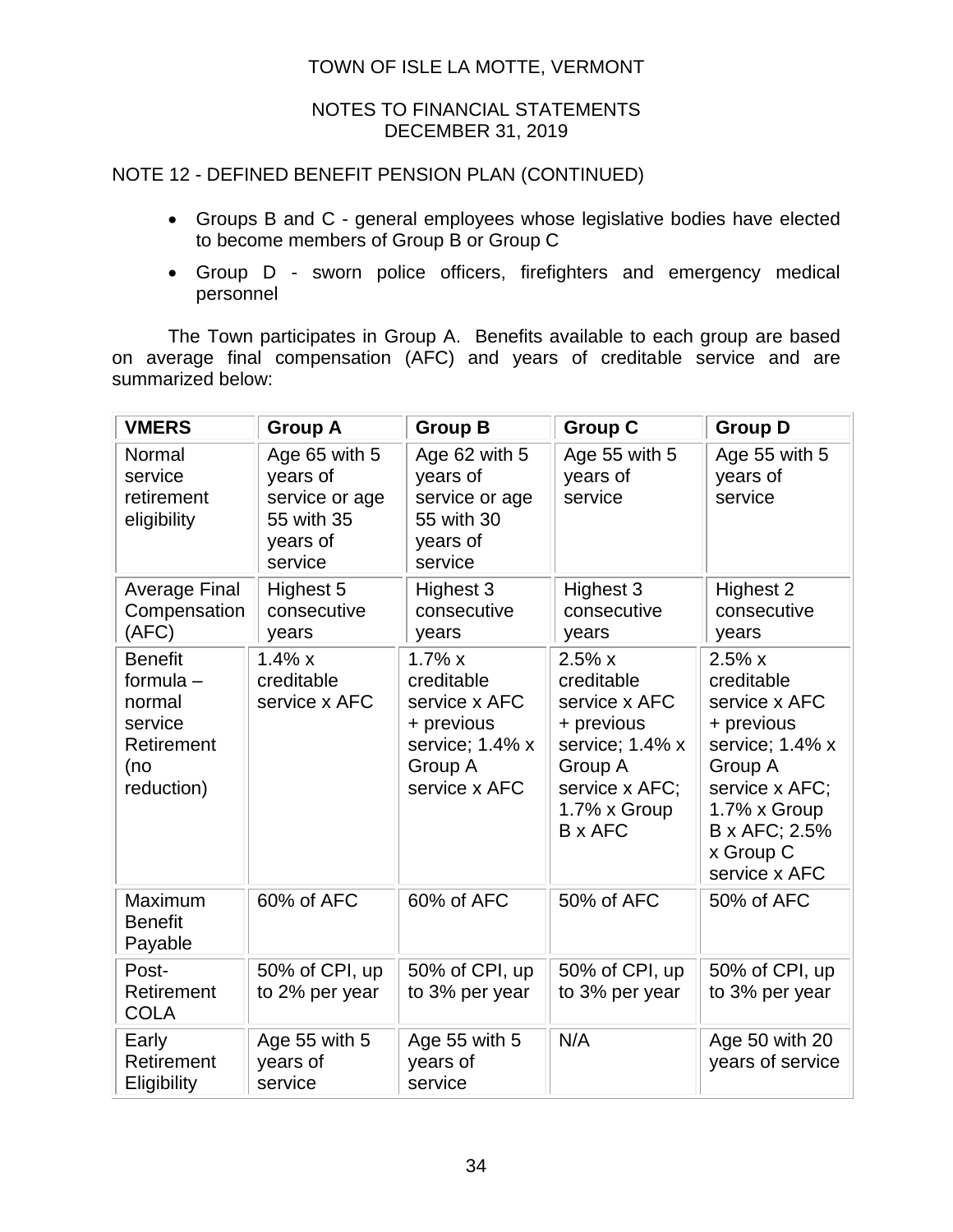NOTE 12 - DEFINED BENEFIT PENSION PLAN (CONTINUED)

- Groups B and C - general employees whose legislative bodies have elected to become members of Group B or Group C
- Group D - sworn police officers, firefighters and emergency medical personnel

The Town participates in Group A. Benefits available to each group are based on average final compensation (AFC) and years of creditable service and are summarized below:

| VMERS | Group A | Group B | Group C | Group D |
|---|---|---|---|---|
| Normal service retirement eligibility | Age 65 with 5 years of service or age 55 with 35 years of service | Age 62 with 5 years of service or age 55 with 30 years of service | Age 55 with 5 years of service | Age 55 with 5 years of service |
| Average Final Compensation (AFC) | Highest 5 consecutive years | Highest 3 consecutive years | Highest 3 consecutive years | Highest 2 consecutive years |
| Benefit formula – normal service Retirement (no reduction) | 1.4% x creditable service x AFC | 1.7% x creditable service x AFC + previous service; 1.4% x Group A service x AFC | 2.5% x creditable service x AFC + previous service; 1.4% x Group A service x AFC; 1.7% x Group B x AFC | 2.5% x creditable service x AFC + previous service; 1.4% x Group A service x AFC; 1.7% x Group B x AFC; 2.5% x Group C service x AFC |
| Maximum Benefit Payable | 60% of AFC | 60% of AFC | 50% of AFC | 50% of AFC |
| Post-Retirement COLA | 50% of CPI, up to 2% per year | 50% of CPI, up to 3% per year | 50% of CPI, up to 3% per year | 50% of CPI, up to 3% per year |
| Early Retirement Eligibility | Age 55 with 5 years of service | Age 55 with 5 years of service | N/A | Age 50 with 20 years of service |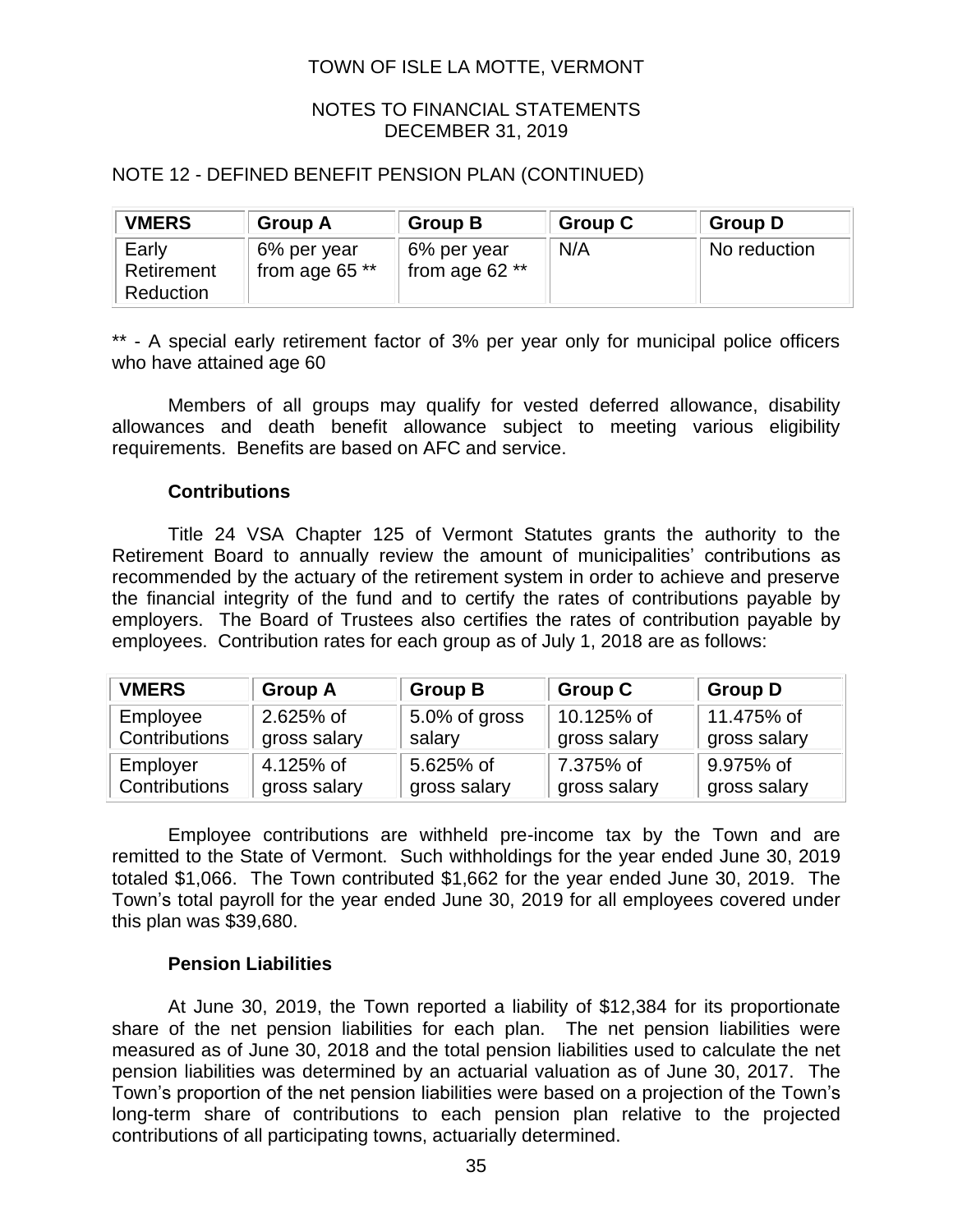NOTE 12 - DEFINED BENEFIT PENSION PLAN (CONTINUED)

| VMERS | Group A | Group B | Group C | Group D |
|---|---|---|---|---|
| Early Retirement Reduction | 6% per year from age 65 ** | 6% per year from age 62 ** | N/A | No reduction |

** - A special early retirement factor of 3% per year only for municipal police officers who have attained age 60

Members of all groups may qualify for vested deferred allowance, disability allowances and death benefit allowance subject to meeting various eligibility requirements. Benefits are based on AFC and service.

**Contributions**

Title 24 VSA Chapter 125 of Vermont Statutes grants the authority to the Retirement Board to annually review the amount of municipalities' contributions as recommended by the actuary of the retirement system in order to achieve and preserve the financial integrity of the fund and to certify the rates of contributions payable by employers. The Board of Trustees also certifies the rates of contribution payable by employees. Contribution rates for each group as of July 1, 2018 are as follows:

| VMERS | Group A | Group B | Group C | Group D |
|---|---|---|---|---|
| Employee Contributions | 2.625% of gross salary | 5.0% of gross salary | 10.125% of gross salary | 11.475% of gross salary |
| Employer Contributions | 4.125% of gross salary | 5.625% of gross salary | 7.375% of gross salary | 9.975% of gross salary |

Employee contributions are withheld pre-income tax by the Town and are remitted to the State of Vermont. Such withholdings for the year ended June 30, 2019 totaled $1,066. The Town contributed $1,662 for the year ended June 30, 2019. The Town's total payroll for the year ended June 30, 2019 for all employees covered under this plan was $39,680.

**Pension Liabilities**

At June 30, 2019, the Town reported a liability of $12,384 for its proportionate share of the net pension liabilities for each plan. The net pension liabilities were measured as of June 30, 2018 and the total pension liabilities used to calculate the net pension liabilities was determined by an actuarial valuation as of June 30, 2017. The Town's proportion of the net pension liabilities were based on a projection of the Town's long-term share of contributions to each pension plan relative to the projected contributions of all participating towns, actuarially determined.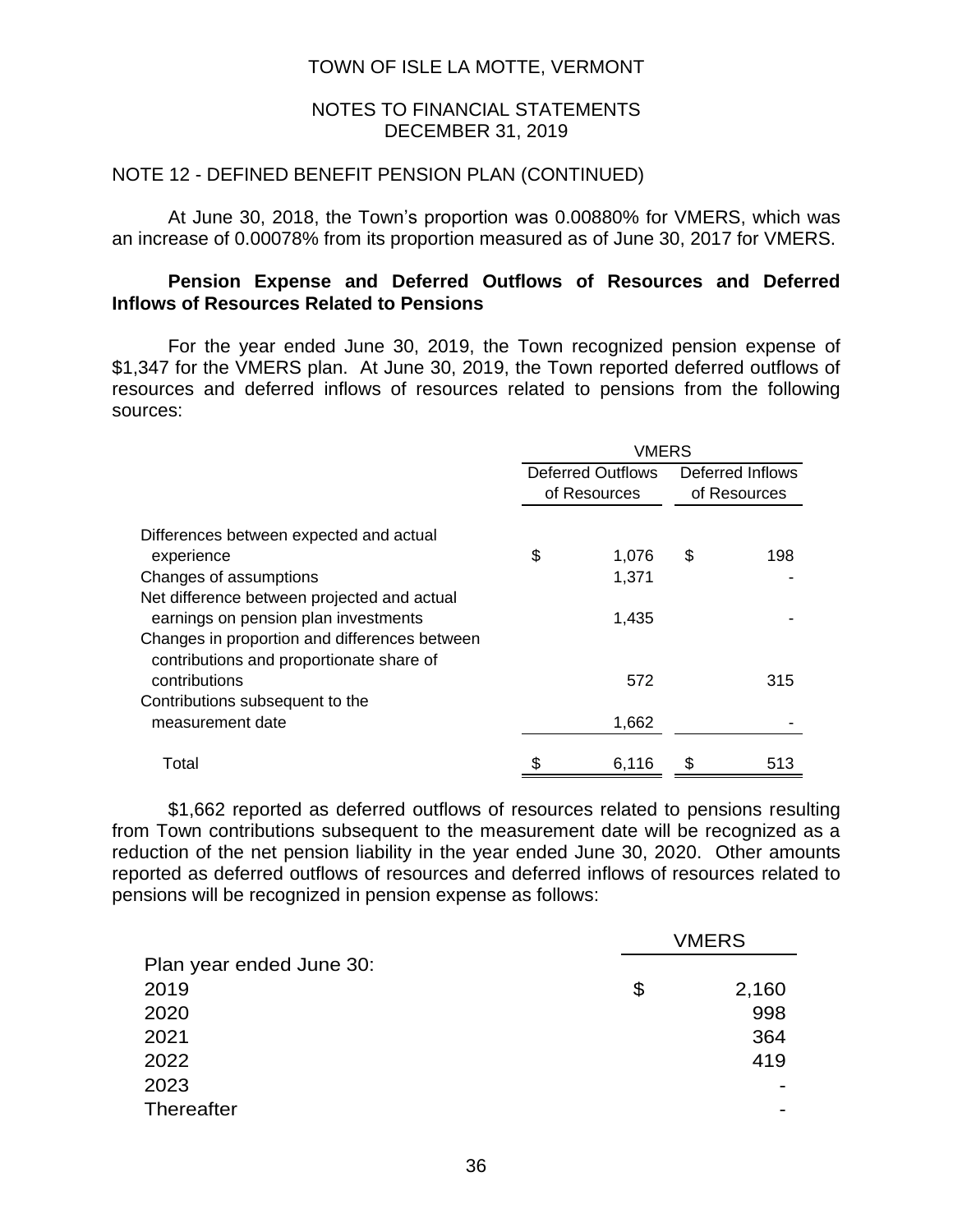TOWN OF ISLE LA MOTTE, VERMONT

NOTES TO FINANCIAL STATEMENTS
DECEMBER 31, 2019

NOTE 12 - DEFINED BENEFIT PENSION PLAN (CONTINUED)

At June 30, 2018, the Town's proportion was 0.00880% for VMERS, which was an increase of 0.00078% from its proportion measured as of June 30, 2017 for VMERS.

**Pension Expense and Deferred Outflows of Resources and Deferred Inflows of Resources Related to Pensions**

For the year ended June 30, 2019, the Town recognized pension expense of $1,347 for the VMERS plan. At June 30, 2019, the Town reported deferred outflows of resources and deferred inflows of resources related to pensions from the following sources:

| | VMERS | |
|---|---|---|
| | Deferred Outflows of Resources | Deferred Inflows of Resources |
| Differences between expected and actual experience | $ 1,076 | $ 198 |
| Changes of assumptions | 1,371 | - |
| Net difference between projected and actual earnings on pension plan investments | 1,435 | - |
| Changes in proportion and differences between contributions and proportionate share of contributions | 572 | 315 |
| Contributions subsequent to the measurement date | 1,662 | - |
| Total | $ 6,116 | $ 513 |

$1,662 reported as deferred outflows of resources related to pensions resulting from Town contributions subsequent to the measurement date will be recognized as a reduction of the net pension liability in the year ended June 30, 2020. Other amounts reported as deferred outflows of resources and deferred inflows of resources related to pensions will be recognized in pension expense as follows:

| Plan year ended June 30: | VMERS |
|---|---|
| 2019 | $ 2,160 |
| 2020 | 998 |
| 2021 | 364 |
| 2022 | 419 |
| 2023 | - |
| Thereafter | - |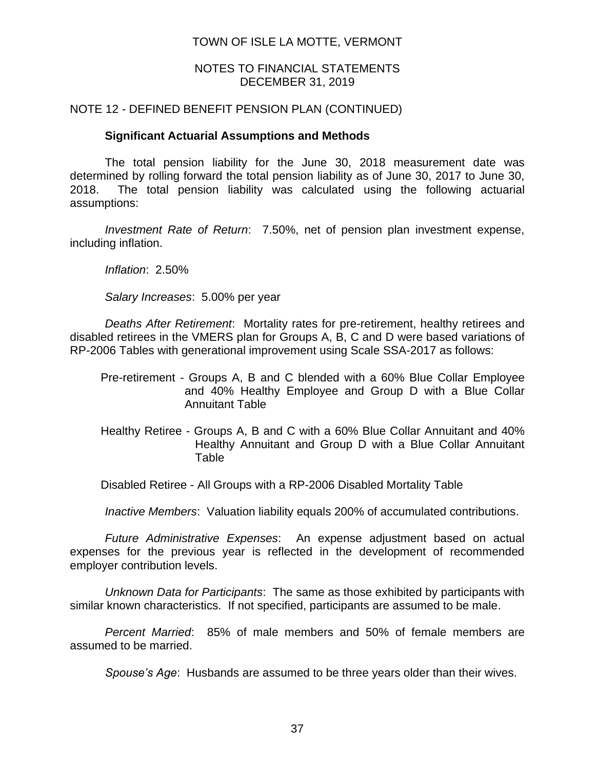TOWN OF ISLE LA MOTTE, VERMONT

NOTES TO FINANCIAL STATEMENTS
DECEMBER 31, 2019

NOTE 12 - DEFINED BENEFIT PENSION PLAN (CONTINUED)

**Significant Actuarial Assumptions and Methods**

The total pension liability for the June 30, 2018 measurement date was determined by rolling forward the total pension liability as of June 30, 2017 to June 30, 2018. The total pension liability was calculated using the following actuarial assumptions:

*Investment Rate of Return*: 7.50%, net of pension plan investment expense, including inflation.

*Inflation*: 2.50%

*Salary Increases*: 5.00% per year

*Deaths After Retirement*: Mortality rates for pre-retirement, healthy retirees and disabled retirees in the VMERS plan for Groups A, B, C and D were based variations of RP-2006 Tables with generational improvement using Scale SSA-2017 as follows:

Pre-retirement - Groups A, B and C blended with a 60% Blue Collar Employee and 40% Healthy Employee and Group D with a Blue Collar Annuitant Table

Healthy Retiree - Groups A, B and C with a 60% Blue Collar Annuitant and 40% Healthy Annuitant and Group D with a Blue Collar Annuitant Table

Disabled Retiree - All Groups with a RP-2006 Disabled Mortality Table

*Inactive Members*: Valuation liability equals 200% of accumulated contributions.

*Future Administrative Expenses*: An expense adjustment based on actual expenses for the previous year is reflected in the development of recommended employer contribution levels.

*Unknown Data for Participants*: The same as those exhibited by participants with similar known characteristics. If not specified, participants are assumed to be male.

*Percent Married*: 85% of male members and 50% of female members are assumed to be married.

*Spouse's Age*: Husbands are assumed to be three years older than their wives.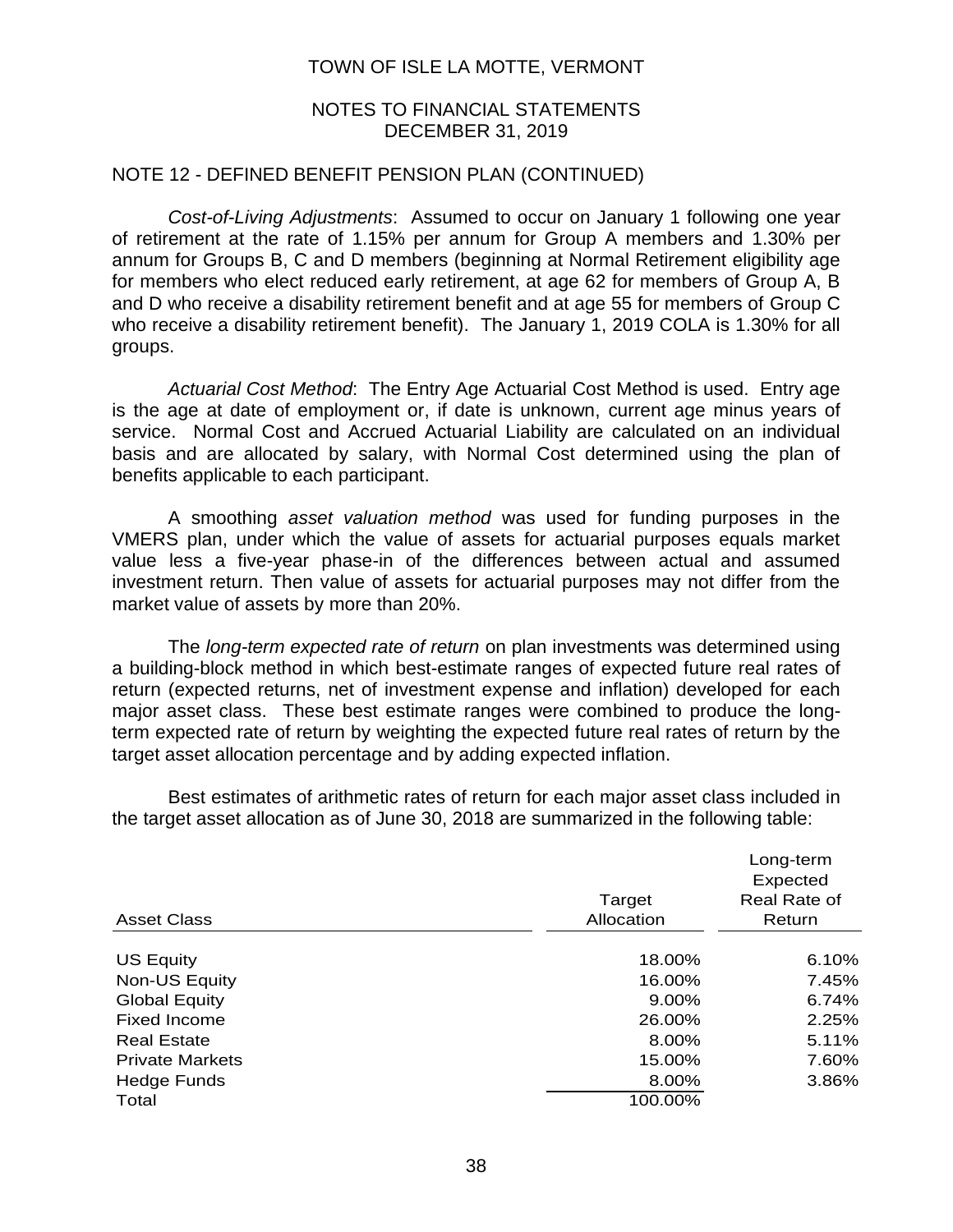TOWN OF ISLE LA MOTTE, VERMONT

NOTES TO FINANCIAL STATEMENTS
DECEMBER 31, 2019

## NOTE 12 - DEFINED BENEFIT PENSION PLAN (CONTINUED)

*Cost-of-Living Adjustments*: Assumed to occur on January 1 following one year of retirement at the rate of 1.15% per annum for Group A members and 1.30% per annum for Groups B, C and D members (beginning at Normal Retirement eligibility age for members who elect reduced early retirement, at age 62 for members of Group A, B and D who receive a disability retirement benefit and at age 55 for members of Group C who receive a disability retirement benefit). The January 1, 2019 COLA is 1.30% for all groups.

*Actuarial Cost Method*: The Entry Age Actuarial Cost Method is used. Entry age is the age at date of employment or, if date is unknown, current age minus years of service. Normal Cost and Accrued Actuarial Liability are calculated on an individual basis and are allocated by salary, with Normal Cost determined using the plan of benefits applicable to each participant.

A smoothing *asset valuation method* was used for funding purposes in the VMERS plan, under which the value of assets for actuarial purposes equals market value less a five-year phase-in of the differences between actual and assumed investment return. Then value of assets for actuarial purposes may not differ from the market value of assets by more than 20%.

The *long-term expected rate of return* on plan investments was determined using a building-block method in which best-estimate ranges of expected future real rates of return (expected returns, net of investment expense and inflation) developed for each major asset class. These best estimate ranges were combined to produce the long-term expected rate of return by weighting the expected future real rates of return by the target asset allocation percentage and by adding expected inflation.

Best estimates of arithmetic rates of return for each major asset class included in the target asset allocation as of June 30, 2018 are summarized in the following table:

| Asset Class | Target Allocation | Long-term Expected Real Rate of Return |
|---|---|---|
| US Equity | 18.00% | 6.10% |
| Non-US Equity | 16.00% | 7.45% |
| Global Equity | 9.00% | 6.74% |
| Fixed Income | 26.00% | 2.25% |
| Real Estate | 8.00% | 5.11% |
| Private Markets | 15.00% | 7.60% |
| Hedge Funds | 8.00% | 3.86% |
| Total | 100.00% | |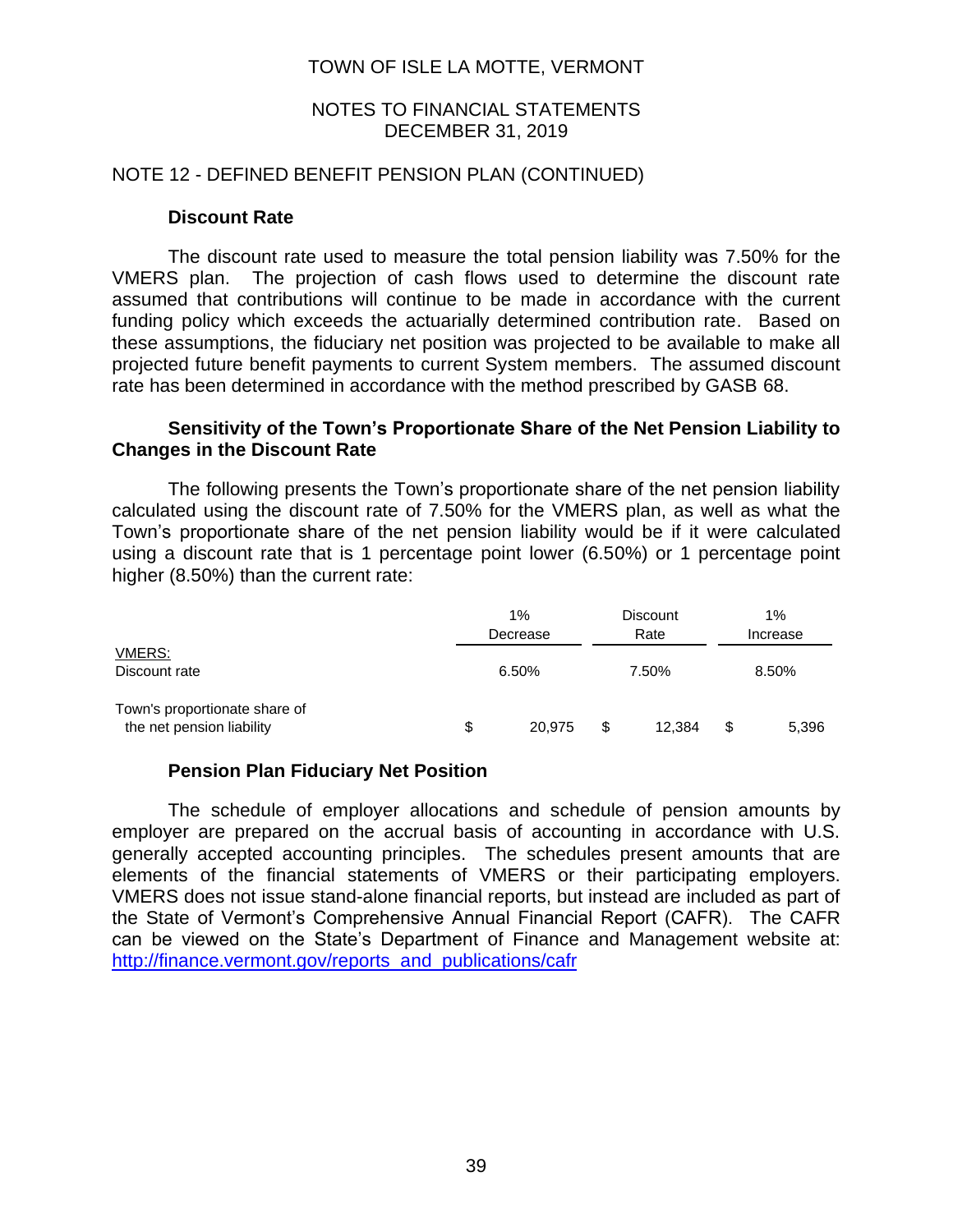TOWN OF ISLE LA MOTTE, VERMONT

NOTES TO FINANCIAL STATEMENTS
DECEMBER 31, 2019

## NOTE 12 - DEFINED BENEFIT PENSION PLAN (CONTINUED)

### Discount Rate

The discount rate used to measure the total pension liability was 7.50% for the VMERS plan. The projection of cash flows used to determine the discount rate assumed that contributions will continue to be made in accordance with the current funding policy which exceeds the actuarially determined contribution rate. Based on these assumptions, the fiduciary net position was projected to be available to make all projected future benefit payments to current System members. The assumed discount rate has been determined in accordance with the method prescribed by GASB 68.

### Sensitivity of the Town's Proportionate Share of the Net Pension Liability to Changes in the Discount Rate

The following presents the Town's proportionate share of the net pension liability calculated using the discount rate of 7.50% for the VMERS plan, as well as what the Town's proportionate share of the net pension liability would be if it were calculated using a discount rate that is 1 percentage point lower (6.50%) or 1 percentage point higher (8.50%) than the current rate:

| | 1% Decrease | Discount Rate | 1% Increase |
|---|---|---|---|
| VMERS: | | | |
| Discount rate | 6.50% | 7.50% | 8.50% |
| Town's proportionate share of the net pension liability | $ 20,975 | $ 12,384 | $ 5,396 |

### Pension Plan Fiduciary Net Position

The schedule of employer allocations and schedule of pension amounts by employer are prepared on the accrual basis of accounting in accordance with U.S. generally accepted accounting principles. The schedules present amounts that are elements of the financial statements of VMERS or their participating employers. VMERS does not issue stand-alone financial reports, but instead are included as part of the State of Vermont's Comprehensive Annual Financial Report (CAFR). The CAFR can be viewed on the State's Department of Finance and Management website at: http://finance.vermont.gov/reports_and_publications/cafr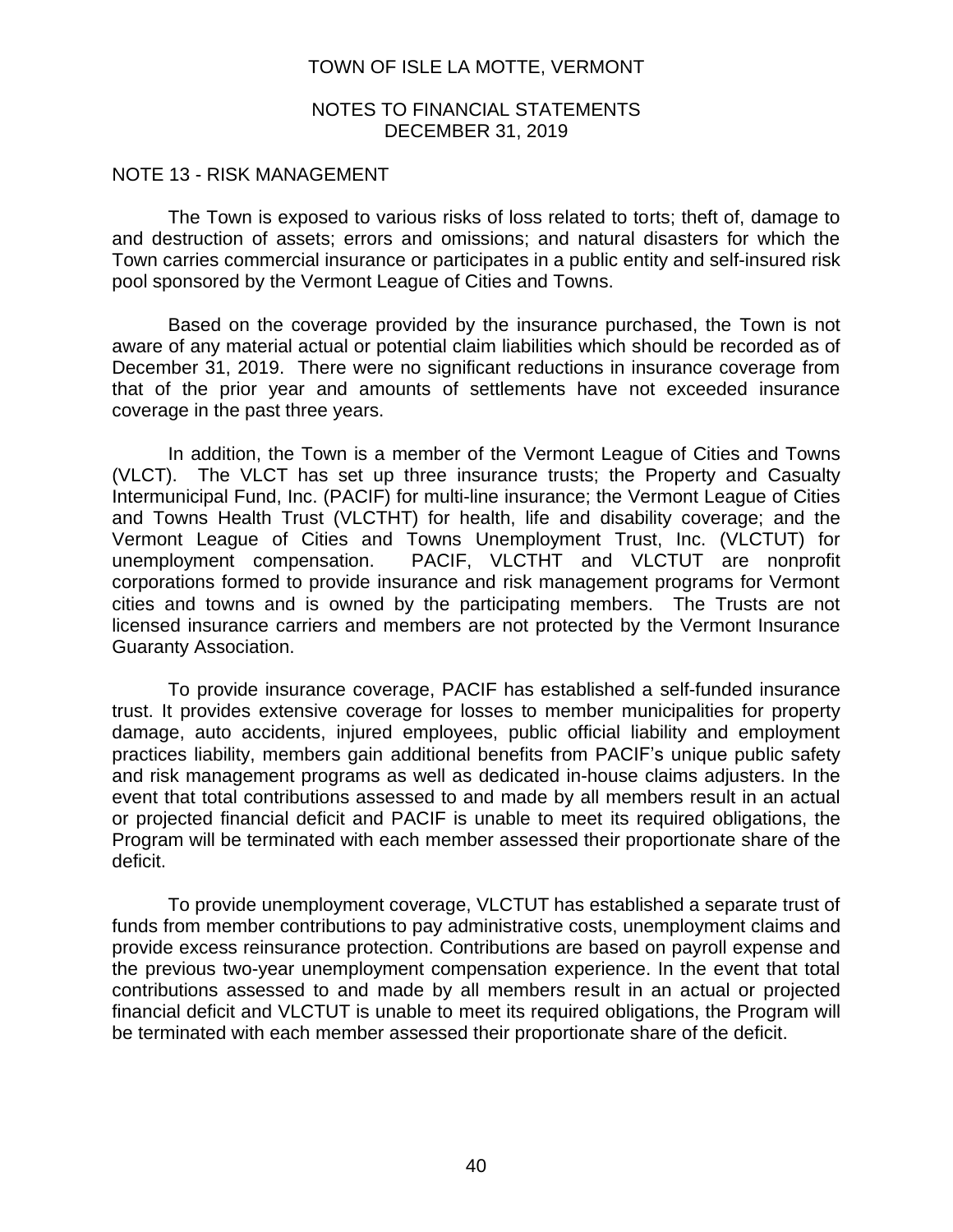## NOTE 13 - RISK MANAGEMENT

The Town is exposed to various risks of loss related to torts; theft of, damage to and destruction of assets; errors and omissions; and natural disasters for which the Town carries commercial insurance or participates in a public entity and self-insured risk pool sponsored by the Vermont League of Cities and Towns.

Based on the coverage provided by the insurance purchased, the Town is not aware of any material actual or potential claim liabilities which should be recorded as of December 31, 2019. There were no significant reductions in insurance coverage from that of the prior year and amounts of settlements have not exceeded insurance coverage in the past three years.

In addition, the Town is a member of the Vermont League of Cities and Towns (VLCT). The VLCT has set up three insurance trusts; the Property and Casualty Intermunicipal Fund, Inc. (PACIF) for multi-line insurance; the Vermont League of Cities and Towns Health Trust (VLCTHT) for health, life and disability coverage; and the Vermont League of Cities and Towns Unemployment Trust, Inc. (VLCTUT) for unemployment compensation. PACIF, VLCTHT and VLCTUT are nonprofit corporations formed to provide insurance and risk management programs for Vermont cities and towns and is owned by the participating members. The Trusts are not licensed insurance carriers and members are not protected by the Vermont Insurance Guaranty Association.

To provide insurance coverage, PACIF has established a self-funded insurance trust. It provides extensive coverage for losses to member municipalities for property damage, auto accidents, injured employees, public official liability and employment practices liability, members gain additional benefits from PACIF's unique public safety and risk management programs as well as dedicated in-house claims adjusters. In the event that total contributions assessed to and made by all members result in an actual or projected financial deficit and PACIF is unable to meet its required obligations, the Program will be terminated with each member assessed their proportionate share of the deficit.

To provide unemployment coverage, VLCTUT has established a separate trust of funds from member contributions to pay administrative costs, unemployment claims and provide excess reinsurance protection. Contributions are based on payroll expense and the previous two-year unemployment compensation experience. In the event that total contributions assessed to and made by all members result in an actual or projected financial deficit and VLCTUT is unable to meet its required obligations, the Program will be terminated with each member assessed their proportionate share of the deficit.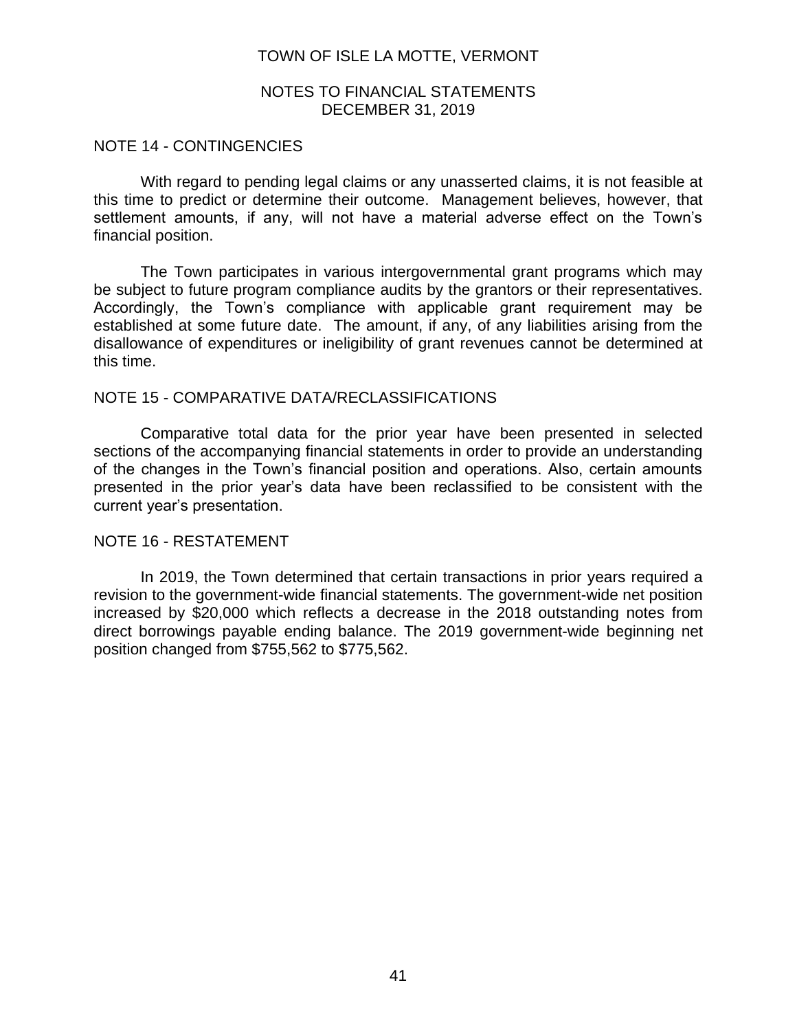## NOTE 14 - CONTINGENCIES

With regard to pending legal claims or any unasserted claims, it is not feasible at this time to predict or determine their outcome. Management believes, however, that settlement amounts, if any, will not have a material adverse effect on the Town's financial position.

The Town participates in various intergovernmental grant programs which may be subject to future program compliance audits by the grantors or their representatives. Accordingly, the Town's compliance with applicable grant requirement may be established at some future date. The amount, if any, of any liabilities arising from the disallowance of expenditures or ineligibility of grant revenues cannot be determined at this time.

## NOTE 15 - COMPARATIVE DATA/RECLASSIFICATIONS

Comparative total data for the prior year have been presented in selected sections of the accompanying financial statements in order to provide an understanding of the changes in the Town's financial position and operations. Also, certain amounts presented in the prior year's data have been reclassified to be consistent with the current year's presentation.

## NOTE 16 - RESTATEMENT

In 2019, the Town determined that certain transactions in prior years required a revision to the government-wide financial statements. The government-wide net position increased by $20,000 which reflects a decrease in the 2018 outstanding notes from direct borrowings payable ending balance. The 2019 government-wide beginning net position changed from $755,562 to $775,562.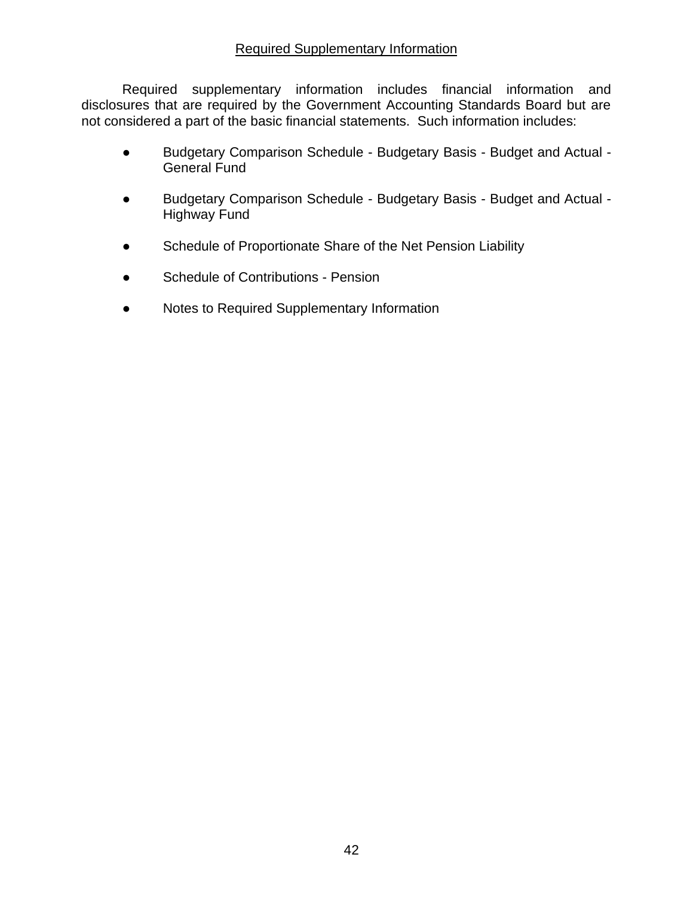## Required Supplementary Information

Required supplementary information includes financial information and disclosures that are required by the Government Accounting Standards Board but are not considered a part of the basic financial statements. Such information includes:

- Budgetary Comparison Schedule - Budgetary Basis - Budget and Actual - General Fund
- Budgetary Comparison Schedule - Budgetary Basis - Budget and Actual - Highway Fund
- Schedule of Proportionate Share of the Net Pension Liability
- Schedule of Contributions - Pension
- Notes to Required Supplementary Information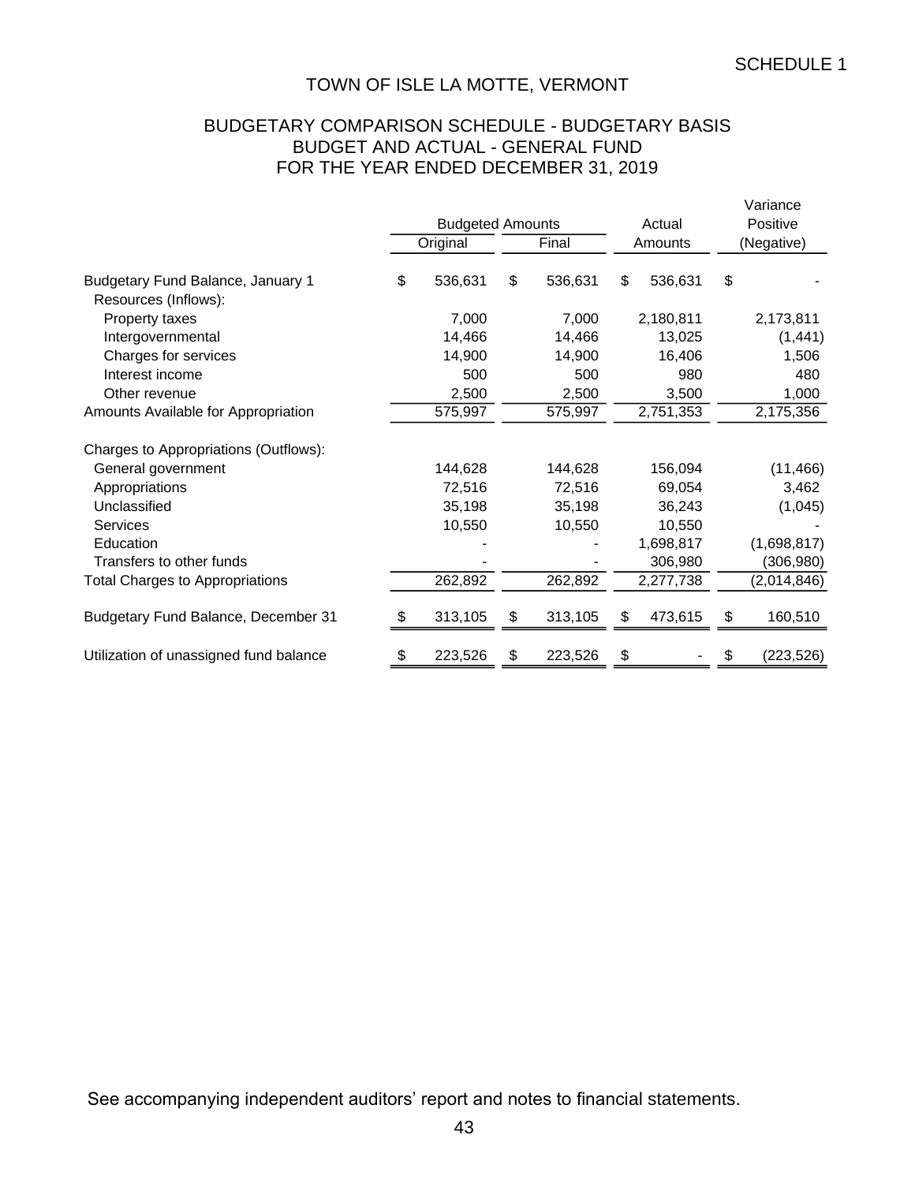SCHEDULE 1

# TOWN OF ISLE LA MOTTE, VERMONT

## BUDGETARY COMPARISON SCHEDULE - BUDGETARY BASIS
## BUDGET AND ACTUAL - GENERAL FUND
## FOR THE YEAR ENDED DECEMBER 31, 2019

| | Budgeted Amounts | | Actual | Variance Positive |
|---|---|---|---|---|
| | Original | Final | Amounts | (Negative) |
| Budgetary Fund Balance, January 1 | $ 536,631 | $ 536,631 | $ 536,631 | $ - |
| Resources (Inflows): | | | | |
| Property taxes | 7,000 | 7,000 | 2,180,811 | 2,173,811 |
| Intergovernmental | 14,466 | 14,466 | 13,025 | (1,441) |
| Charges for services | 14,900 | 14,900 | 16,406 | 1,506 |
| Interest income | 500 | 500 | 980 | 480 |
| Other revenue | 2,500 | 2,500 | 3,500 | 1,000 |
| Amounts Available for Appropriation | 575,997 | 575,997 | 2,751,353 | 2,175,356 |
| Charges to Appropriations (Outflows): | | | | |
| General government | 144,628 | 144,628 | 156,094 | (11,466) |
| Appropriations | 72,516 | 72,516 | 69,054 | 3,462 |
| Unclassified | 35,198 | 35,198 | 36,243 | (1,045) |
| Services | 10,550 | 10,550 | 10,550 | - |
| Education | - | - | 1,698,817 | (1,698,817) |
| Transfers to other funds | - | - | 306,980 | (306,980) |
| Total Charges to Appropriations | 262,892 | 262,892 | 2,277,738 | (2,014,846) |
| Budgetary Fund Balance, December 31 | $ 313,105 | $ 313,105 | $ 473,615 | $ 160,510 |
| Utilization of unassigned fund balance | $ 223,526 | $ 223,526 | $ - | $ (223,526) |

See accompanying independent auditors' report and notes to financial statements.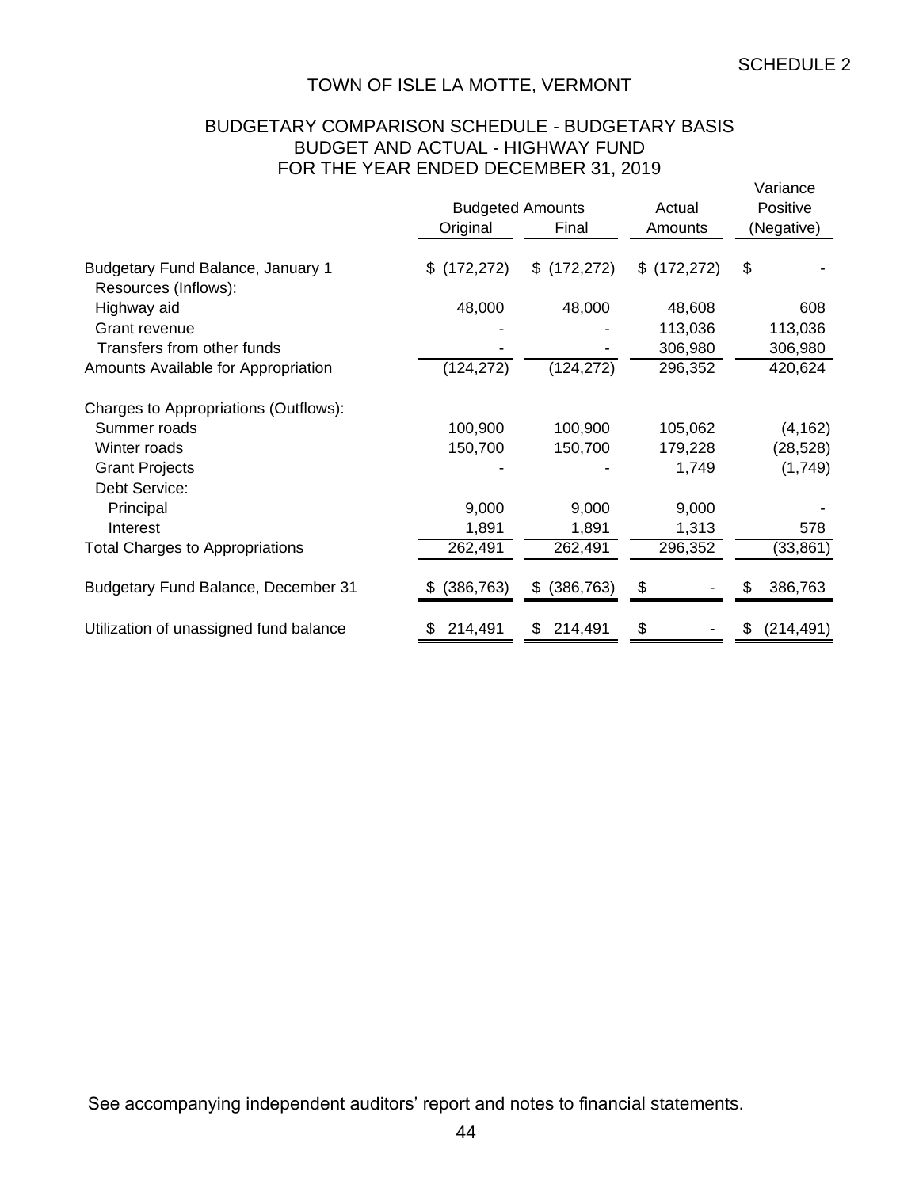SCHEDULE 2

# TOWN OF ISLE LA MOTTE, VERMONT

## BUDGETARY COMPARISON SCHEDULE - BUDGETARY BASIS
## BUDGET AND ACTUAL - HIGHWAY FUND
## FOR THE YEAR ENDED DECEMBER 31, 2019

| | Budgeted Amounts | | Actual | Variance Positive |
|---|---|---|---|---|
| | Original | Final | Amounts | (Negative) |
| Budgetary Fund Balance, January 1 | $ (172,272) | $ (172,272) | $ (172,272) | $ - |
| Resources (Inflows): | | | | |
| Highway aid | 48,000 | 48,000 | 48,608 | 608 |
| Grant revenue | - | - | 113,036 | 113,036 |
| Transfers from other funds | - | - | 306,980 | 306,980 |
| Amounts Available for Appropriation | (124,272) | (124,272) | 296,352 | 420,624 |
| Charges to Appropriations (Outflows): | | | | |
| Summer roads | 100,900 | 100,900 | 105,062 | (4,162) |
| Winter roads | 150,700 | 150,700 | 179,228 | (28,528) |
| Grant Projects | - | - | 1,749 | (1,749) |
| Debt Service: | | | | |
| Principal | 9,000 | 9,000 | 9,000 | - |
| Interest | 1,891 | 1,891 | 1,313 | 578 |
| Total Charges to Appropriations | 262,491 | 262,491 | 296,352 | (33,861) |
| Budgetary Fund Balance, December 31 | $ (386,763) | $ (386,763) | $ - | $ 386,763 |
| Utilization of unassigned fund balance | $ 214,491 | $ 214,491 | $ - | $ (214,491) |

See accompanying independent auditors' report and notes to financial statements.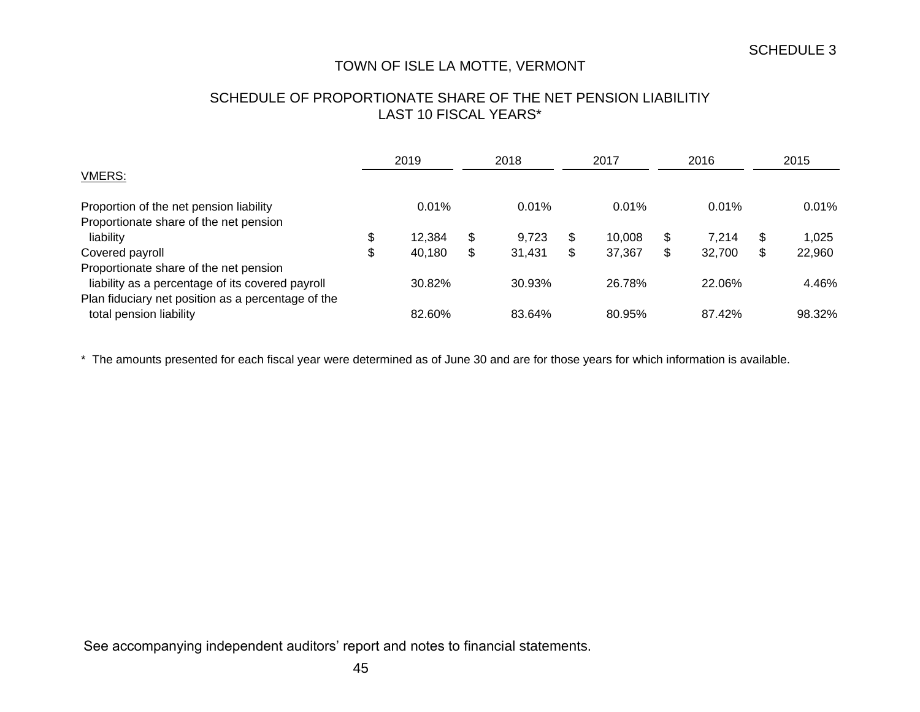SCHEDULE 3

# TOWN OF ISLE LA MOTTE, VERMONT

## SCHEDULE OF PROPORTIONATE SHARE OF THE NET PENSION LIABILITIY LAST 10 FISCAL YEARS*

| | 2019 | 2018 | 2017 | 2016 | 2015 |
|---|---|---|---|---|---|
| VMERS: | | | | | |
| Proportion of the net pension liability | 0.01% | 0.01% | 0.01% | 0.01% | 0.01% |
| Proportionate share of the net pension liability | $ 12,384 | $ 9,723 | $ 10,008 | $ 7,214 | $ 1,025 |
| Covered payroll | $ 40,180 | $ 31,431 | $ 37,367 | $ 32,700 | $ 22,960 |
| Proportionate share of the net pension liability as a percentage of its covered payroll | 30.82% | 30.93% | 26.78% | 22.06% | 4.46% |
| Plan fiduciary net position as a percentage of the total pension liability | 82.60% | 83.64% | 80.95% | 87.42% | 98.32% |

* The amounts presented for each fiscal year were determined as of June 30 and are for those years for which information is available.

See accompanying independent auditors' report and notes to financial statements.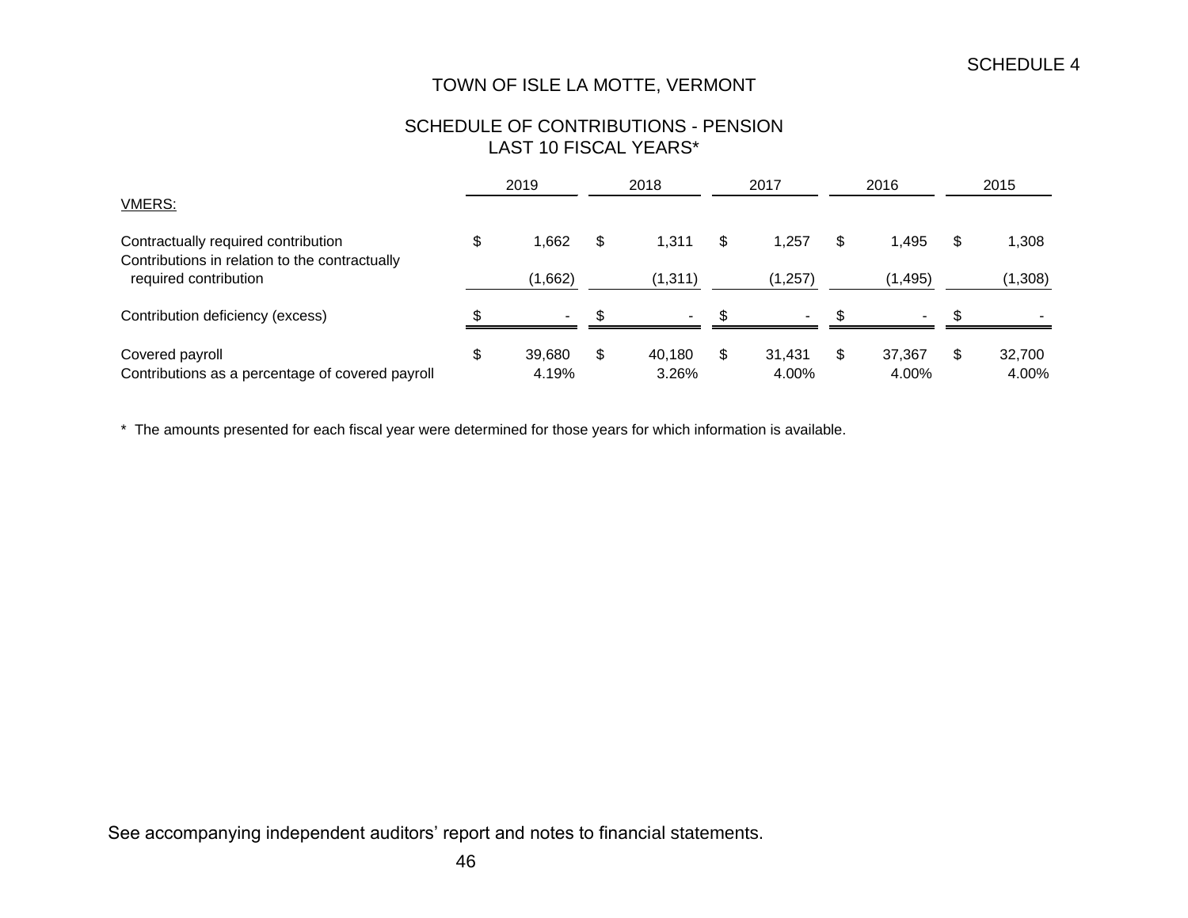SCHEDULE 4

# TOWN OF ISLE LA MOTTE, VERMONT

## SCHEDULE OF CONTRIBUTIONS - PENSION
## LAST 10 FISCAL YEARS*

| | 2019 | 2018 | 2017 | 2016 | 2015 |
|---|---|---|---|---|---|
| VMERS: | | | | | |
| Contractually required contribution | $ 1,662 | $ 1,311 | $ 1,257 | $ 1,495 | $ 1,308 |
| Contributions in relation to the contractually required contribution | (1,662) | (1,311) | (1,257) | (1,495) | (1,308) |
| Contribution deficiency (excess) | $ - | $ - | $ - | $ - | $ - |
| Covered payroll | $ 39,680 | $ 40,180 | $ 31,431 | $ 37,367 | $ 32,700 |
| Contributions as a percentage of covered payroll | 4.19% | 3.26% | 4.00% | 4.00% | 4.00% |

\* The amounts presented for each fiscal year were determined for those years for which information is available.

See accompanying independent auditors' report and notes to financial statements.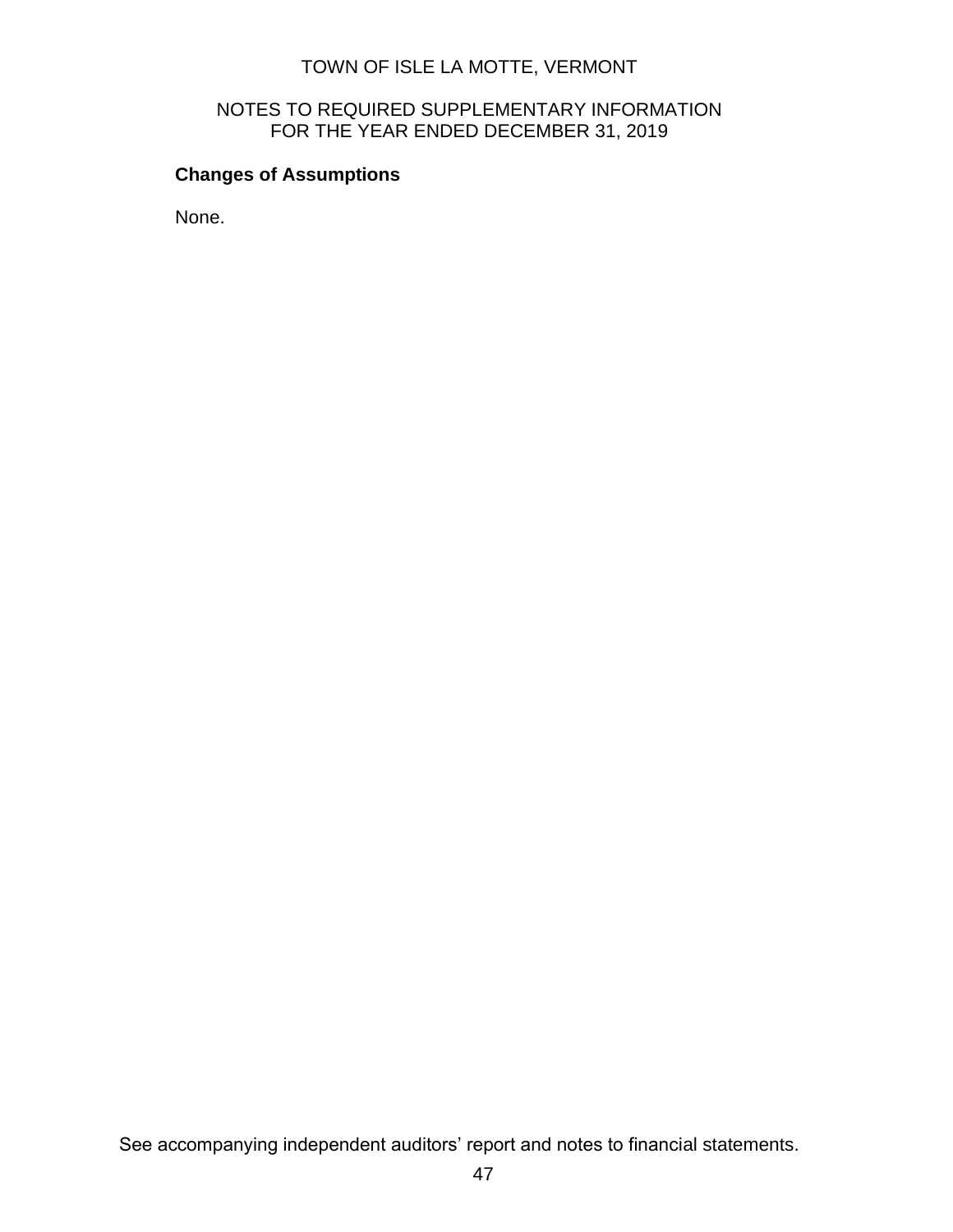TOWN OF ISLE LA MOTTE, VERMONT

NOTES TO REQUIRED SUPPLEMENTARY INFORMATION
FOR THE YEAR ENDED DECEMBER 31, 2019

**Changes of Assumptions**

None.

See accompanying independent auditors' report and notes to financial statements.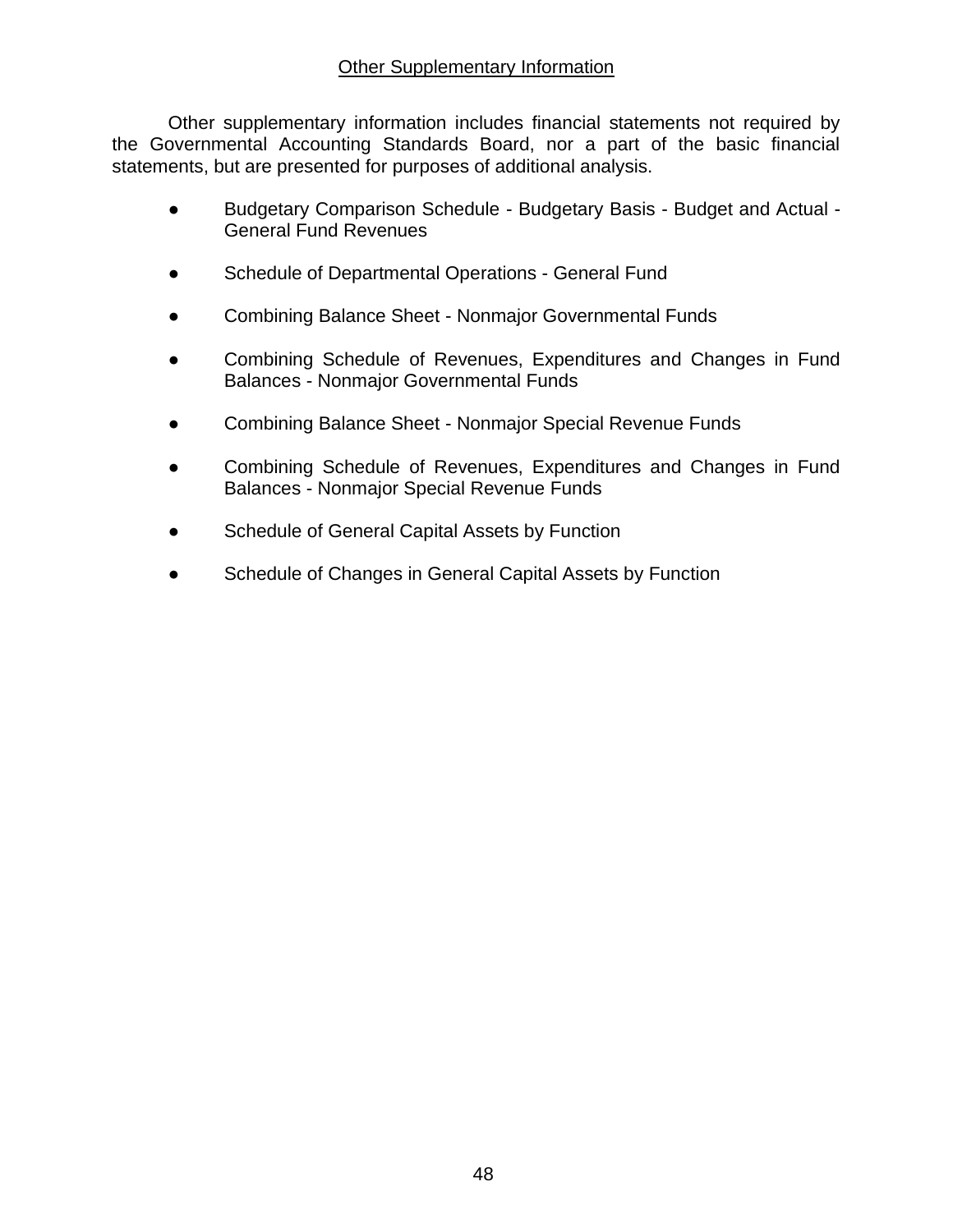## Other Supplementary Information

Other supplementary information includes financial statements not required by the Governmental Accounting Standards Board, nor a part of the basic financial statements, but are presented for purposes of additional analysis.

- Budgetary Comparison Schedule - Budgetary Basis - Budget and Actual - General Fund Revenues
- Schedule of Departmental Operations - General Fund
- Combining Balance Sheet - Nonmajor Governmental Funds
- Combining Schedule of Revenues, Expenditures and Changes in Fund Balances - Nonmajor Governmental Funds
- Combining Balance Sheet - Nonmajor Special Revenue Funds
- Combining Schedule of Revenues, Expenditures and Changes in Fund Balances - Nonmajor Special Revenue Funds
- Schedule of General Capital Assets by Function
- Schedule of Changes in General Capital Assets by Function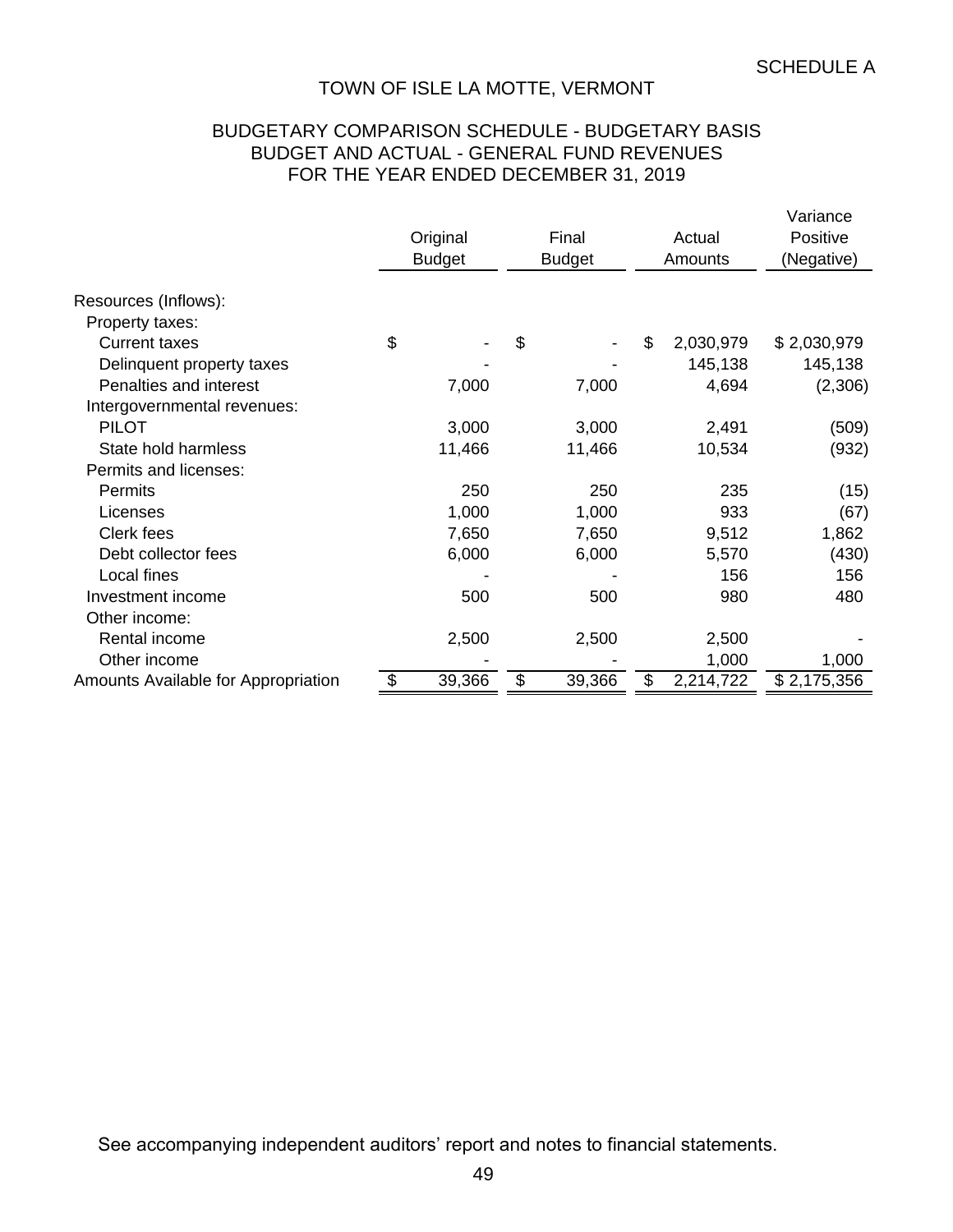SCHEDULE A

# TOWN OF ISLE LA MOTTE, VERMONT

## BUDGETARY COMPARISON SCHEDULE - BUDGETARY BASIS
## BUDGET AND ACTUAL - GENERAL FUND REVENUES
## FOR THE YEAR ENDED DECEMBER 31, 2019

| | Original Budget | Final Budget | Actual Amounts | Variance Positive (Negative) |
|---|---|---|---|---|
| Resources (Inflows): | | | | |
| Property taxes: | | | | |
| Current taxes | $ - | $ - | $ 2,030,979 | $ 2,030,979 |
| Delinquent property taxes | - | - | 145,138 | 145,138 |
| Penalties and interest | 7,000 | 7,000 | 4,694 | (2,306) |
| Intergovernmental revenues: | | | | |
| PILOT | 3,000 | 3,000 | 2,491 | (509) |
| State hold harmless | 11,466 | 11,466 | 10,534 | (932) |
| Permits and licenses: | | | | |
| Permits | 250 | 250 | 235 | (15) |
| Licenses | 1,000 | 1,000 | 933 | (67) |
| Clerk fees | 7,650 | 7,650 | 9,512 | 1,862 |
| Debt collector fees | 6,000 | 6,000 | 5,570 | (430) |
| Local fines | - | - | 156 | 156 |
| Investment income | 500 | 500 | 980 | 480 |
| Other income: | | | | |
| Rental income | 2,500 | 2,500 | 2,500 | - |
| Other income | - | - | 1,000 | 1,000 |
| Amounts Available for Appropriation | $ 39,366 | $ 39,366 | $ 2,214,722 | $ 2,175,356 |

See accompanying independent auditors' report and notes to financial statements.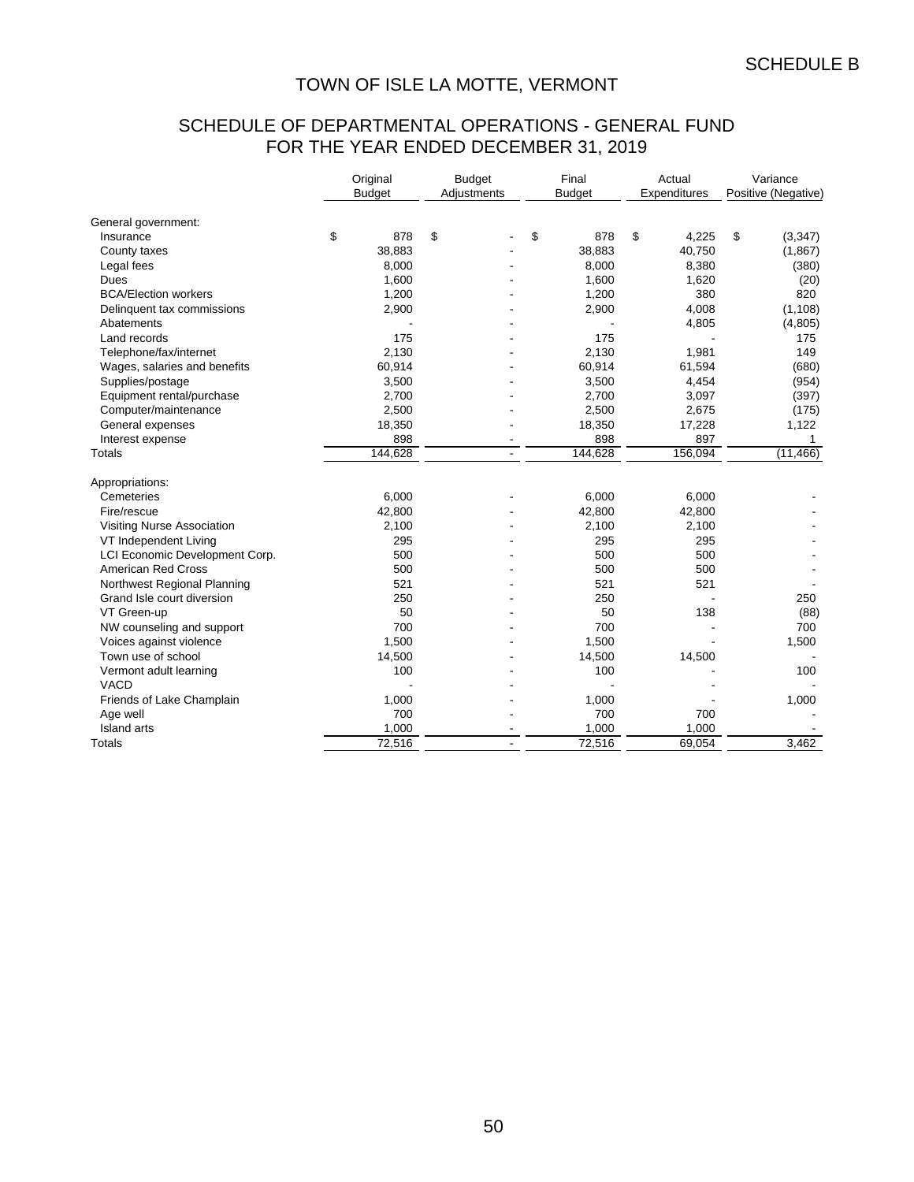SCHEDULE B

# TOWN OF ISLE LA MOTTE, VERMONT

## SCHEDULE OF DEPARTMENTAL OPERATIONS - GENERAL FUND
## FOR THE YEAR ENDED DECEMBER 31, 2019

| | Original Budget | Budget Adjustments | Final Budget | Actual Expenditures | Variance Positive (Negative) |
|---|---|---|---|---|---|
| General government: | | | | | |
| Insurance | $ 878 | $ - | $ 878 | $ 4,225 | $ (3,347) |
| County taxes | 38,883 | - | 38,883 | 40,750 | (1,867) |
| Legal fees | 8,000 | - | 8,000 | 8,380 | (380) |
| Dues | 1,600 | - | 1,600 | 1,620 | (20) |
| BCA/Election workers | 1,200 | - | 1,200 | 380 | 820 |
| Delinquent tax commissions | 2,900 | - | 2,900 | 4,008 | (1,108) |
| Abatements | - | - | - | 4,805 | (4,805) |
| Land records | 175 | - | 175 | - | 175 |
| Telephone/fax/internet | 2,130 | - | 2,130 | 1,981 | 149 |
| Wages, salaries and benefits | 60,914 | - | 60,914 | 61,594 | (680) |
| Supplies/postage | 3,500 | - | 3,500 | 4,454 | (954) |
| Equipment rental/purchase | 2,700 | - | 2,700 | 3,097 | (397) |
| Computer/maintenance | 2,500 | - | 2,500 | 2,675 | (175) |
| General expenses | 18,350 | - | 18,350 | 17,228 | 1,122 |
| Interest expense | 898 | - | 898 | 897 | 1 |
| Totals | 144,628 | - | 144,628 | 156,094 | (11,466) |
| Appropriations: | | | | | |
| Cemeteries | 6,000 | - | 6,000 | 6,000 | - |
| Fire/rescue | 42,800 | - | 42,800 | 42,800 | - |
| Visiting Nurse Association | 2,100 | - | 2,100 | 2,100 | - |
| VT Independent Living | 295 | - | 295 | 295 | - |
| LCI Economic Development Corp. | 500 | - | 500 | 500 | - |
| American Red Cross | 500 | - | 500 | 500 | - |
| Northwest Regional Planning | 521 | - | 521 | 521 | - |
| Grand Isle court diversion | 250 | - | 250 | - | 250 |
| VT Green-up | 50 | - | 50 | 138 | (88) |
| NW counseling and support | 700 | - | 700 | - | 700 |
| Voices against violence | 1,500 | - | 1,500 | - | 1,500 |
| Town use of school | 14,500 | - | 14,500 | 14,500 | - |
| Vermont adult learning | 100 | - | 100 | - | 100 |
| VACD | - | - | - | - | - |
| Friends of Lake Champlain | 1,000 | - | 1,000 | - | 1,000 |
| Age well | 700 | - | 700 | 700 | - |
| Island arts | 1,000 | - | 1,000 | 1,000 | - |
| Totals | 72,516 | - | 72,516 | 69,054 | 3,462 |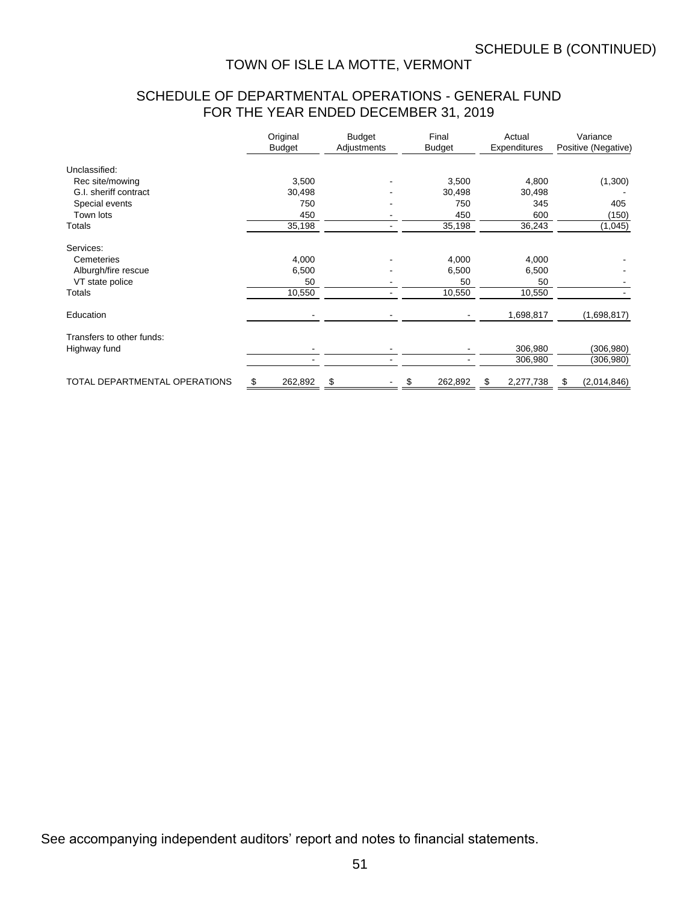SCHEDULE B (CONTINUED)

# TOWN OF ISLE LA MOTTE, VERMONT

## SCHEDULE OF DEPARTMENTAL OPERATIONS - GENERAL FUND
## FOR THE YEAR ENDED DECEMBER 31, 2019

| | Original Budget | Budget Adjustments | Final Budget | Actual Expenditures | Variance Positive (Negative) |
|---|---|---|---|---|---|
| Unclassified: | | | | | |
| Rec site/mowing | 3,500 | - | 3,500 | 4,800 | (1,300) |
| G.I. sheriff contract | 30,498 | - | 30,498 | 30,498 | - |
| Special events | 750 | - | 750 | 345 | 405 |
| Town lots | 450 | - | 450 | 600 | (150) |
| Totals | 35,198 | - | 35,198 | 36,243 | (1,045) |
| Services: | | | | | |
| Cemeteries | 4,000 | - | 4,000 | 4,000 | - |
| Alburgh/fire rescue | 6,500 | - | 6,500 | 6,500 | - |
| VT state police | 50 | - | 50 | 50 | - |
| Totals | 10,550 | - | 10,550 | 10,550 | - |
| Education | - | - | - | 1,698,817 | (1,698,817) |
| Transfers to other funds: | | | | | |
| Highway fund | - | - | - | 306,980 | (306,980) |
| | - | - | - | 306,980 | (306,980) |
| TOTAL DEPARTMENTAL OPERATIONS | $ 262,892 | $ - | $ 262,892 | $ 2,277,738 | $ (2,014,846) |

See accompanying independent auditors' report and notes to financial statements.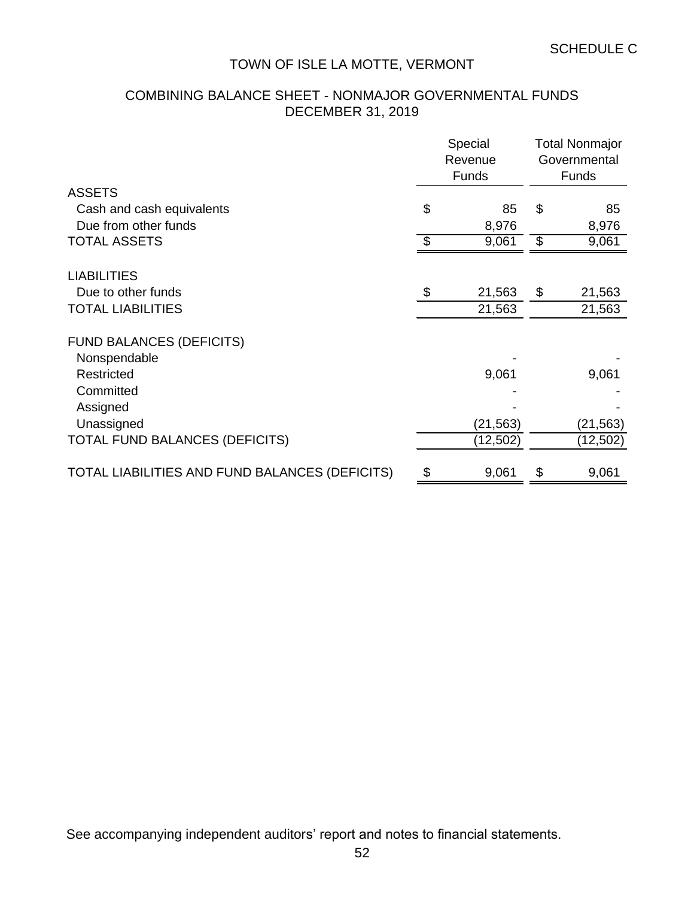SCHEDULE C

# TOWN OF ISLE LA MOTTE, VERMONT

## COMBINING BALANCE SHEET - NONMAJOR GOVERNMENTAL FUNDS
## DECEMBER 31, 2019

| | Special Revenue Funds | Total Nonmajor Governmental Funds |
|---|---|---|
| **ASSETS** | | |
| Cash and cash equivalents | $ 85 | $ 85 |
| Due from other funds | 8,976 | 8,976 |
| **TOTAL ASSETS** | $ 9,061 | $ 9,061 |
| | | |
| **LIABILITIES** | | |
| Due to other funds | $ 21,563 | $ 21,563 |
| **TOTAL LIABILITIES** | 21,563 | 21,563 |
| | | |
| **FUND BALANCES (DEFICITS)** | | |
| Nonspendable | - | - |
| Restricted | 9,061 | 9,061 |
| Committed | - | - |
| Assigned | - | - |
| Unassigned | (21,563) | (21,563) |
| **TOTAL FUND BALANCES (DEFICITS)** | (12,502) | (12,502) |
| | | |
| **TOTAL LIABILITIES AND FUND BALANCES (DEFICITS)** | $ 9,061 | $ 9,061 |

See accompanying independent auditors' report and notes to financial statements.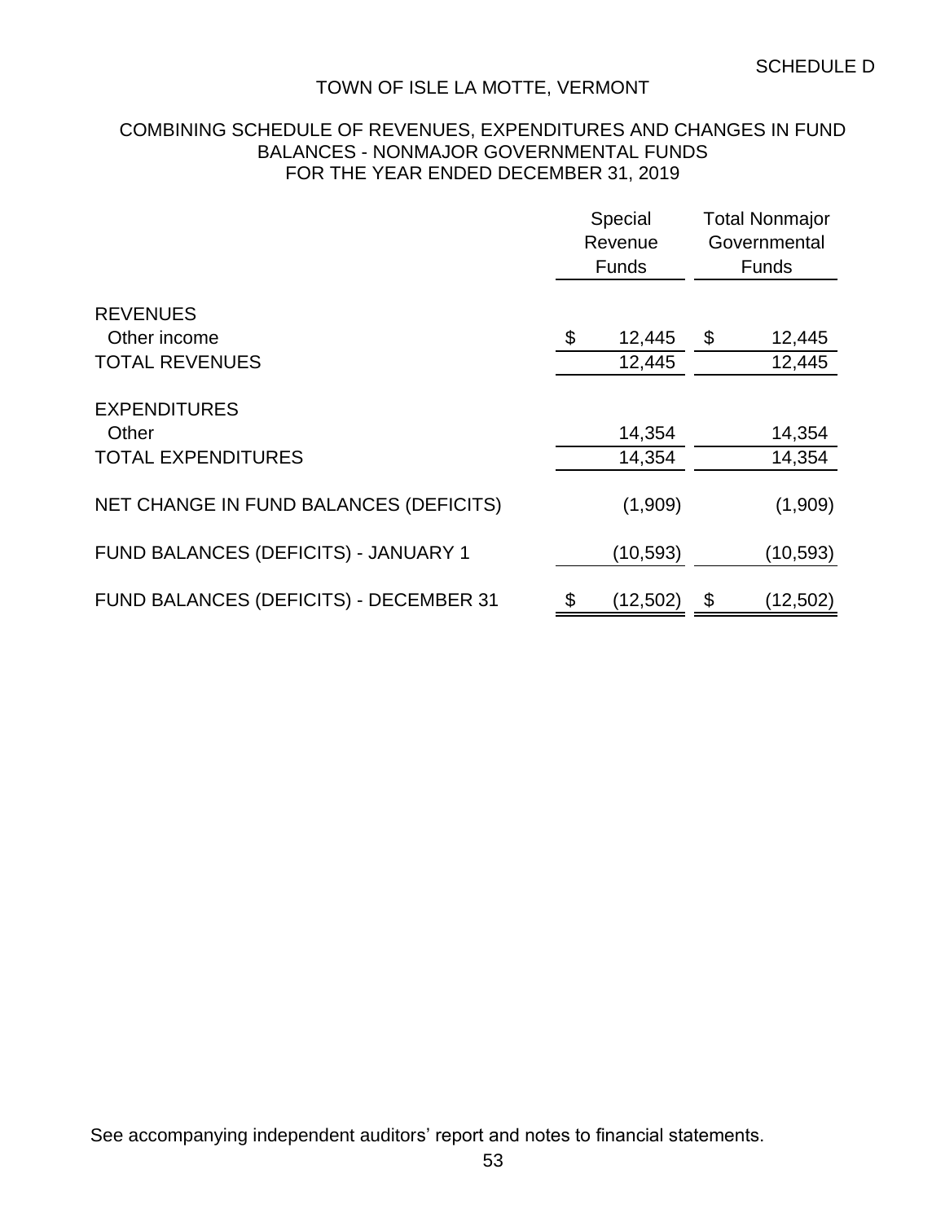SCHEDULE D

# TOWN OF ISLE LA MOTTE, VERMONT

## COMBINING SCHEDULE OF REVENUES, EXPENDITURES AND CHANGES IN FUND BALANCES - NONMAJOR GOVERNMENTAL FUNDS
## FOR THE YEAR ENDED DECEMBER 31, 2019

| | Special Revenue Funds | Total Nonmajor Governmental Funds |
|---|---|---|
| REVENUES | | |
| Other income | $ 12,445 | $ 12,445 |
| TOTAL REVENUES | 12,445 | 12,445 |
| EXPENDITURES | | |
| Other | 14,354 | 14,354 |
| TOTAL EXPENDITURES | 14,354 | 14,354 |
| NET CHANGE IN FUND BALANCES (DEFICITS) | (1,909) | (1,909) |
| FUND BALANCES (DEFICITS) - JANUARY 1 | (10,593) | (10,593) |
| FUND BALANCES (DEFICITS) - DECEMBER 31 | $ (12,502) | $ (12,502) |

See accompanying independent auditors' report and notes to financial statements.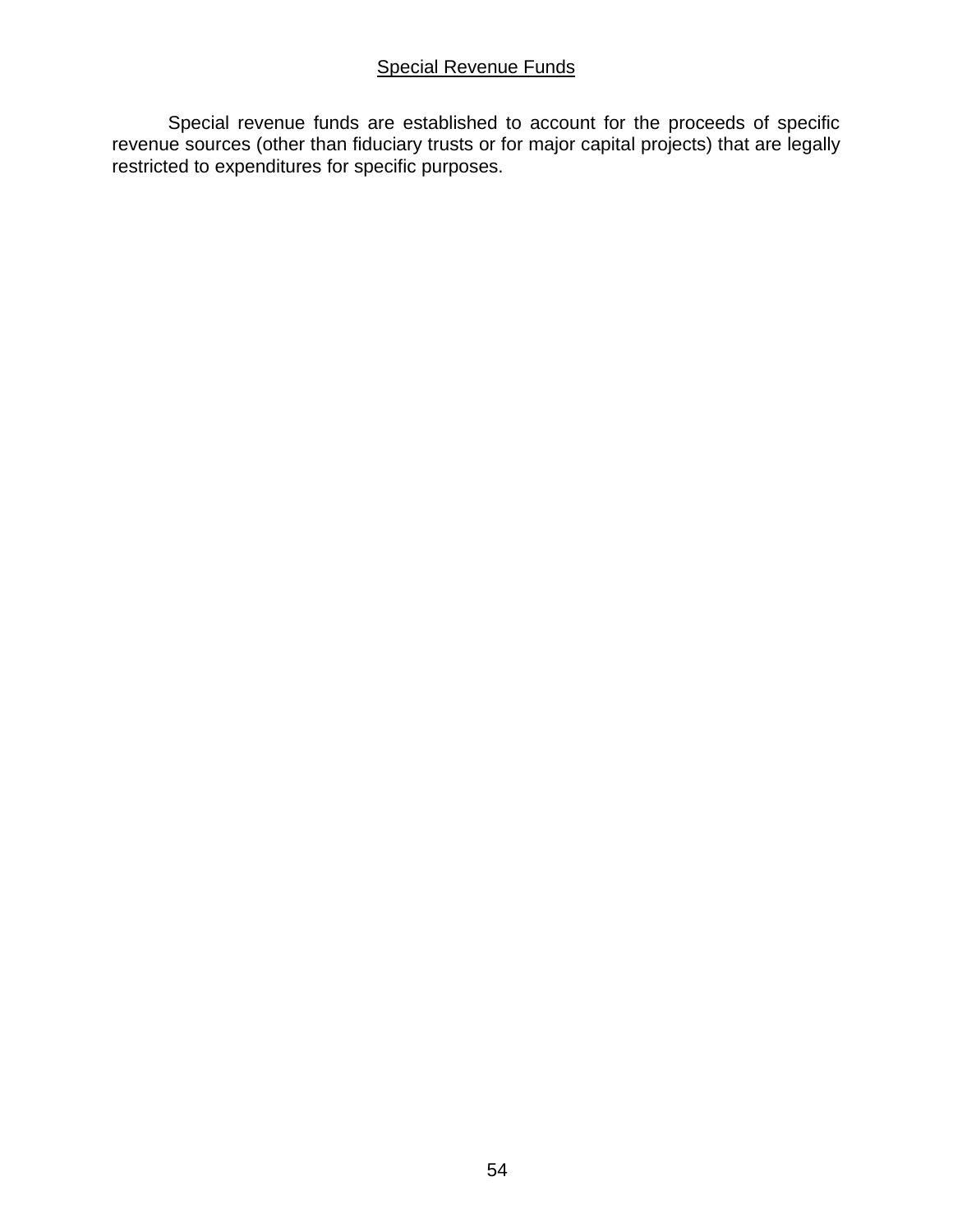## Special Revenue Funds

Special revenue funds are established to account for the proceeds of specific revenue sources (other than fiduciary trusts or for major capital projects) that are legally restricted to expenditures for specific purposes.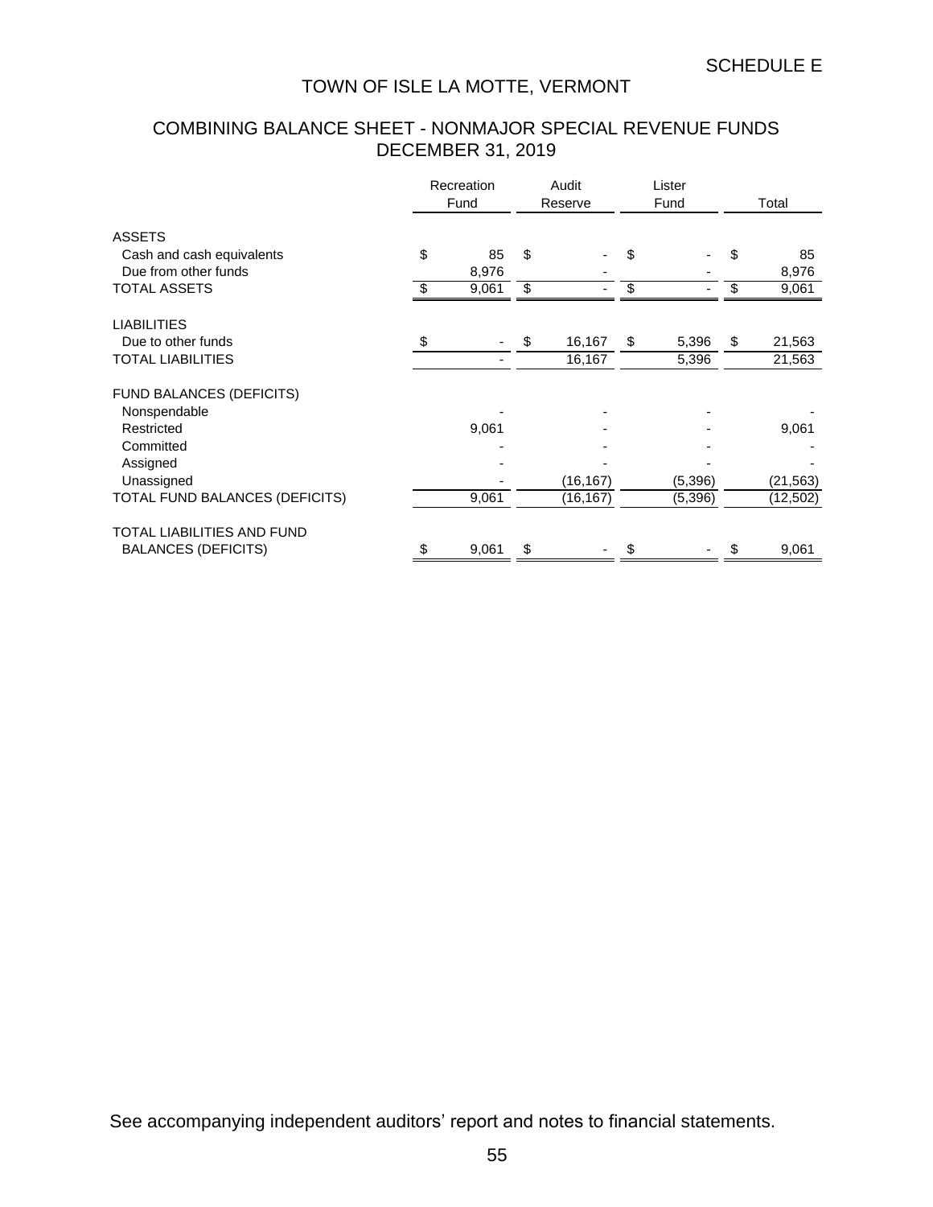SCHEDULE E

# TOWN OF ISLE LA MOTTE, VERMONT

## COMBINING BALANCE SHEET - NONMAJOR SPECIAL REVENUE FUNDS
## DECEMBER 31, 2019

| | Recreation Fund | Audit Reserve | Lister Fund | Total |
|---|---|---|---|---|
| ASSETS | | | | |
| Cash and cash equivalents | $ 85 | $ - | $ - | $ 85 |
| Due from other funds | 8,976 | - | - | 8,976 |
| TOTAL ASSETS | $ 9,061 | $ - | $ - | $ 9,061 |
| LIABILITIES | | | | |
| Due to other funds | $ - | $ 16,167 | $ 5,396 | $ 21,563 |
| TOTAL LIABILITIES | - | 16,167 | 5,396 | 21,563 |
| FUND BALANCES (DEFICITS) | | | | |
| Nonspendable | - | - | - | - |
| Restricted | 9,061 | - | - | 9,061 |
| Committed | - | - | - | - |
| Assigned | - | - | - | - |
| Unassigned | - | (16,167) | (5,396) | (21,563) |
| TOTAL FUND BALANCES (DEFICITS) | 9,061 | (16,167) | (5,396) | (12,502) |
| TOTAL LIABILITIES AND FUND BALANCES (DEFICITS) | $ 9,061 | $ - | $ - | $ 9,061 |

See accompanying independent auditors' report and notes to financial statements.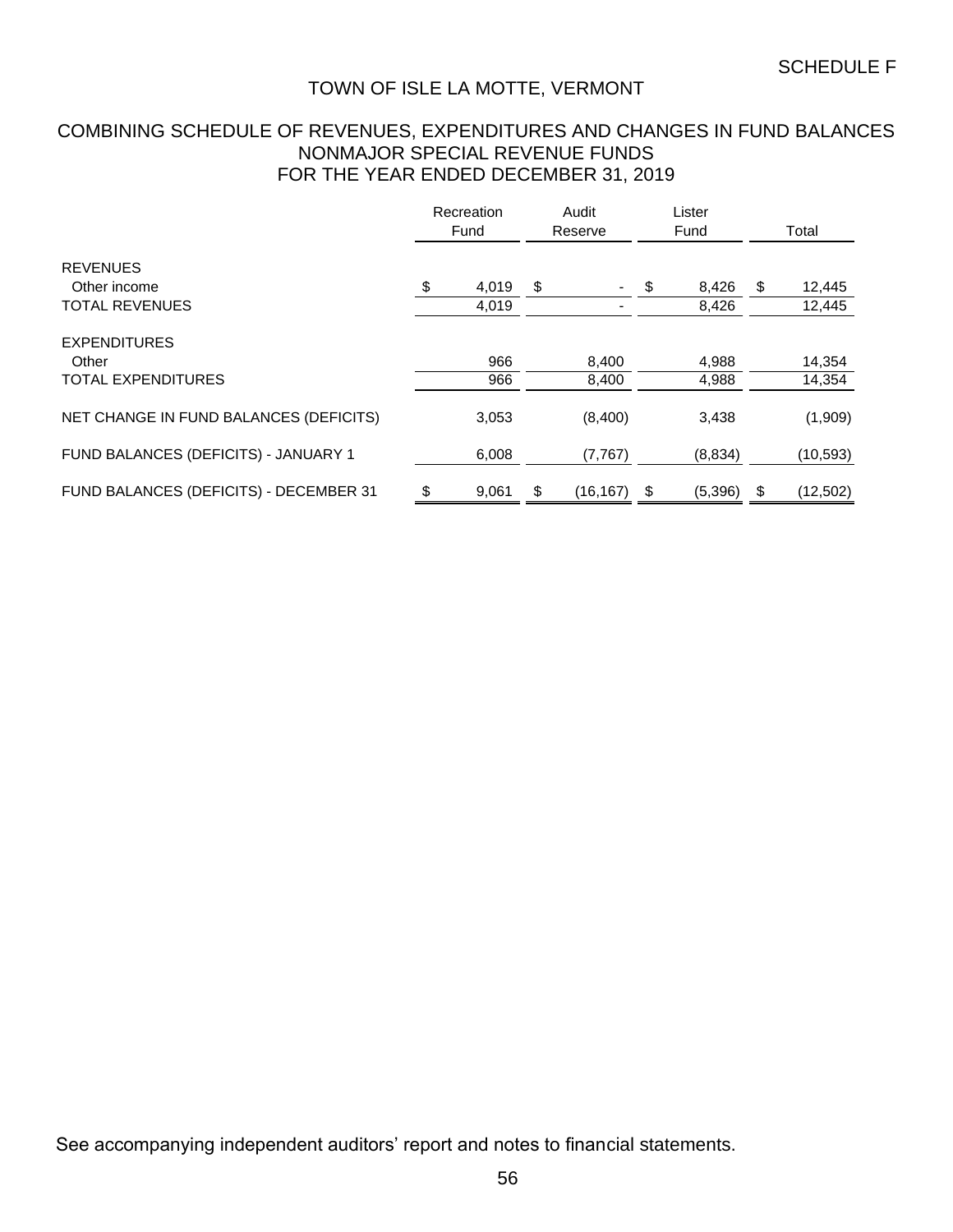SCHEDULE F

# TOWN OF ISLE LA MOTTE, VERMONT

## COMBINING SCHEDULE OF REVENUES, EXPENDITURES AND CHANGES IN FUND BALANCES
## NONMAJOR SPECIAL REVENUE FUNDS
## FOR THE YEAR ENDED DECEMBER 31, 2019

| | Recreation Fund | Audit Reserve | Lister Fund | Total |
|---|---|---|---|---|
| REVENUES | | | | |
| Other income | $ 4,019 | $ - | $ 8,426 | $ 12,445 |
| TOTAL REVENUES | 4,019 | - | 8,426 | 12,445 |
| EXPENDITURES | | | | |
| Other | 966 | 8,400 | 4,988 | 14,354 |
| TOTAL EXPENDITURES | 966 | 8,400 | 4,988 | 14,354 |
| NET CHANGE IN FUND BALANCES (DEFICITS) | 3,053 | (8,400) | 3,438 | (1,909) |
| FUND BALANCES (DEFICITS) - JANUARY 1 | 6,008 | (7,767) | (8,834) | (10,593) |
| FUND BALANCES (DEFICITS) - DECEMBER 31 | $ 9,061 | $ (16,167) | $ (5,396) | $ (12,502) |

See accompanying independent auditors' report and notes to financial statements.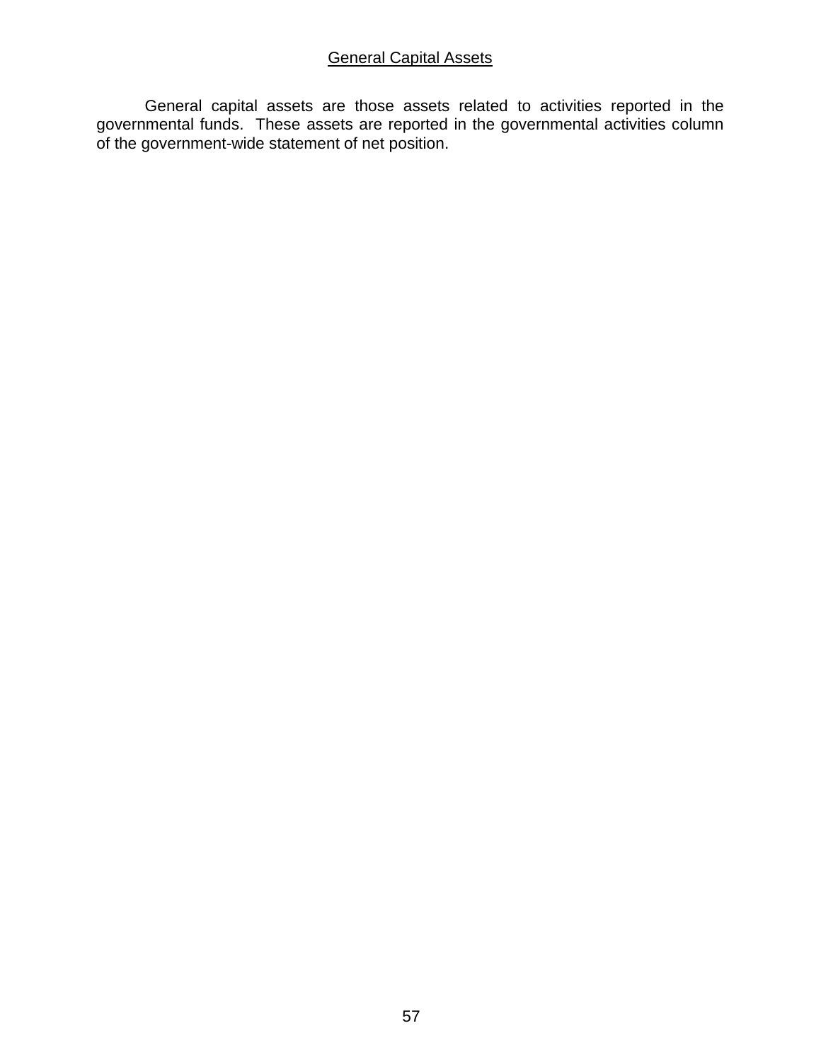## General Capital Assets

General capital assets are those assets related to activities reported in the governmental funds. These assets are reported in the governmental activities column of the government-wide statement of net position.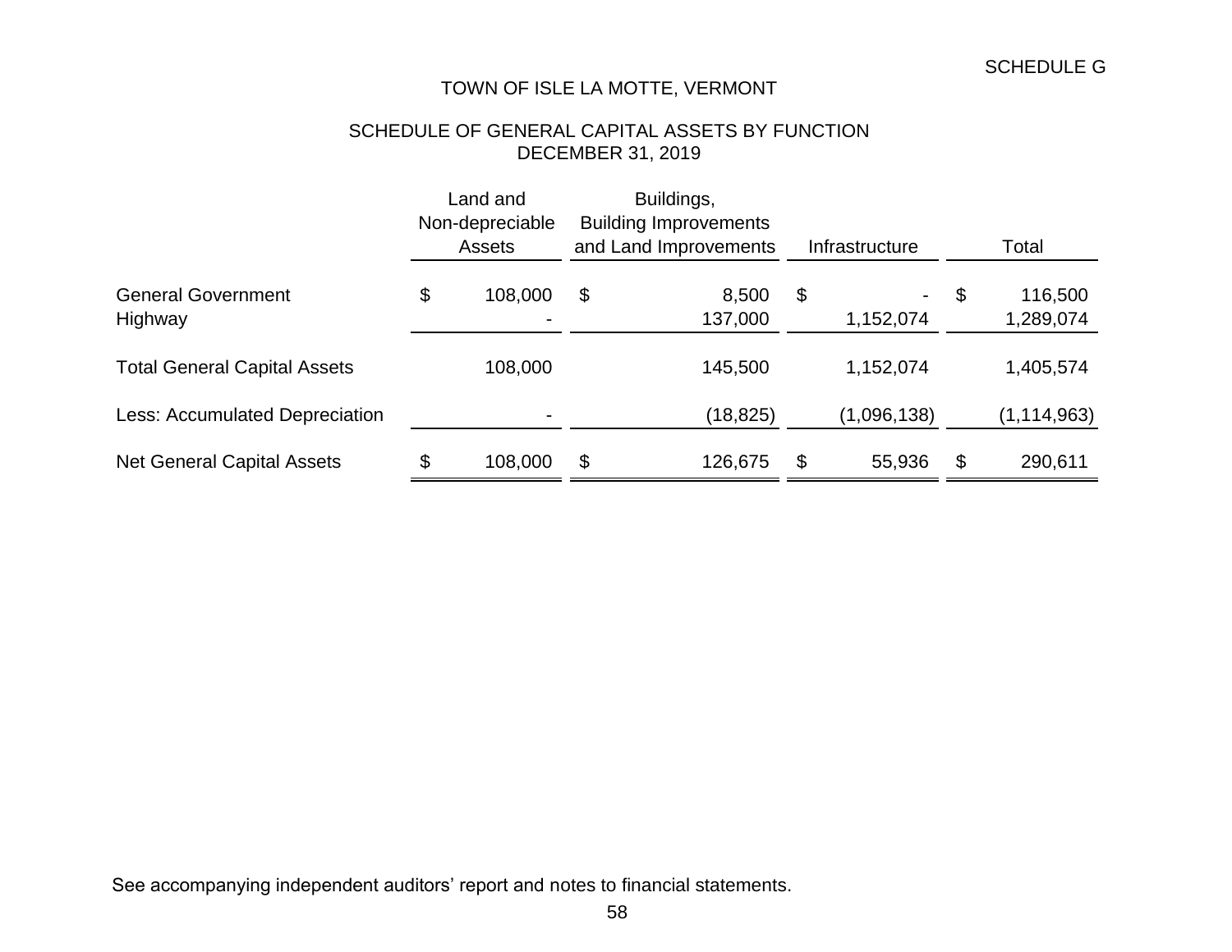SCHEDULE G

# TOWN OF ISLE LA MOTTE, VERMONT

## SCHEDULE OF GENERAL CAPITAL ASSETS BY FUNCTION
## DECEMBER 31, 2019

| | Land and Non-depreciable Assets | Buildings, Building Improvements and Land Improvements | Infrastructure | Total |
|---|---|---|---|---|
| General Government | $ 108,000 | $ 8,500 | $ - | $ 116,500 |
| Highway | - | 137,000 | 1,152,074 | 1,289,074 |
| Total General Capital Assets | 108,000 | 145,500 | 1,152,074 | 1,405,574 |
| Less: Accumulated Depreciation | - | (18,825) | (1,096,138) | (1,114,963) |
| Net General Capital Assets | $ 108,000 | $ 126,675 | $ 55,936 | $ 290,611 |

See accompanying independent auditors' report and notes to financial statements.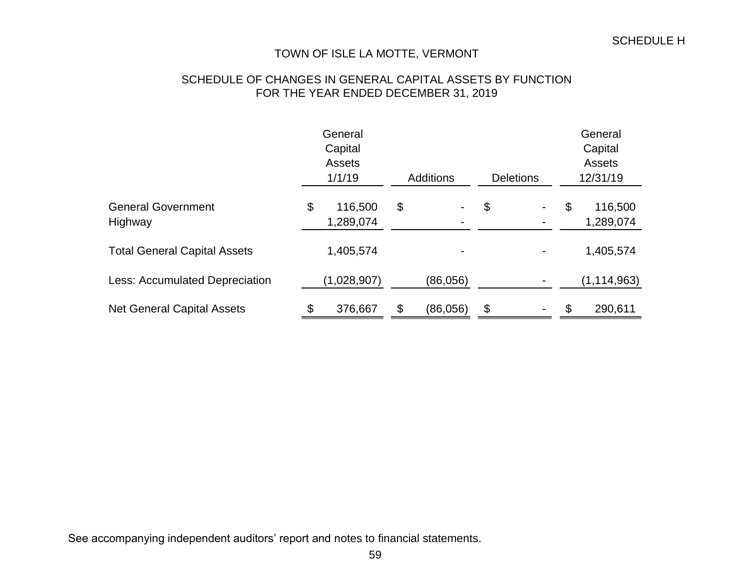SCHEDULE H

# TOWN OF ISLE LA MOTTE, VERMONT

## SCHEDULE OF CHANGES IN GENERAL CAPITAL ASSETS BY FUNCTION
## FOR THE YEAR ENDED DECEMBER 31, 2019

| | General Capital Assets 1/1/19 | Additions | Deletions | General Capital Assets 12/31/19 |
|---|---|---|---|---|
| General Government | $ 116,500 | $ - | $ - | $ 116,500 |
| Highway | 1,289,074 | - | - | 1,289,074 |
| Total General Capital Assets | 1,405,574 | - | - | 1,405,574 |
| Less: Accumulated Depreciation | (1,028,907) | (86,056) | - | (1,114,963) |
| Net General Capital Assets | $ 376,667 | $ (86,056) | $ - | $ 290,611 |

See accompanying independent auditors' report and notes to financial statements.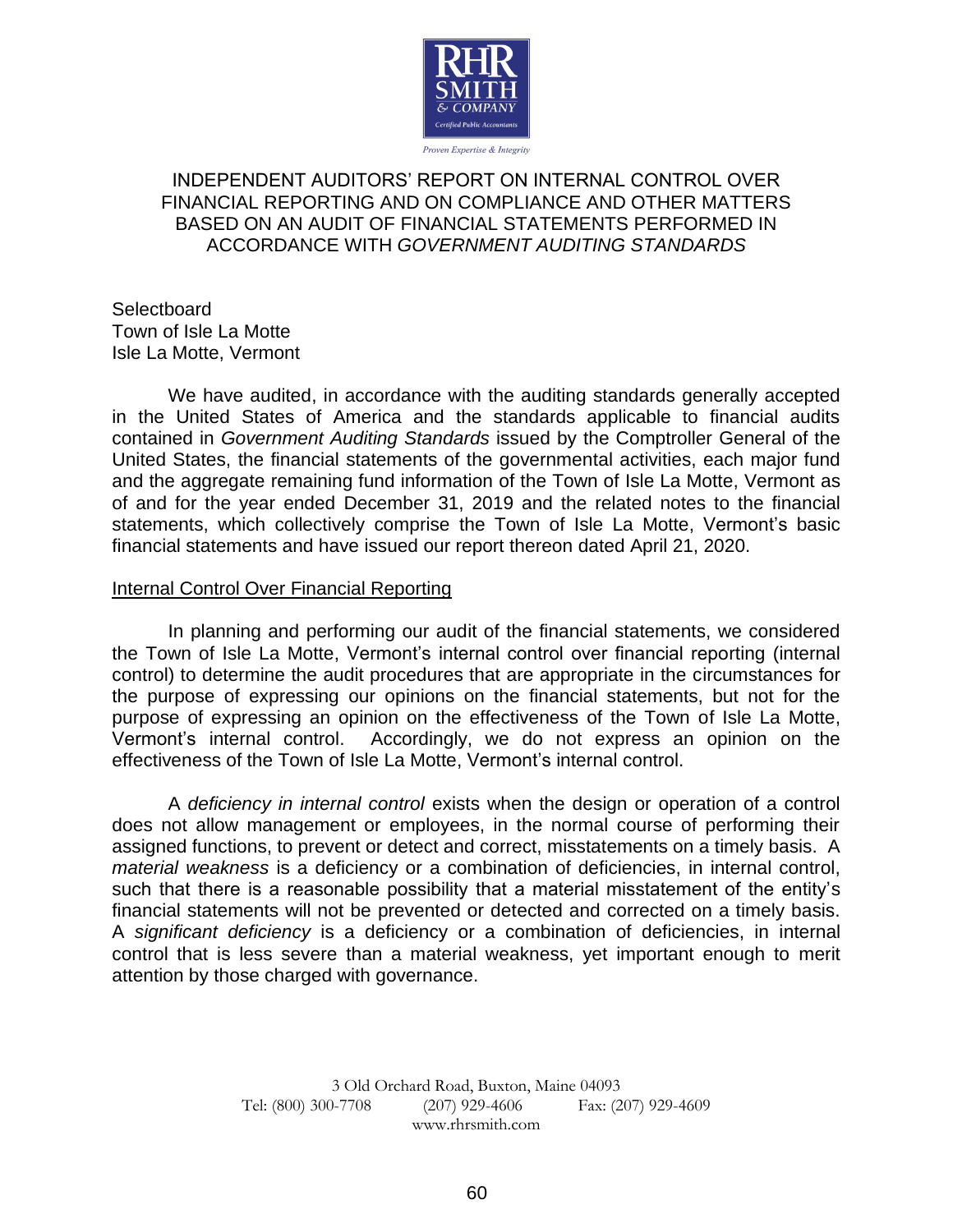RHR SMITH & COMPANY
Certified Public Accountants

*Proven Expertise & Integrity*

# INDEPENDENT AUDITORS' REPORT ON INTERNAL CONTROL OVER FINANCIAL REPORTING AND ON COMPLIANCE AND OTHER MATTERS BASED ON AN AUDIT OF FINANCIAL STATEMENTS PERFORMED IN ACCORDANCE WITH *GOVERNMENT AUDITING STANDARDS*

Selectboard
Town of Isle La Motte
Isle La Motte, Vermont

We have audited, in accordance with the auditing standards generally accepted in the United States of America and the standards applicable to financial audits contained in *Government Auditing Standards* issued by the Comptroller General of the United States, the financial statements of the governmental activities, each major fund and the aggregate remaining fund information of the Town of Isle La Motte, Vermont as of and for the year ended December 31, 2019 and the related notes to the financial statements, which collectively comprise the Town of Isle La Motte, Vermont's basic financial statements and have issued our report thereon dated April 21, 2020.

## Internal Control Over Financial Reporting

In planning and performing our audit of the financial statements, we considered the Town of Isle La Motte, Vermont's internal control over financial reporting (internal control) to determine the audit procedures that are appropriate in the circumstances for the purpose of expressing our opinions on the financial statements, but not for the purpose of expressing an opinion on the effectiveness of the Town of Isle La Motte, Vermont's internal control. Accordingly, we do not express an opinion on the effectiveness of the Town of Isle La Motte, Vermont's internal control.

A *deficiency in internal control* exists when the design or operation of a control does not allow management or employees, in the normal course of performing their assigned functions, to prevent or detect and correct, misstatements on a timely basis. A *material weakness* is a deficiency or a combination of deficiencies, in internal control, such that there is a reasonable possibility that a material misstatement of the entity's financial statements will not be prevented or detected and corrected on a timely basis. A *significant deficiency* is a deficiency or a combination of deficiencies, in internal control that is less severe than a material weakness, yet important enough to merit attention by those charged with governance.

3 Old Orchard Road, Buxton, Maine 04093
Tel: (800) 300-7708 (207) 929-4606 Fax: (207) 929-4609
www.rhrsmith.com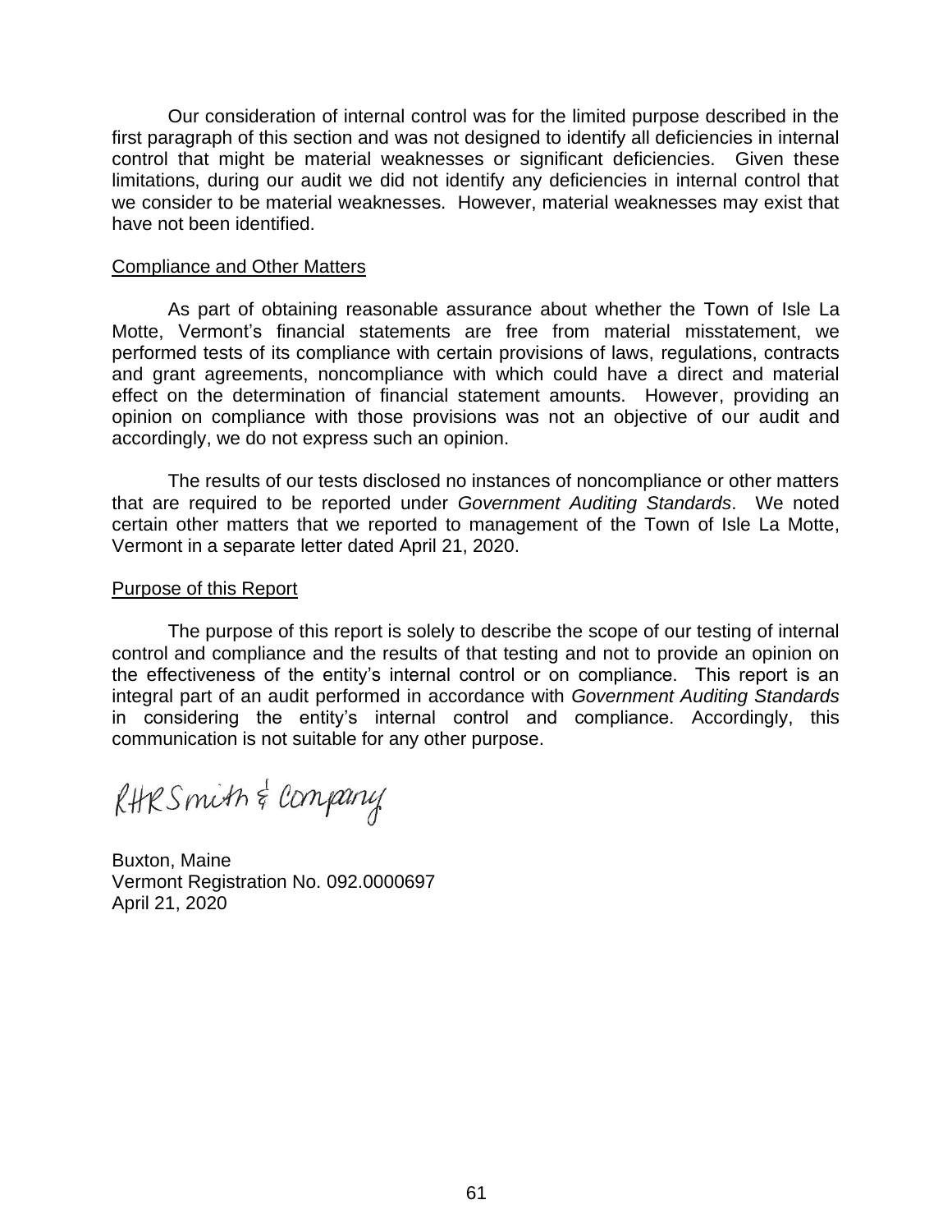Our consideration of internal control was for the limited purpose described in the first paragraph of this section and was not designed to identify all deficiencies in internal control that might be material weaknesses or significant deficiencies. Given these limitations, during our audit we did not identify any deficiencies in internal control that we consider to be material weaknesses. However, material weaknesses may exist that have not been identified.

## Compliance and Other Matters

As part of obtaining reasonable assurance about whether the Town of Isle La Motte, Vermont's financial statements are free from material misstatement, we performed tests of its compliance with certain provisions of laws, regulations, contracts and grant agreements, noncompliance with which could have a direct and material effect on the determination of financial statement amounts. However, providing an opinion on compliance with those provisions was not an objective of our audit and accordingly, we do not express such an opinion.

The results of our tests disclosed no instances of noncompliance or other matters that are required to be reported under *Government Auditing Standards*. We noted certain other matters that we reported to management of the Town of Isle La Motte, Vermont in a separate letter dated April 21, 2020.

## Purpose of this Report

The purpose of this report is solely to describe the scope of our testing of internal control and compliance and the results of that testing and not to provide an opinion on the effectiveness of the entity's internal control or on compliance. This report is an integral part of an audit performed in accordance with *Government Auditing Standards* in considering the entity's internal control and compliance. Accordingly, this communication is not suitable for any other purpose.

RHR Smith & Company

Buxton, Maine
Vermont Registration No. 092.0000697
April 21, 2020